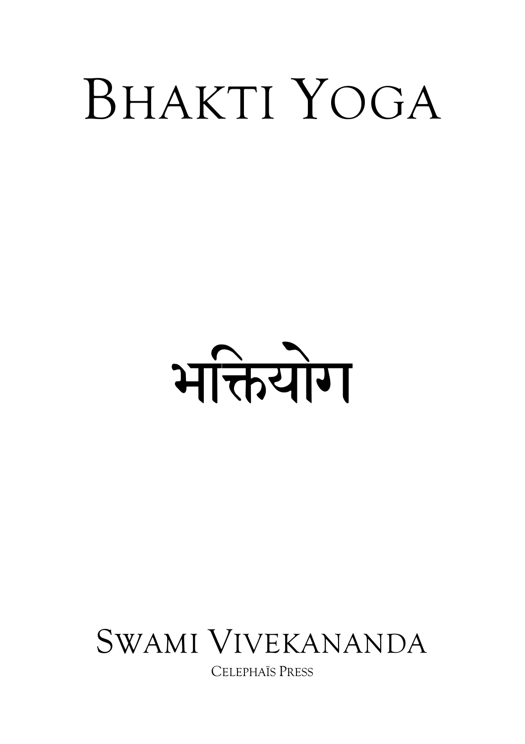# BHAKTI YOGA

भक्तियोग

SWAMI VIVEKANANDA

CELEPHAÏS PRESS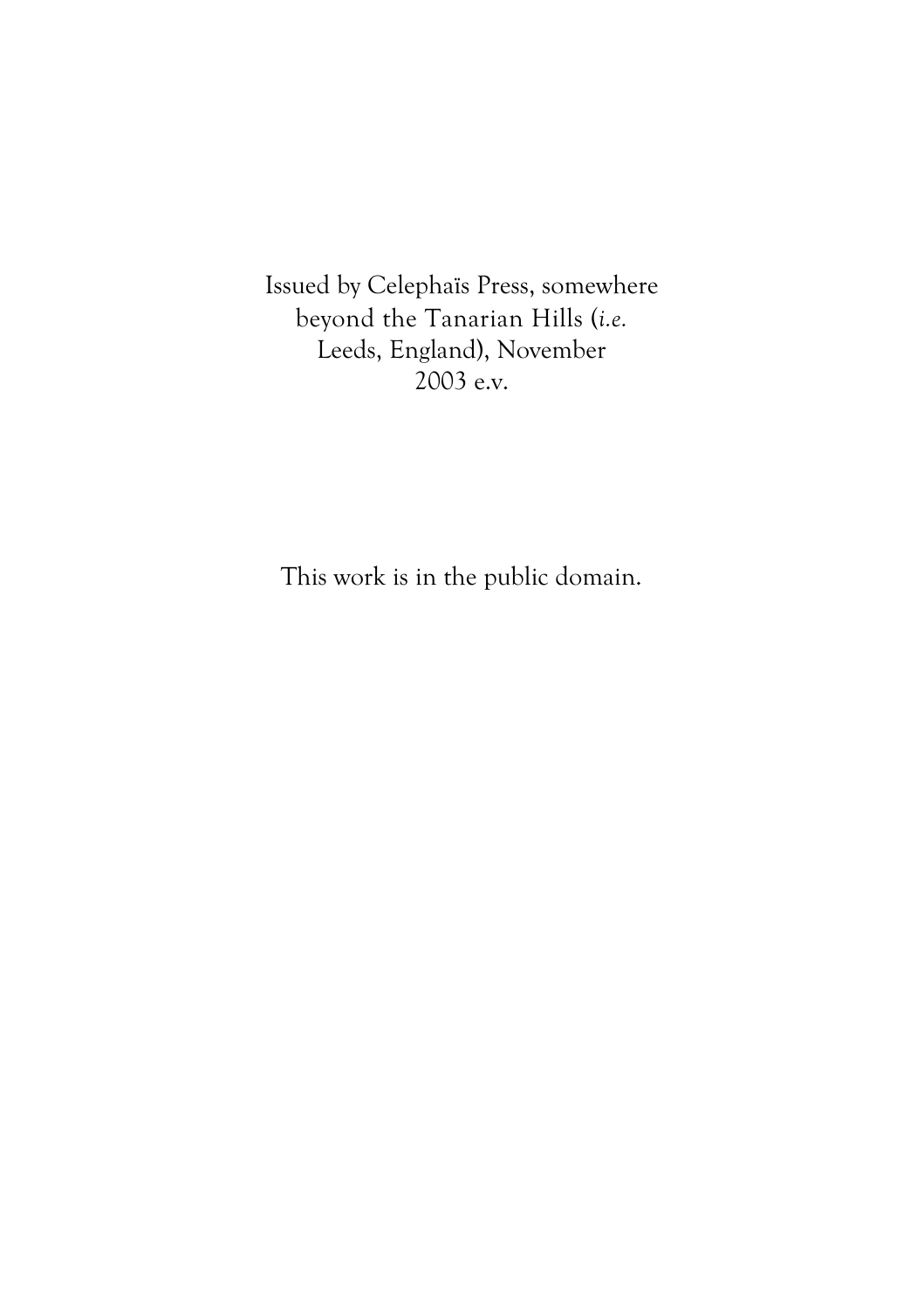Issued by Celephaïs Press, somewhere beyond the Tanarian Hills (*i.e.* Leeds, England), November 2003 e.v.

This work is in the public domain.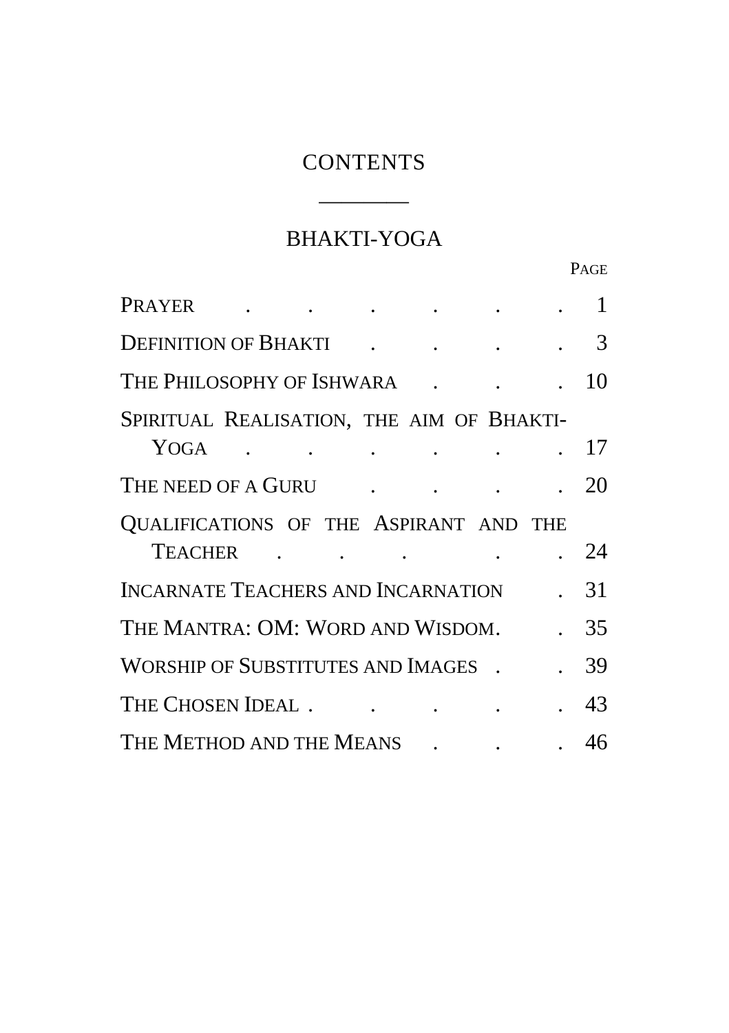# CONTENTS

## BHAKTI-YOGA

| | PAGE |
|---|---|
| PRAYER | 1 |
| DEFINITION OF BHAKTI | 3 |
| THE PHILOSOPHY OF ISHWARA | 10 |
| SPIRITUAL REALISATION, THE AIM OF BHAKTI-YOGA | 17 |
| THE NEED OF A GURU | 20 |
| QUALIFICATIONS OF THE ASPIRANT AND THE TEACHER | 24 |
| INCARNATE TEACHERS AND INCARNATION | 31 |
| THE MANTRA: OM: WORD AND WISDOM. | 35 |
| WORSHIP OF SUBSTITUTES AND IMAGES | 39 |
| THE CHOSEN IDEAL | 43 |
| THE METHOD AND THE MEANS | 46 |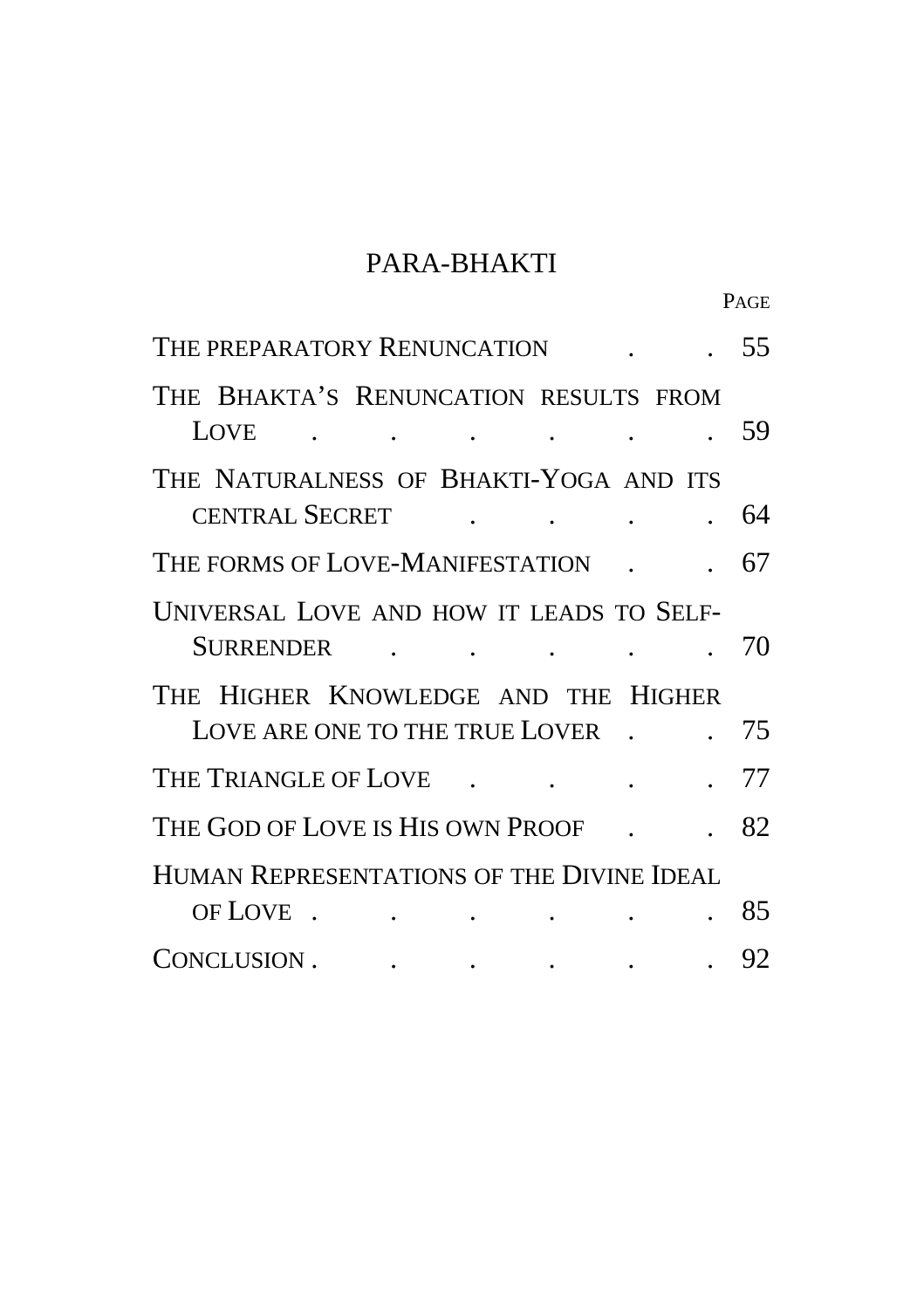## PARA-BHAKTI

| | PAGE |
|---|---|
| THE PREPARATORY RENUNCATION | 55 |
| THE BHAKTA'S RENUNCATION RESULTS FROM LOVE | 59 |
| THE NATURALNESS OF BHAKTI-YOGA AND ITS CENTRAL SECRET | 64 |
| THE FORMS OF LOVE-MANIFESTATION | 67 |
| UNIVERSAL LOVE AND HOW IT LEADS TO SELF-SURRENDER | 70 |
| THE HIGHER KNOWLEDGE AND THE HIGHER LOVE ARE ONE TO THE TRUE LOVER | 75 |
| THE TRIANGLE OF LOVE | 77 |
| THE GOD OF LOVE IS HIS OWN PROOF | 82 |
| HUMAN REPRESENTATIONS OF THE DIVINE IDEAL OF LOVE | 85 |
| CONCLUSION | 92 |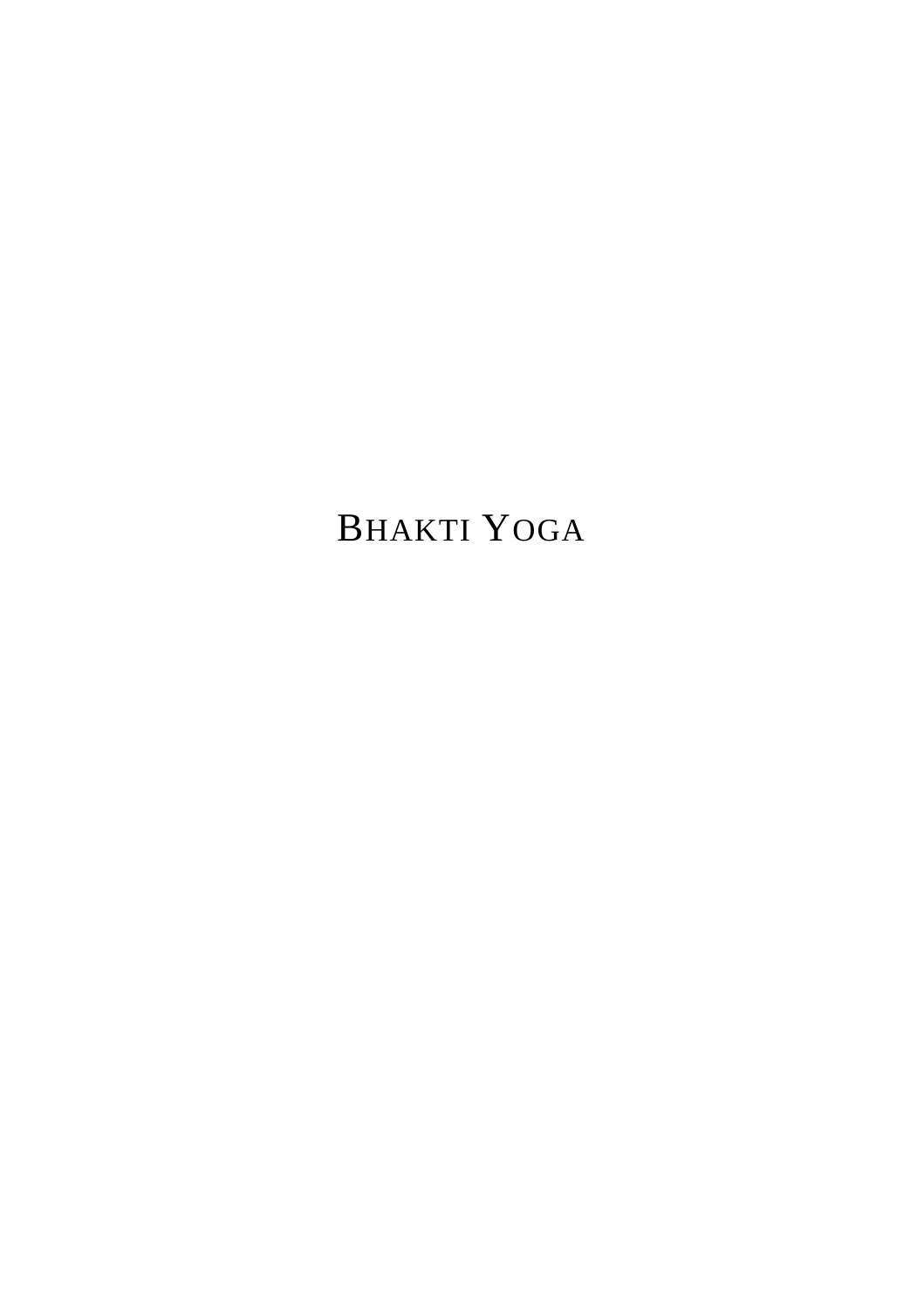# BHAKTI YOGA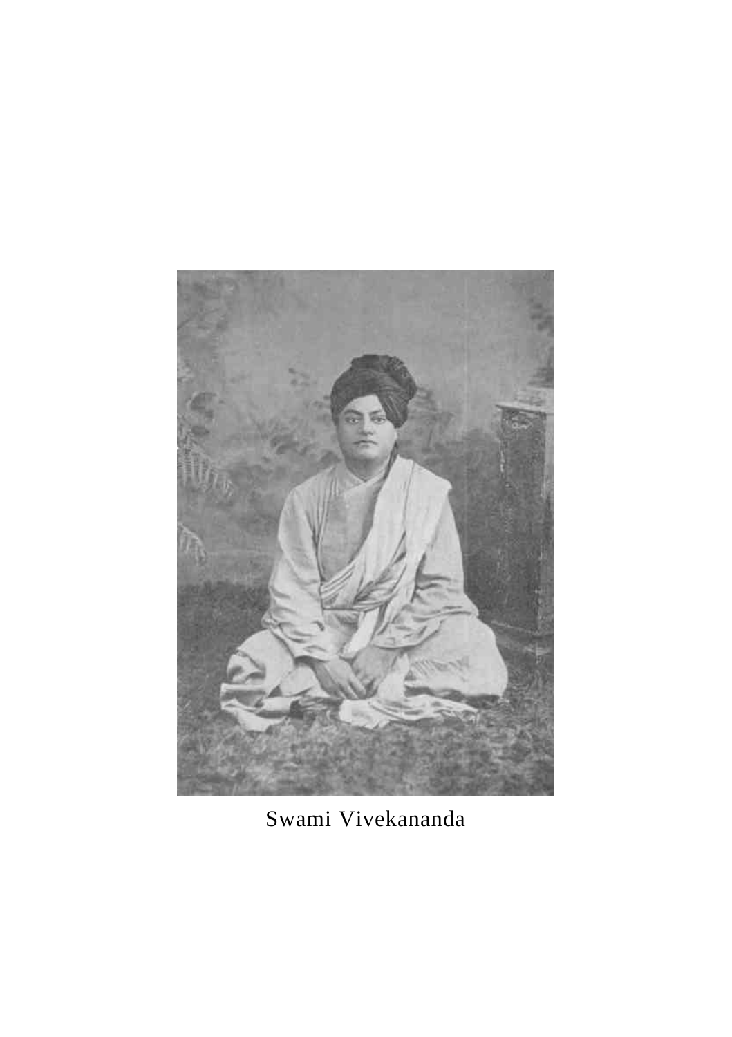Swami Vivekananda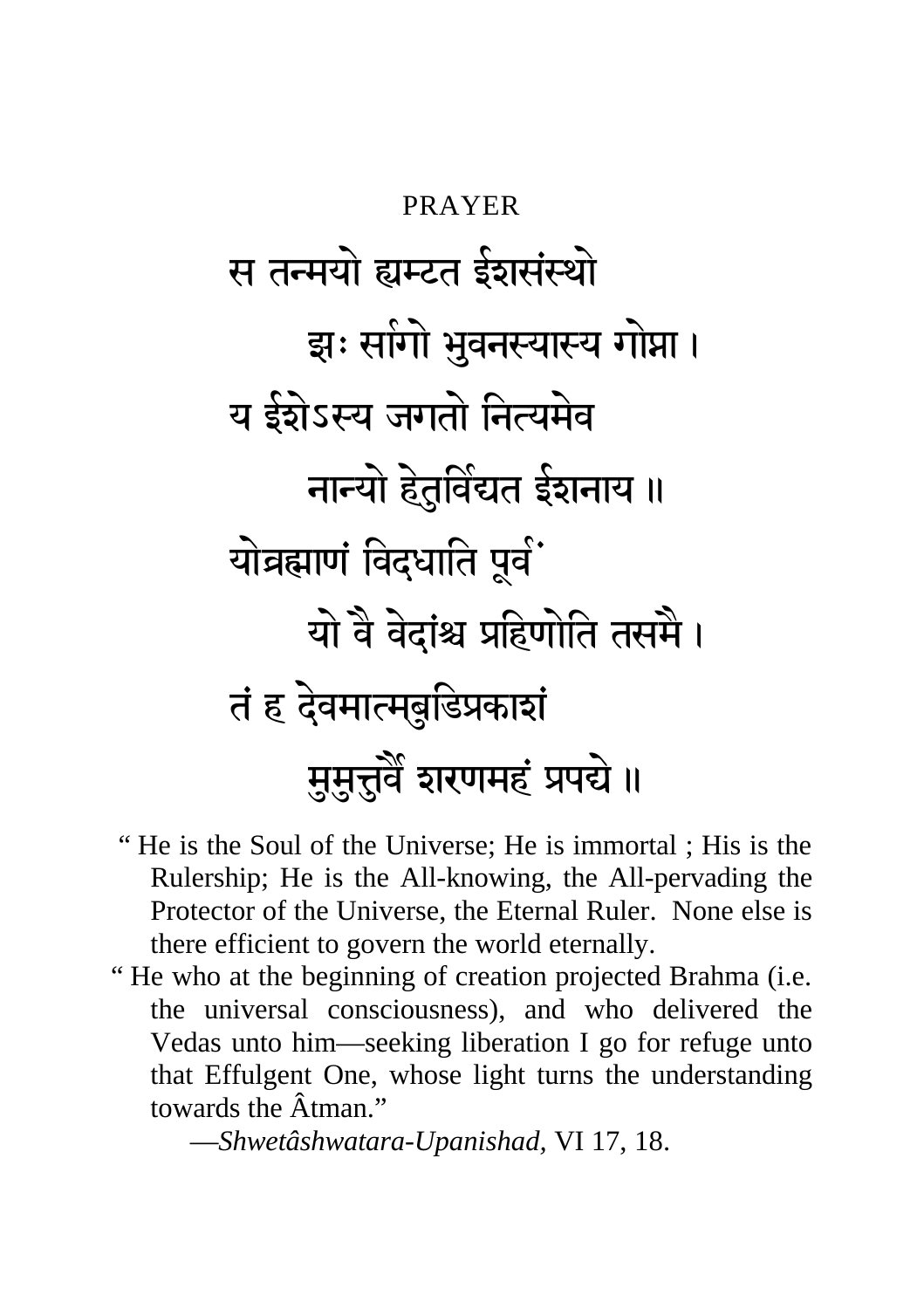# PRAYER

स तन्मयो ह्यम्टत ईशसंस्थो

झः सर्गगो भुवनस्यास्य गोप्ता ।

य ईशेऽस्य जगतो नित्यमेव

नान्यो हेतुर्विद्यत ईशनाय ॥

योब्रह्माणं विदधाति पूर्वं

यो वै वेदांश्च प्रहिणोति तस्मै ।

तं ह देवमात्मबुद्धिप्रकाशं

मुमुक्षुर्वै शरणमहं प्रपद्ये ॥

" He is the Soul of the Universe; He is immortal ; His is the Rulership; He is the All-knowing, the All-pervading the Protector of the Universe, the Eternal Ruler. None else is there efficient to govern the world eternally.

" He who at the beginning of creation projected Brahma (i.e. the universal consciousness), and who delivered the Vedas unto him—seeking liberation I go for refuge unto that Effulgent One, whose light turns the understanding towards the Âtman."

—*Shwetâshwatara-Upanishad*, VI 17, 18.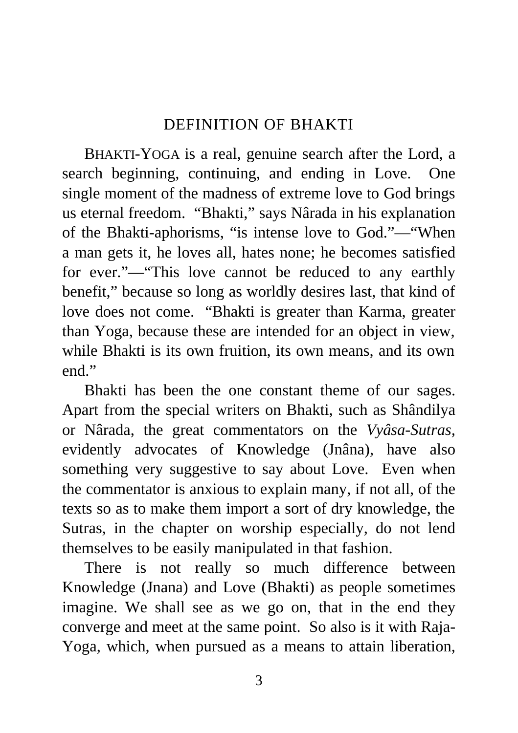# DEFINITION OF BHAKTI

BHAKTI-YOGA is a real, genuine search after the Lord, a search beginning, continuing, and ending in Love. One single moment of the madness of extreme love to God brings us eternal freedom. "Bhakti," says Nârada in his explanation of the Bhakti-aphorisms, "is intense love to God."—"When a man gets it, he loves all, hates none; he becomes satisfied for ever."—"This love cannot be reduced to any earthly benefit," because so long as worldly desires last, that kind of love does not come. "Bhakti is greater than Karma, greater than Yoga, because these are intended for an object in view, while Bhakti is its own fruition, its own means, and its own end."

Bhakti has been the one constant theme of our sages. Apart from the special writers on Bhakti, such as Shândilya or Nârada, the great commentators on the *Vyâsa-Sutras*, evidently advocates of Knowledge (Jnâna), have also something very suggestive to say about Love. Even when the commentator is anxious to explain many, if not all, of the texts so as to make them import a sort of dry knowledge, the Sutras, in the chapter on worship especially, do not lend themselves to be easily manipulated in that fashion.

There is not really so much difference between Knowledge (Jnana) and Love (Bhakti) as people sometimes imagine. We shall see as we go on, that in the end they converge and meet at the same point. So also is it with Raja-Yoga, which, when pursued as a means to attain liberation,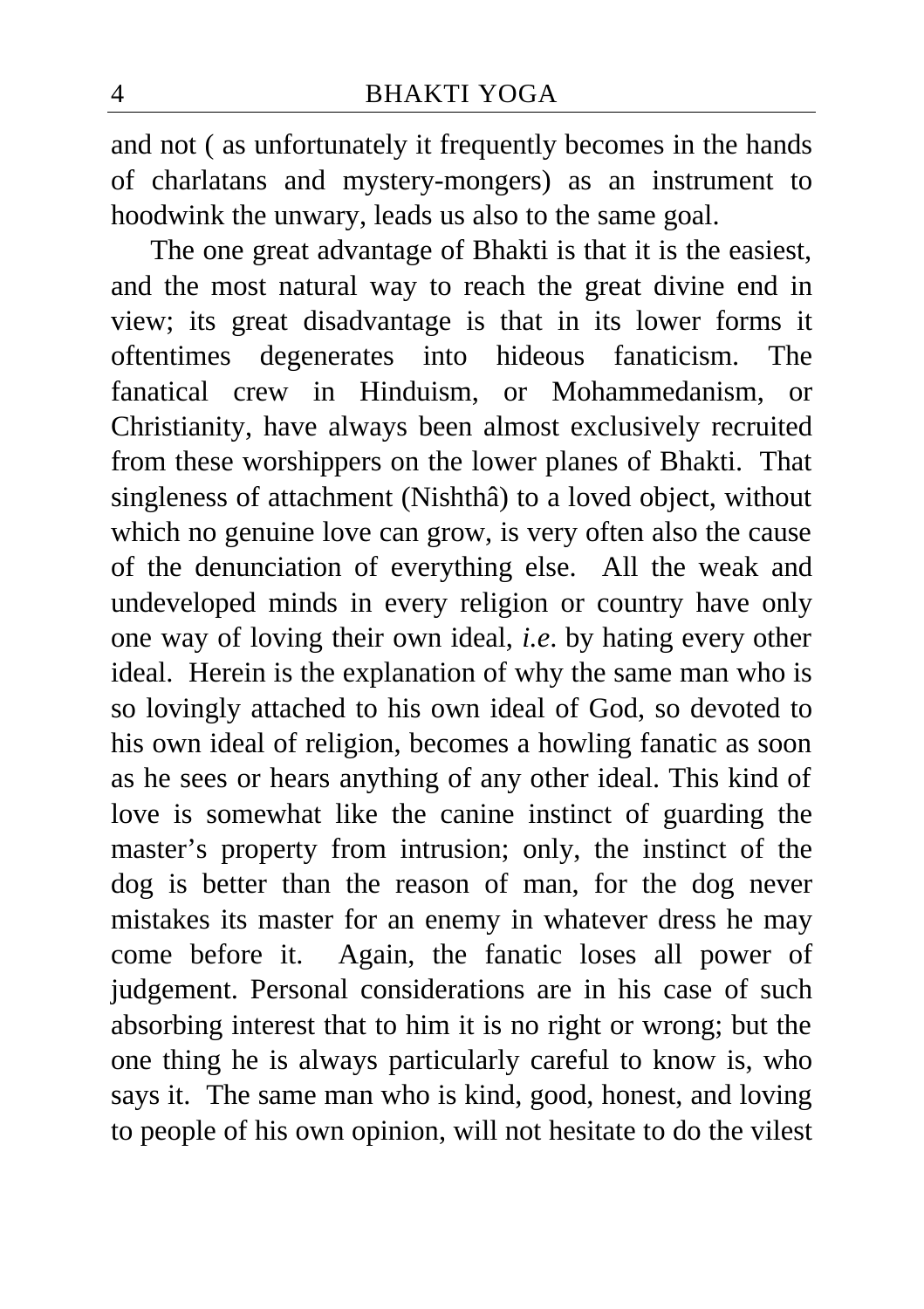and not ( as unfortunately it frequently becomes in the hands of charlatans and mystery-mongers) as an instrument to hoodwink the unwary, leads us also to the same goal.

The one great advantage of Bhakti is that it is the easiest, and the most natural way to reach the great divine end in view; its great disadvantage is that in its lower forms it oftentimes degenerates into hideous fanaticism. The fanatical crew in Hinduism, or Mohammedanism, or Christianity, have always been almost exclusively recruited from these worshippers on the lower planes of Bhakti. That singleness of attachment (Nishthâ) to a loved object, without which no genuine love can grow, is very often also the cause of the denunciation of everything else. All the weak and undeveloped minds in every religion or country have only one way of loving their own ideal, *i.e*. by hating every other ideal. Herein is the explanation of why the same man who is so lovingly attached to his own ideal of God, so devoted to his own ideal of religion, becomes a howling fanatic as soon as he sees or hears anything of any other ideal. This kind of love is somewhat like the canine instinct of guarding the master's property from intrusion; only, the instinct of the dog is better than the reason of man, for the dog never mistakes its master for an enemy in whatever dress he may come before it. Again, the fanatic loses all power of judgement. Personal considerations are in his case of such absorbing interest that to him it is no right or wrong; but the one thing he is always particularly careful to know is, who says it. The same man who is kind, good, honest, and loving to people of his own opinion, will not hesitate to do the vilest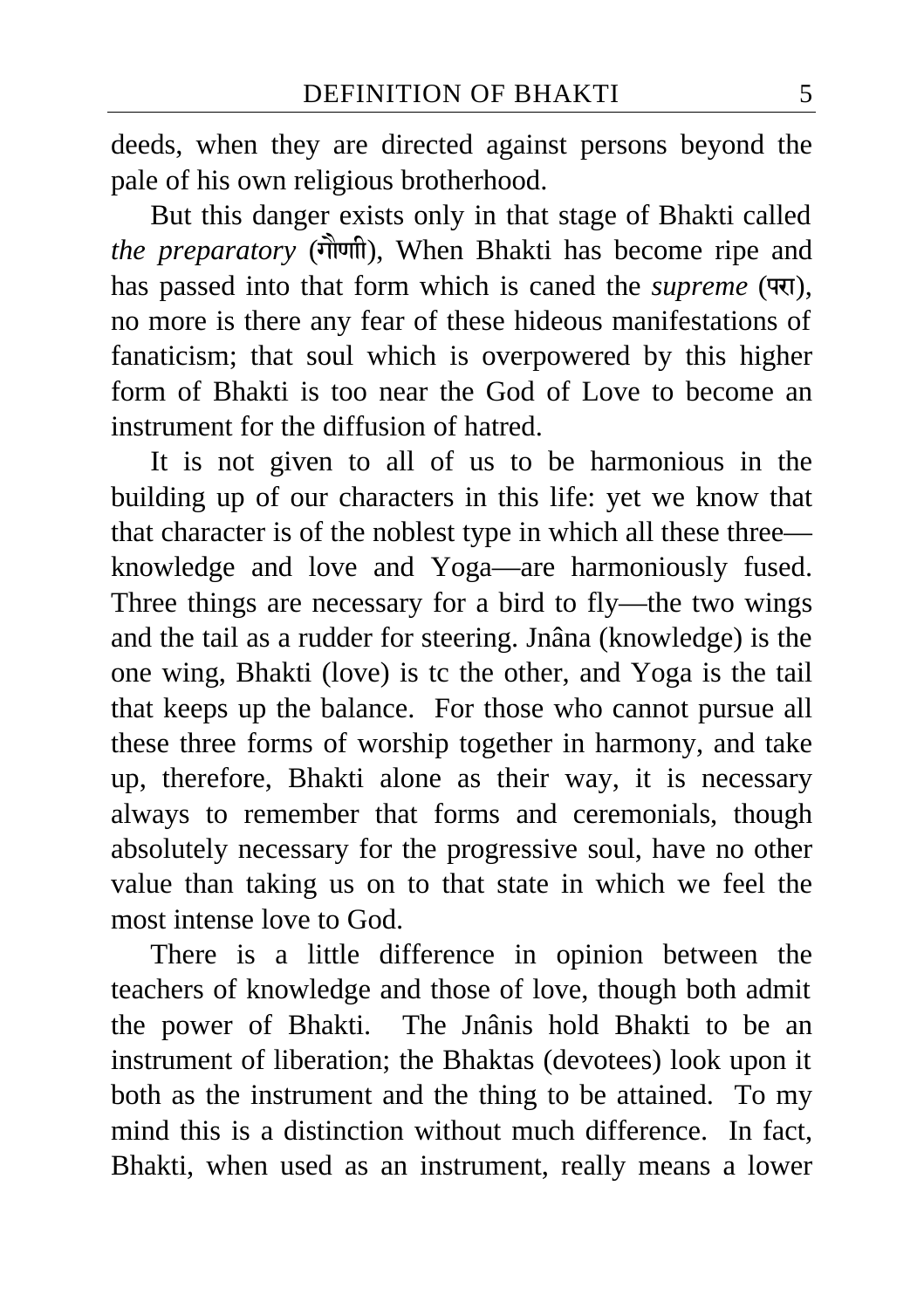deeds, when they are directed against persons beyond the pale of his own religious brotherhood.

But this danger exists only in that stage of Bhakti called *the preparatory* (गौणी), When Bhakti has become ripe and has passed into that form which is caned the *supreme* (परा), no more is there any fear of these hideous manifestations of fanaticism; that soul which is overpowered by this higher form of Bhakti is too near the God of Love to become an instrument for the diffusion of hatred.

It is not given to all of us to be harmonious in the building up of our characters in this life: yet we know that that character is of the noblest type in which all these three—knowledge and love and Yoga—are harmoniously fused. Three things are necessary for a bird to fly—the two wings and the tail as a rudder for steering. Jnâna (knowledge) is the one wing, Bhakti (love) is tc the other, and Yoga is the tail that keeps up the balance. For those who cannot pursue all these three forms of worship together in harmony, and take up, therefore, Bhakti alone as their way, it is necessary always to remember that forms and ceremonials, though absolutely necessary for the progressive soul, have no other value than taking us on to that state in which we feel the most intense love to God.

There is a little difference in opinion between the teachers of knowledge and those of love, though both admit the power of Bhakti. The Jnânis hold Bhakti to be an instrument of liberation; the Bhaktas (devotees) look upon it both as the instrument and the thing to be attained. To my mind this is a distinction without much difference. In fact, Bhakti, when used as an instrument, really means a lower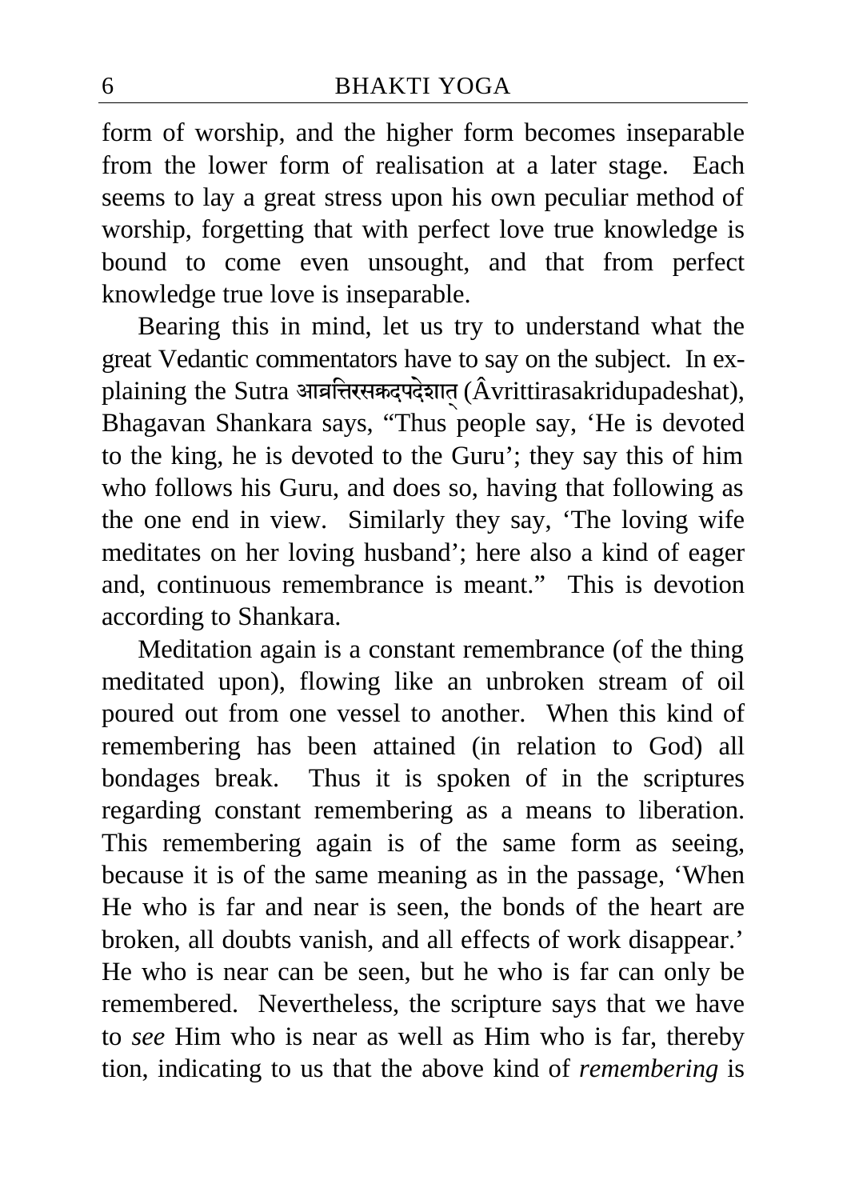form of worship, and the higher form becomes inseparable from the lower form of realisation at a later stage. Each seems to lay a great stress upon his own peculiar method of worship, forgetting that with perfect love true knowledge is bound to come even unsought, and that from perfect knowledge true love is inseparable.

Bearing this in mind, let us try to understand what the great Vedantic commentators have to say on the subject. In explaining the Sutra आव्रत्तिरसक्रदपदेशात् (Âvrittirasakridupadeshat), Bhagavan Shankara says, "Thus people say, 'He is devoted to the king, he is devoted to the Guru'; they say this of him who follows his Guru, and does so, having that following as the one end in view. Similarly they say, 'The loving wife meditates on her loving husband'; here also a kind of eager and, continuous remembrance is meant." This is devotion according to Shankara.

Meditation again is a constant remembrance (of the thing meditated upon), flowing like an unbroken stream of oil poured out from one vessel to another. When this kind of remembering has been attained (in relation to God) all bondages break. Thus it is spoken of in the scriptures regarding constant remembering as a means to liberation. This remembering again is of the same form as seeing, because it is of the same meaning as in the passage, 'When He who is far and near is seen, the bonds of the heart are broken, all doubts vanish, and all effects of work disappear.' He who is near can be seen, but he who is far can only be remembered. Nevertheless, the scripture says that we have to *see* Him who is near as well as Him who is far, thereby tion, indicating to us that the above kind of *remembering* is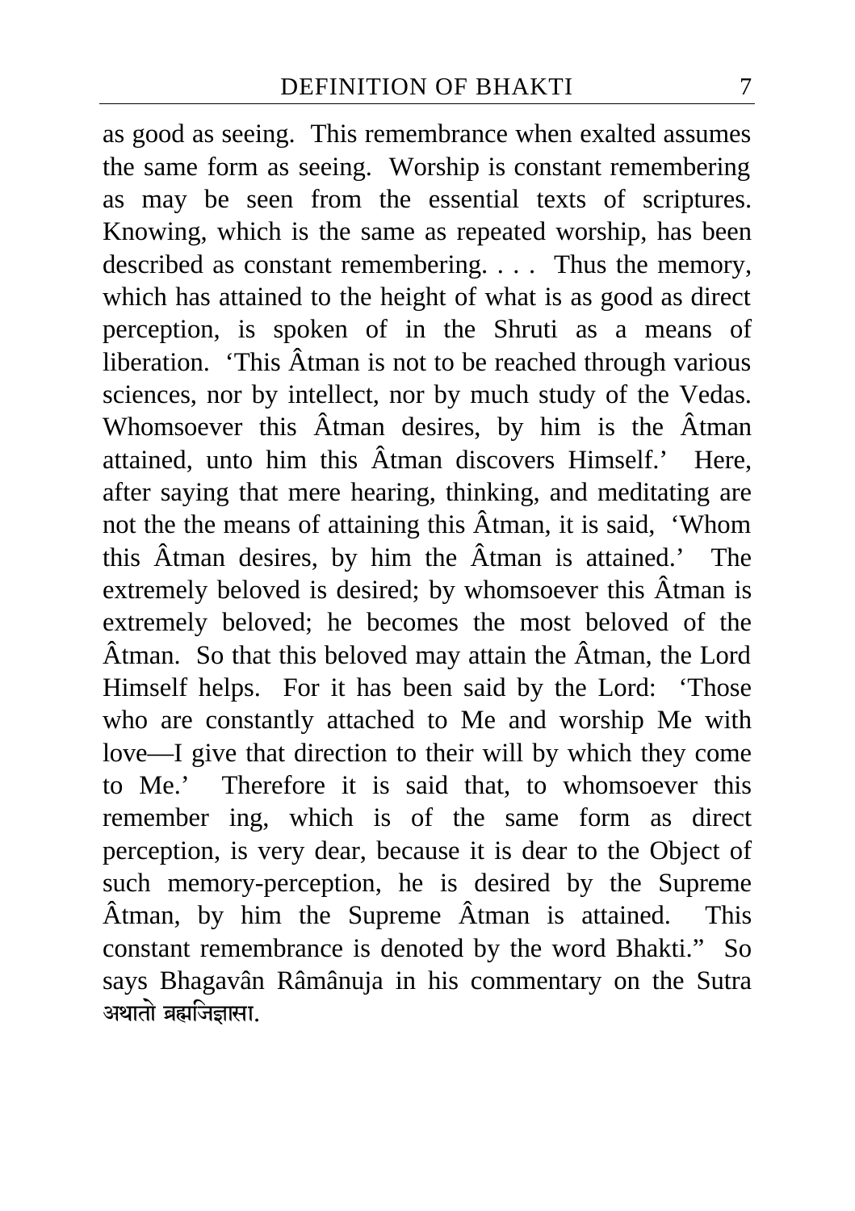as good as seeing. This remembrance when exalted assumes the same form as seeing. Worship is constant remembering as may be seen from the essential texts of scriptures. Knowing, which is the same as repeated worship, has been described as constant remembering. . . . Thus the memory, which has attained to the height of what is as good as direct perception, is spoken of in the Shruti as a means of liberation. 'This Âtman is not to be reached through various sciences, nor by intellect, nor by much study of the Vedas. Whomsoever this Âtman desires, by him is the Âtman attained, unto him this Âtman discovers Himself.' Here, after saying that mere hearing, thinking, and meditating are not the the means of attaining this Âtman, it is said, 'Whom this Âtman desires, by him the Âtman is attained.' The extremely beloved is desired; by whomsoever this Âtman is extremely beloved; he becomes the most beloved of the Âtman. So that this beloved may attain the Âtman, the Lord Himself helps. For it has been said by the Lord: 'Those who are constantly attached to Me and worship Me with love—I give that direction to their will by which they come to Me.' Therefore it is said that, to whomsoever this remember ing, which is of the same form as direct perception, is very dear, because it is dear to the Object of such memory-perception, he is desired by the Supreme Âtman, by him the Supreme Âtman is attained. This constant remembrance is denoted by the word Bhakti." So says Bhagavân Râmânuja in his commentary on the Sutra अथातो ब्रह्मजिज्ञासा.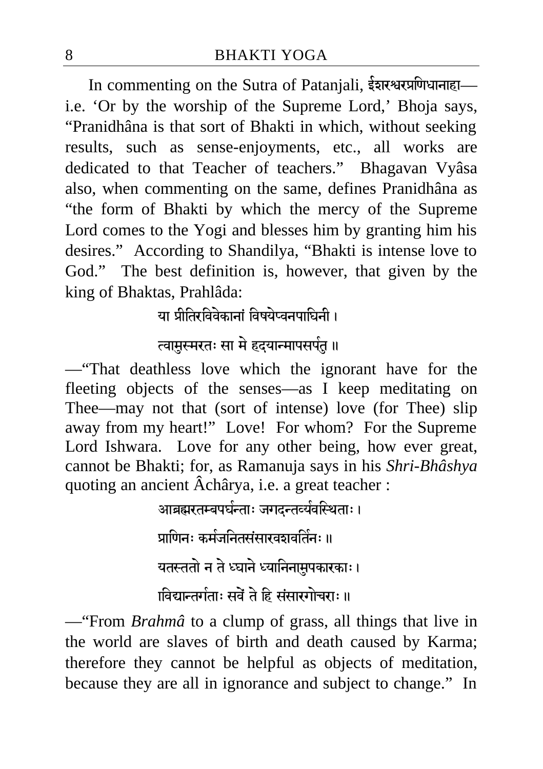In commenting on the Sutra of Patanjali, ईशरश्वरप्रणिधानाद्दा—i.e. 'Or by the worship of the Supreme Lord,' Bhoja says, "Pranidhâna is that sort of Bhakti in which, without seeking results, such as sense-enjoyments, etc., all works are dedicated to that Teacher of teachers." Bhagavan Vyâsa also, when commenting on the same, defines Pranidhâna as "the form of Bhakti by which the mercy of the Supreme Lord comes to the Yogi and blesses him by granting him his desires." According to Shandilya, "Bhakti is intense love to God." The best definition is, however, that given by the king of Bhaktas, Prahlâda:

या प्रीतिरविवेकानां विषयेप्वनपाघिनी ।

त्वामुस्मरतः सा मे हृदयान्मापसर्पतु ॥

—"That deathless love which the ignorant have for the fleeting objects of the senses—as I keep meditating on Thee—may not that (sort of intense) love (for Thee) slip away from my heart!" Love! For whom? For the Supreme Lord Ishwara. Love for any other being, how ever great, cannot be Bhakti; for, as Ramanuja says in his *Shri-Bhâshya* quoting an ancient Âchârya, i.e. a great teacher :

आब्रह्मरतम्बपर्घन्ताः जगदन्तर्व्यवस्थिताः ।

प्राणिनः कर्मजनितसंसारवशवर्तिनः ॥

यतस्ततो न ते घ्याने ध्यानिनामुपकारकाः ।

ाविद्यान्तर्गताः सर्वे ते हि संसारगोचराः ॥

—"From *Brahmâ* to a clump of grass, all things that live in the world are slaves of birth and death caused by Karma; therefore they cannot be helpful as objects of meditation, because they are all in ignorance and subject to change." In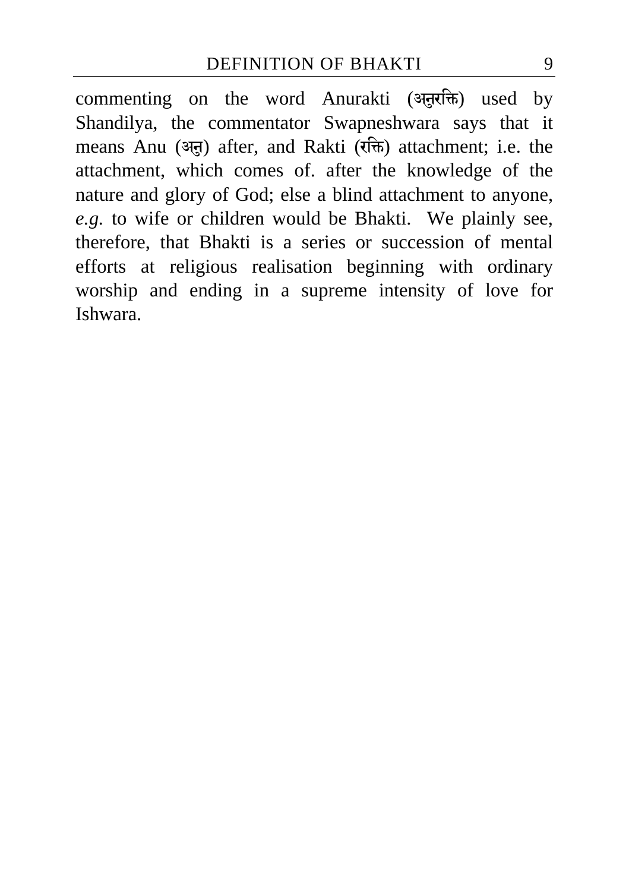commenting on the word Anurakti (अनुरक्ति) used by Shandilya, the commentator Swapneshwara says that it means Anu (अनु) after, and Rakti (रक्ति) attachment; i.e. the attachment, which comes of. after the knowledge of the nature and glory of God; else a blind attachment to anyone, *e.g.* to wife or children would be Bhakti. We plainly see, therefore, that Bhakti is a series or succession of mental efforts at religious realisation beginning with ordinary worship and ending in a supreme intensity of love for Ishwara.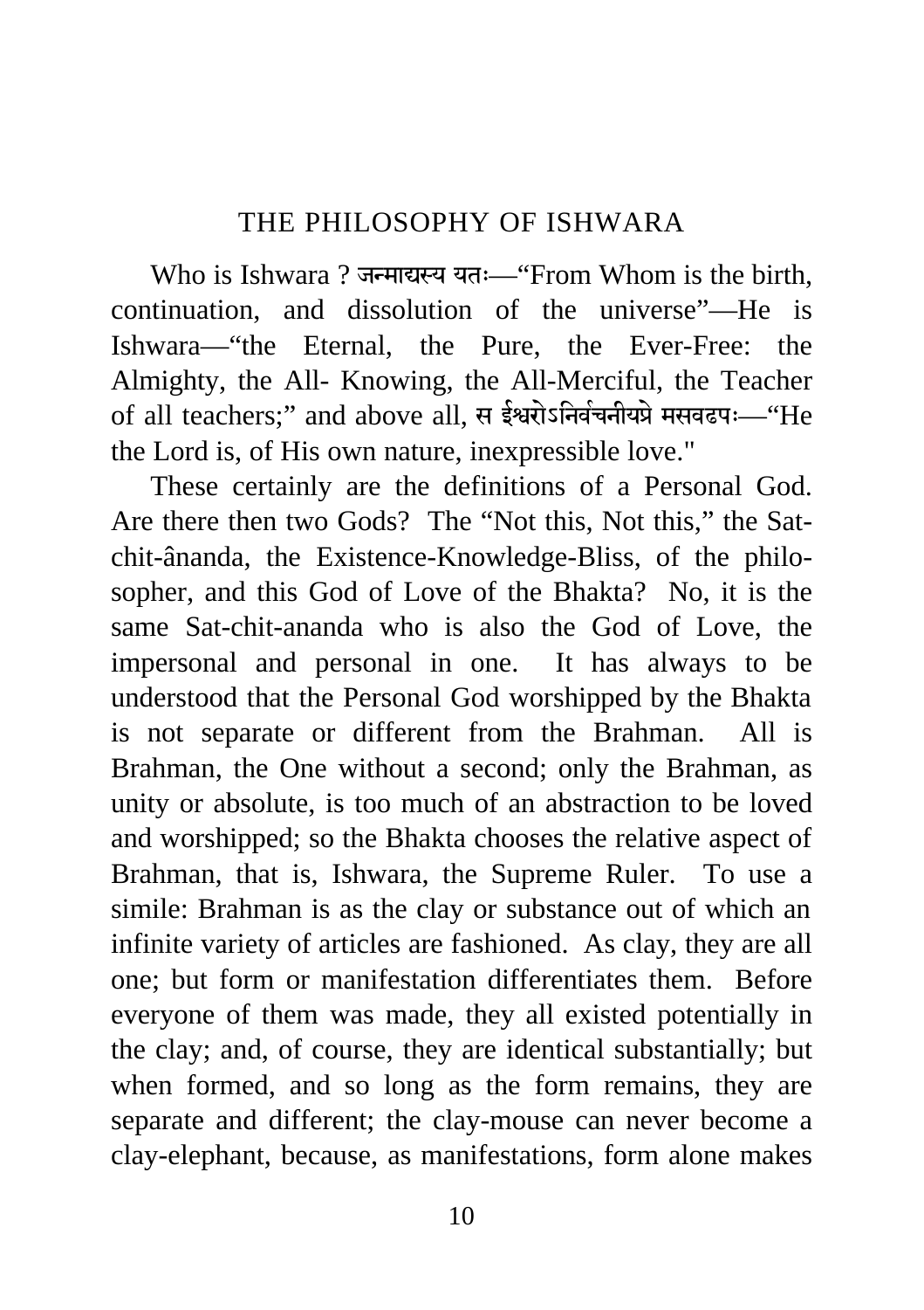## THE PHILOSOPHY OF ISHWARA

Who is Ishwara ? जन्माद्यस्य यतः—"From Whom is the birth, continuation, and dissolution of the universe"—He is Ishwara—"the Eternal, the Pure, the Ever-Free: the Almighty, the All- Knowing, the All-Merciful, the Teacher of all teachers;" and above all, स ईश्वरोऽनिर्वचनीयप्रे मसवढपः—"He the Lord is, of His own nature, inexpressible love."

These certainly are the definitions of a Personal God. Are there then two Gods? The "Not this, Not this," the Sat-chit-ânanda, the Existence-Knowledge-Bliss, of the philosopher, and this God of Love of the Bhakta? No, it is the same Sat-chit-ananda who is also the God of Love, the impersonal and personal in one. It has always to be understood that the Personal God worshipped by the Bhakta is not separate or different from the Brahman. All is Brahman, the One without a second; only the Brahman, as unity or absolute, is too much of an abstraction to be loved and worshipped; so the Bhakta chooses the relative aspect of Brahman, that is, Ishwara, the Supreme Ruler. To use a simile: Brahman is as the clay or substance out of which an infinite variety of articles are fashioned. As clay, they are all one; but form or manifestation differentiates them. Before everyone of them was made, they all existed potentially in the clay; and, of course, they are identical substantially; but when formed, and so long as the form remains, they are separate and different; the clay-mouse can never become a clay-elephant, because, as manifestations, form alone makes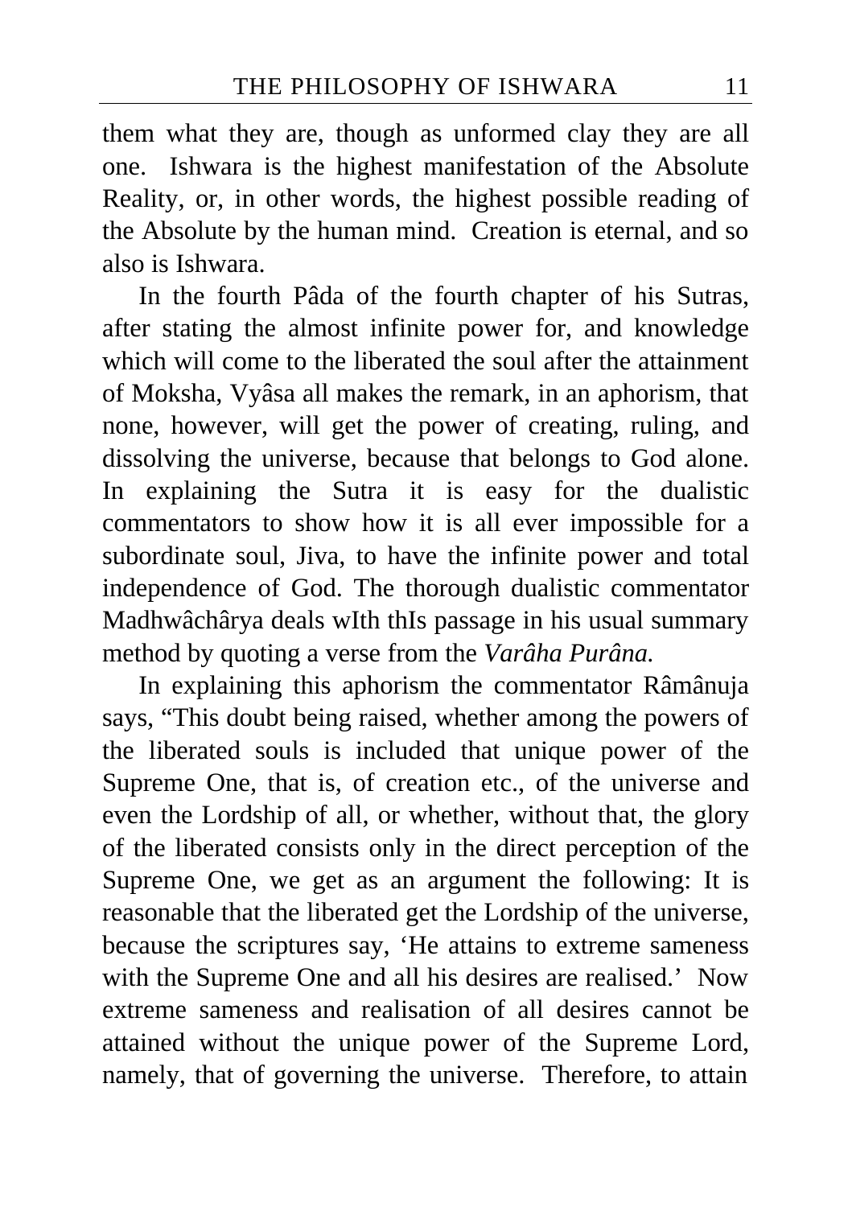them what they are, though as unformed clay they are all one. Ishwara is the highest manifestation of the Absolute Reality, or, in other words, the highest possible reading of the Absolute by the human mind. Creation is eternal, and so also is Ishwara.

In the fourth Pâda of the fourth chapter of his Sutras, after stating the almost infinite power for, and knowledge which will come to the liberated the soul after the attainment of Moksha, Vyâsa all makes the remark, in an aphorism, that none, however, will get the power of creating, ruling, and dissolving the universe, because that belongs to God alone. In explaining the Sutra it is easy for the dualistic commentators to show how it is all ever impossible for a subordinate soul, Jiva, to have the infinite power and total independence of God. The thorough dualistic commentator Madhwâchârya deals wIth thIs passage in his usual summary method by quoting a verse from the *Varâha Purâna.*

In explaining this aphorism the commentator Râmânuja says, "This doubt being raised, whether among the powers of the liberated souls is included that unique power of the Supreme One, that is, of creation etc., of the universe and even the Lordship of all, or whether, without that, the glory of the liberated consists only in the direct perception of the Supreme One, we get as an argument the following: It is reasonable that the liberated get the Lordship of the universe, because the scriptures say, 'He attains to extreme sameness with the Supreme One and all his desires are realised.' Now extreme sameness and realisation of all desires cannot be attained without the unique power of the Supreme Lord, namely, that of governing the universe. Therefore, to attain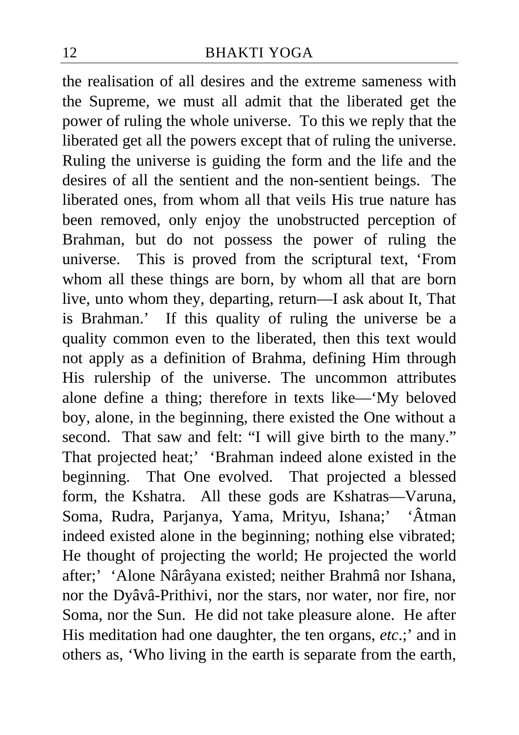the realisation of all desires and the extreme sameness with the Supreme, we must all admit that the liberated get the power of ruling the whole universe. To this we reply that the liberated get all the powers except that of ruling the universe. Ruling the universe is guiding the form and the life and the desires of all the sentient and the non-sentient beings. The liberated ones, from whom all that veils His true nature has been removed, only enjoy the unobstructed perception of Brahman, but do not possess the power of ruling the universe. This is proved from the scriptural text, 'From whom all these things are born, by whom all that are born live, unto whom they, departing, return—I ask about It, That is Brahman.' If this quality of ruling the universe be a quality common even to the liberated, then this text would not apply as a definition of Brahma, defining Him through His rulership of the universe. The uncommon attributes alone define a thing; therefore in texts like—'My beloved boy, alone, in the beginning, there existed the One without a second. That saw and felt: "I will give birth to the many." That projected heat;' 'Brahman indeed alone existed in the beginning. That One evolved. That projected a blessed form, the Kshatra. All these gods are Kshatras—Varuna, Soma, Rudra, Parjanya, Yama, Mrityu, Ishana;' 'Âtman indeed existed alone in the beginning; nothing else vibrated; He thought of projecting the world; He projected the world after;' 'Alone Nârâyana existed; neither Brahmâ nor Ishana, nor the Dyâvâ-Prithivi, nor the stars, nor water, nor fire, nor Soma, nor the Sun. He did not take pleasure alone. He after His meditation had one daughter, the ten organs, *etc*.;' and in others as, 'Who living in the earth is separate from the earth,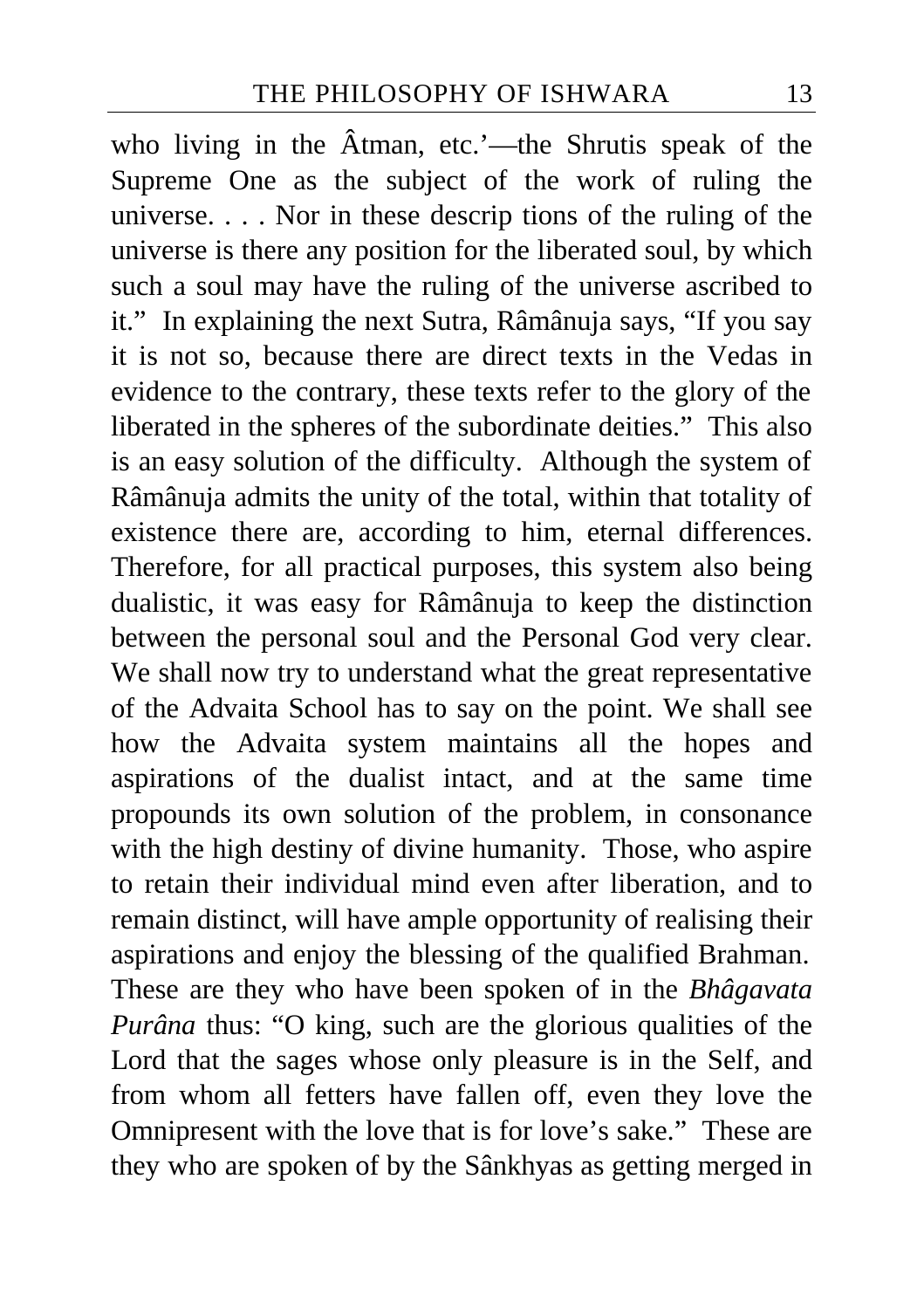who living in the Âtman, etc.'—the Shrutis speak of the Supreme One as the subject of the work of ruling the universe. . . . Nor in these descrip tions of the ruling of the universe is there any position for the liberated soul, by which such a soul may have the ruling of the universe ascribed to it." In explaining the next Sutra, Râmânuja says, "If you say it is not so, because there are direct texts in the Vedas in evidence to the contrary, these texts refer to the glory of the liberated in the spheres of the subordinate deities." This also is an easy solution of the difficulty. Although the system of Râmânuja admits the unity of the total, within that totality of existence there are, according to him, eternal differences. Therefore, for all practical purposes, this system also being dualistic, it was easy for Râmânuja to keep the distinction between the personal soul and the Personal God very clear. We shall now try to understand what the great representative of the Advaita School has to say on the point. We shall see how the Advaita system maintains all the hopes and aspirations of the dualist intact, and at the same time propounds its own solution of the problem, in consonance with the high destiny of divine humanity. Those, who aspire to retain their individual mind even after liberation, and to remain distinct, will have ample opportunity of realising their aspirations and enjoy the blessing of the qualified Brahman. These are they who have been spoken of in the *Bhâgavata Purâna* thus: "O king, such are the glorious qualities of the Lord that the sages whose only pleasure is in the Self, and from whom all fetters have fallen off, even they love the Omnipresent with the love that is for love's sake." These are they who are spoken of by the Sânkhyas as getting merged in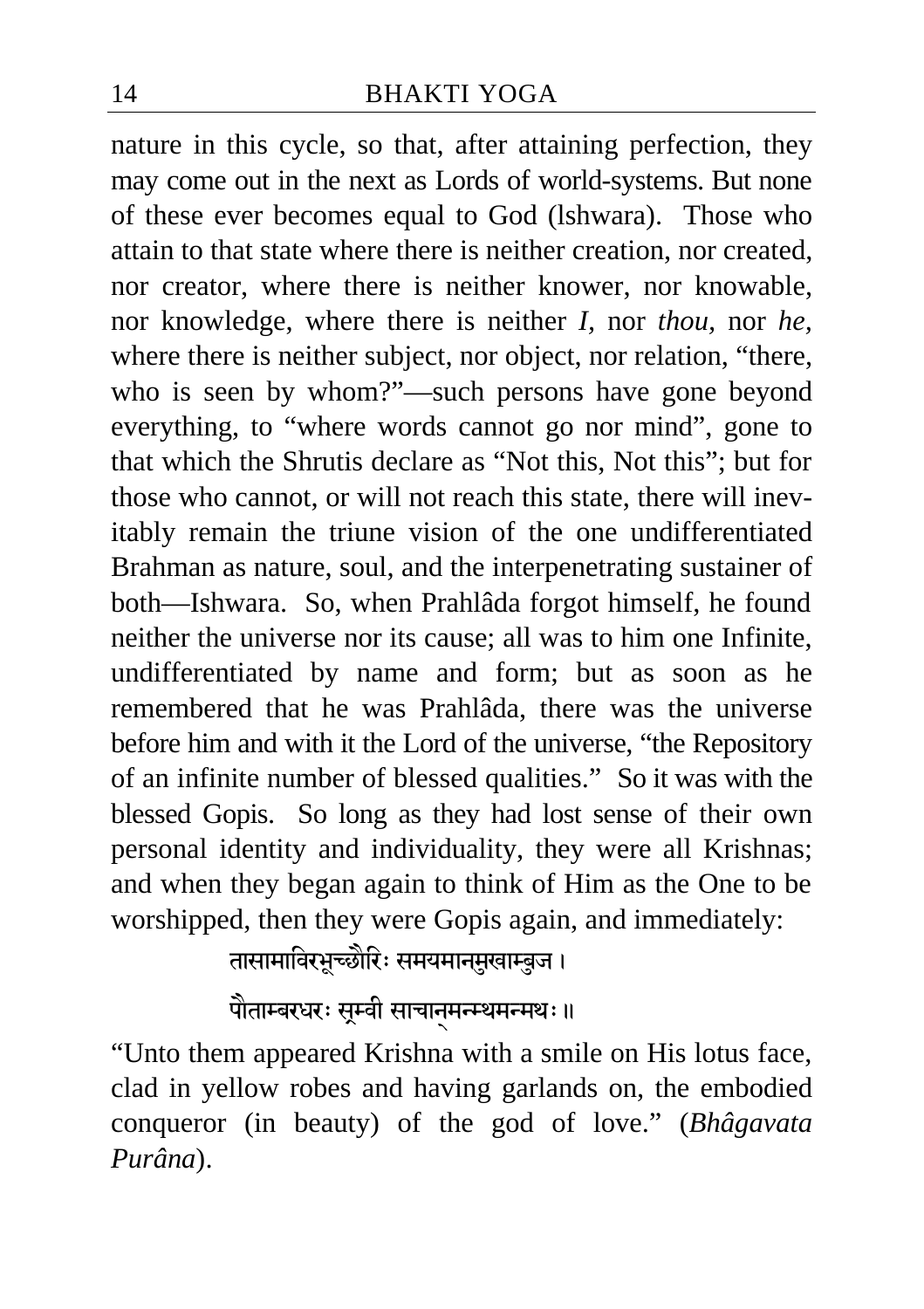nature in this cycle, so that, after attaining perfection, they may come out in the next as Lords of world-systems. But none of these ever becomes equal to God (lshwara). Those who attain to that state where there is neither creation, nor created, nor creator, where there is neither knower, nor knowable, nor knowledge, where there is neither *I*, nor *thou*, nor *he*, where there is neither subject, nor object, nor relation, "there, who is seen by whom?"—such persons have gone beyond everything, to "where words cannot go nor mind", gone to that which the Shrutis declare as "Not this, Not this"; but for those who cannot, or will not reach this state, there will inevitably remain the triune vision of the one undifferentiated Brahman as nature, soul, and the interpenetrating sustainer of both—Ishwara. So, when Prahlâda forgot himself, he found neither the universe nor its cause; all was to him one Infinite, undifferentiated by name and form; but as soon as he remembered that he was Prahlâda, there was the universe before him and with it the Lord of the universe, "the Repository of an infinite number of blessed qualities." So it was with the blessed Gopis. So long as they had lost sense of their own personal identity and individuality, they were all Krishnas; and when they began again to think of Him as the One to be worshipped, then they were Gopis again, and immediately:

तासामाविरभूच्छौरिः समयमानमुखाम्बुज ।
पीताम्बरधरः स्रग्वी साचान्मन्मथमन्मथः ॥

"Unto them appeared Krishna with a smile on His lotus face, clad in yellow robes and having garlands on, the embodied conqueror (in beauty) of the god of love." (*Bhâgavata Purâna*).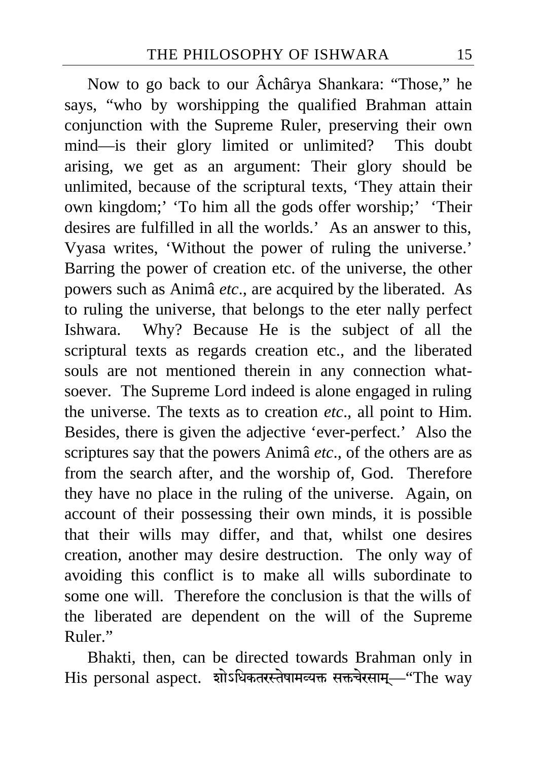Now to go back to our Âchârya Shankara: "Those," he says, "who by worshipping the qualified Brahman attain conjunction with the Supreme Ruler, preserving their own mind—is their glory limited or unlimited? This doubt arising, we get as an argument: Their glory should be unlimited, because of the scriptural texts, 'They attain their own kingdom;' 'To him all the gods offer worship;' 'Their desires are fulfilled in all the worlds.' As an answer to this, Vyasa writes, 'Without the power of ruling the universe.' Barring the power of creation etc. of the universe, the other powers such as Animâ *etc*., are acquired by the liberated. As to ruling the universe, that belongs to the eter nally perfect Ishwara. Why? Because He is the subject of all the scriptural texts as regards creation etc., and the liberated souls are not mentioned therein in any connection whatsoever. The Supreme Lord indeed is alone engaged in ruling the universe. The texts as to creation *etc*., all point to Him. Besides, there is given the adjective 'ever-perfect.' Also the scriptures say that the powers Animâ *etc*., of the others are as from the search after, and the worship of, God. Therefore they have no place in the ruling of the universe. Again, on account of their possessing their own minds, it is possible that their wills may differ, and that, whilst one desires creation, another may desire destruction. The only way of avoiding this conflict is to make all wills subordinate to some one will. Therefore the conclusion is that the wills of the liberated are dependent on the will of the Supreme Ruler."

Bhakti, then, can be directed towards Brahman only in His personal aspect. क्लेशोऽधिकतरस्तेषामव्यक्तासक्तचेतसाम्—"The way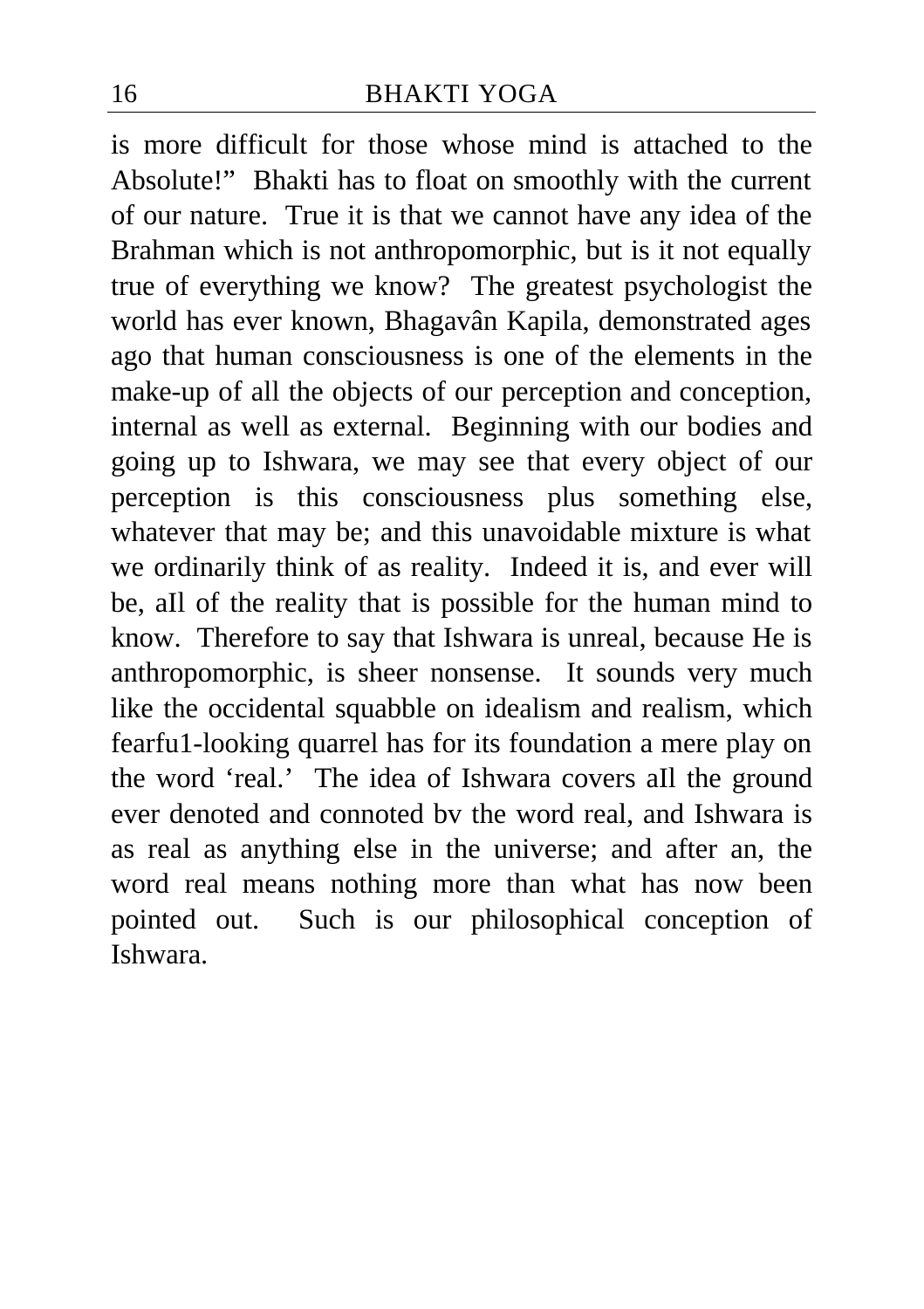is more difficult for those whose mind is attached to the Absolute!" Bhakti has to float on smoothly with the current of our nature. True it is that we cannot have any idea of the Brahman which is not anthropomorphic, but is it not equally true of everything we know? The greatest psychologist the world has ever known, Bhagavân Kapila, demonstrated ages ago that human consciousness is one of the elements in the make-up of all the objects of our perception and conception, internal as well as external. Beginning with our bodies and going up to Ishwara, we may see that every object of our perception is this consciousness plus something else, whatever that may be; and this unavoidable mixture is what we ordinarily think of as reality. Indeed it is, and ever will be, aIl of the reality that is possible for the human mind to know. Therefore to say that Ishwara is unreal, because He is anthropomorphic, is sheer nonsense. It sounds very much like the occidental squabble on idealism and realism, which fearfu1-looking quarrel has for its foundation a mere play on the word 'real.' The idea of Ishwara covers aIl the ground ever denoted and connoted bv the word real, and Ishwara is as real as anything else in the universe; and after an, the word real means nothing more than what has now been pointed out. Such is our philosophical conception of Ishwara.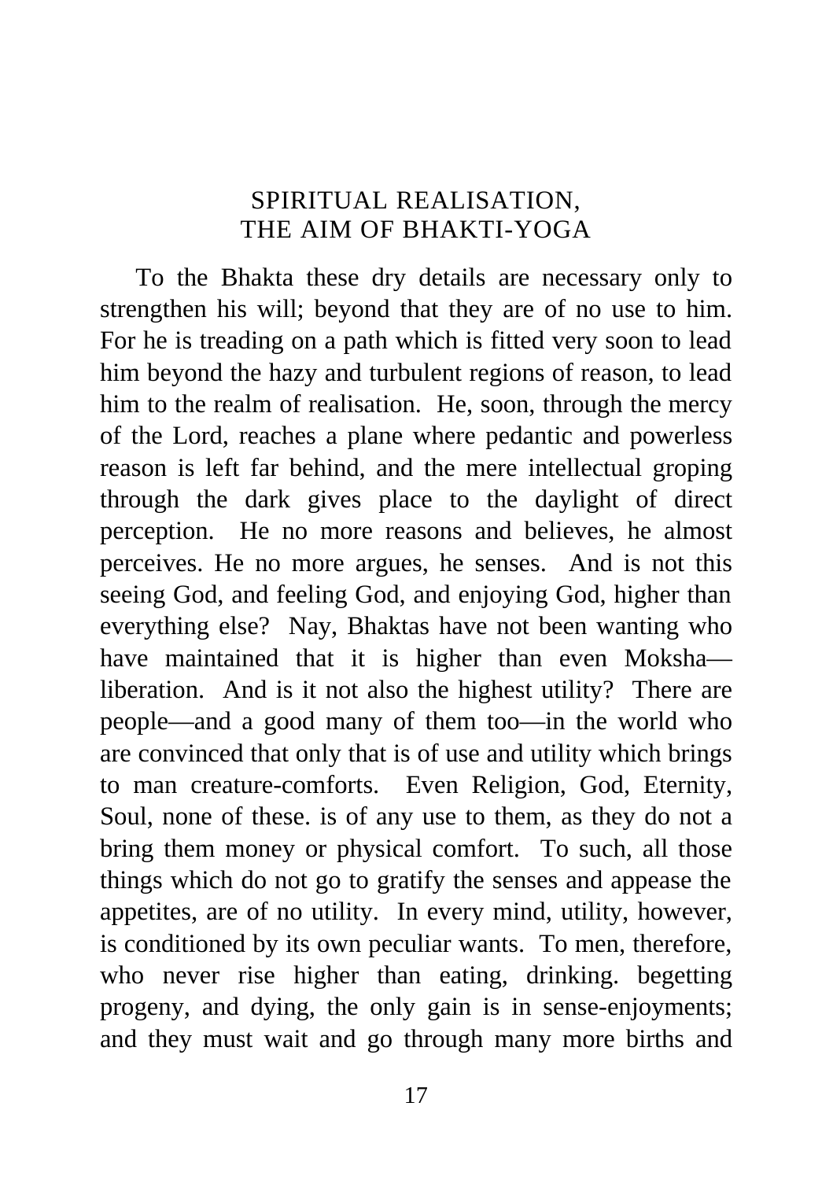# SPIRITUAL REALISATION, THE AIM OF BHAKTI-YOGA

To the Bhakta these dry details are necessary only to strengthen his will; beyond that they are of no use to him. For he is treading on a path which is fitted very soon to lead him beyond the hazy and turbulent regions of reason, to lead him to the realm of realisation. He, soon, through the mercy of the Lord, reaches a plane where pedantic and powerless reason is left far behind, and the mere intellectual groping through the dark gives place to the daylight of direct perception. He no more reasons and believes, he almost perceives. He no more argues, he senses. And is not this seeing God, and feeling God, and enjoying God, higher than everything else? Nay, Bhaktas have not been wanting who have maintained that it is higher than even Moksha—liberation. And is it not also the highest utility? There are people—and a good many of them too—in the world who are convinced that only that is of use and utility which brings to man creature-comforts. Even Religion, God, Eternity, Soul, none of these. is of any use to them, as they do not a bring them money or physical comfort. To such, all those things which do not go to gratify the senses and appease the appetites, are of no utility. In every mind, utility, however, is conditioned by its own peculiar wants. To men, therefore, who never rise higher than eating, drinking. begetting progeny, and dying, the only gain is in sense-enjoyments; and they must wait and go through many more births and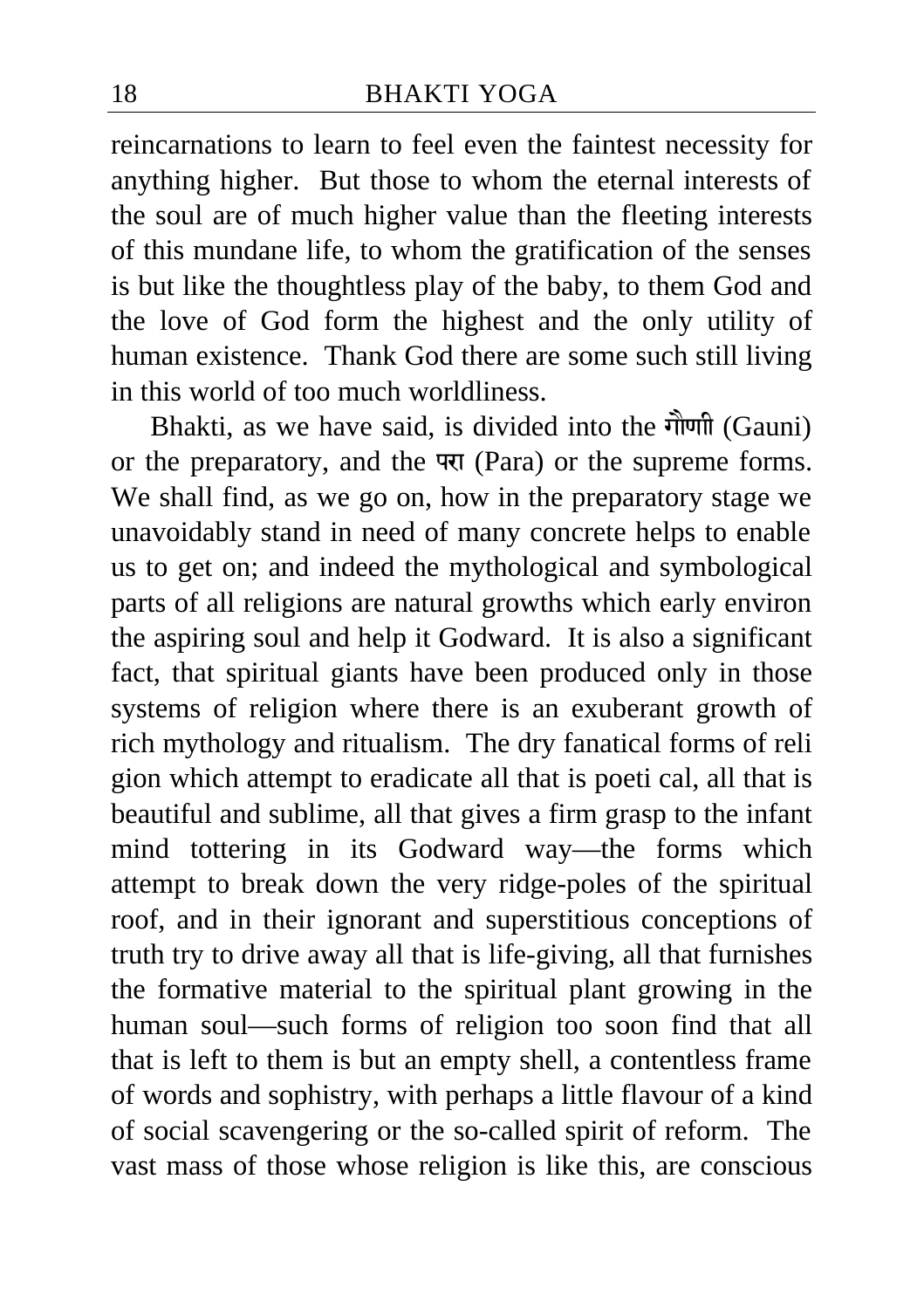reincarnations to learn to feel even the faintest necessity for anything higher. But those to whom the eternal interests of the soul are of much higher value than the fleeting interests of this mundane life, to whom the gratification of the senses is but like the thoughtless play of the baby, to them God and the love of God form the highest and the only utility of human existence. Thank God there are some such still living in this world of too much worldliness.

Bhakti, as we have said, is divided into the गौणी (Gauni) or the preparatory, and the परा (Para) or the supreme forms. We shall find, as we go on, how in the preparatory stage we unavoidably stand in need of many concrete helps to enable us to get on; and indeed the mythological and symbological parts of all religions are natural growths which early environ the aspiring soul and help it Godward. It is also a significant fact, that spiritual giants have been produced only in those systems of religion where there is an exuberant growth of rich mythology and ritualism. The dry fanatical forms of reli gion which attempt to eradicate all that is poeti cal, all that is beautiful and sublime, all that gives a firm grasp to the infant mind tottering in its Godward way—the forms which attempt to break down the very ridge-poles of the spiritual roof, and in their ignorant and superstitious conceptions of truth try to drive away all that is life-giving, all that furnishes the formative material to the spiritual plant growing in the human soul—such forms of religion too soon find that all that is left to them is but an empty shell, a contentless frame of words and sophistry, with perhaps a little flavour of a kind of social scavengering or the so-called spirit of reform. The vast mass of those whose religion is like this, are conscious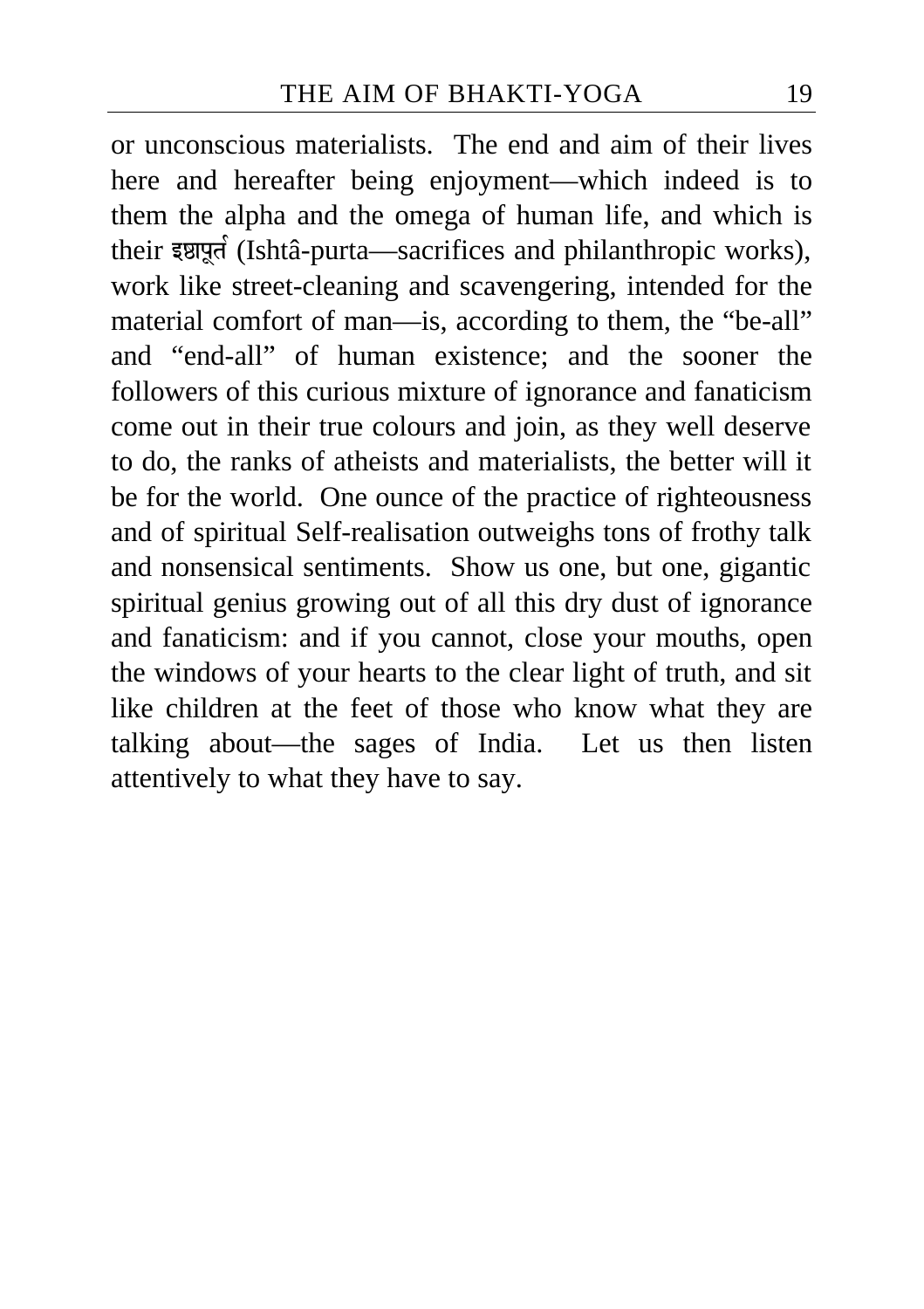or unconscious materialists. The end and aim of their lives here and hereafter being enjoyment—which indeed is to them the alpha and the omega of human life, and which is their इष्टापूर्त (Ishtâ-purta—sacrifices and philanthropic works), work like street-cleaning and scavengering, intended for the material comfort of man—is, according to them, the "be-all" and "end-all" of human existence; and the sooner the followers of this curious mixture of ignorance and fanaticism come out in their true colours and join, as they well deserve to do, the ranks of atheists and materialists, the better will it be for the world. One ounce of the practice of righteousness and of spiritual Self-realisation outweighs tons of frothy talk and nonsensical sentiments. Show us one, but one, gigantic spiritual genius growing out of all this dry dust of ignorance and fanaticism: and if you cannot, close your mouths, open the windows of your hearts to the clear light of truth, and sit like children at the feet of those who know what they are talking about—the sages of India. Let us then listen attentively to what they have to say.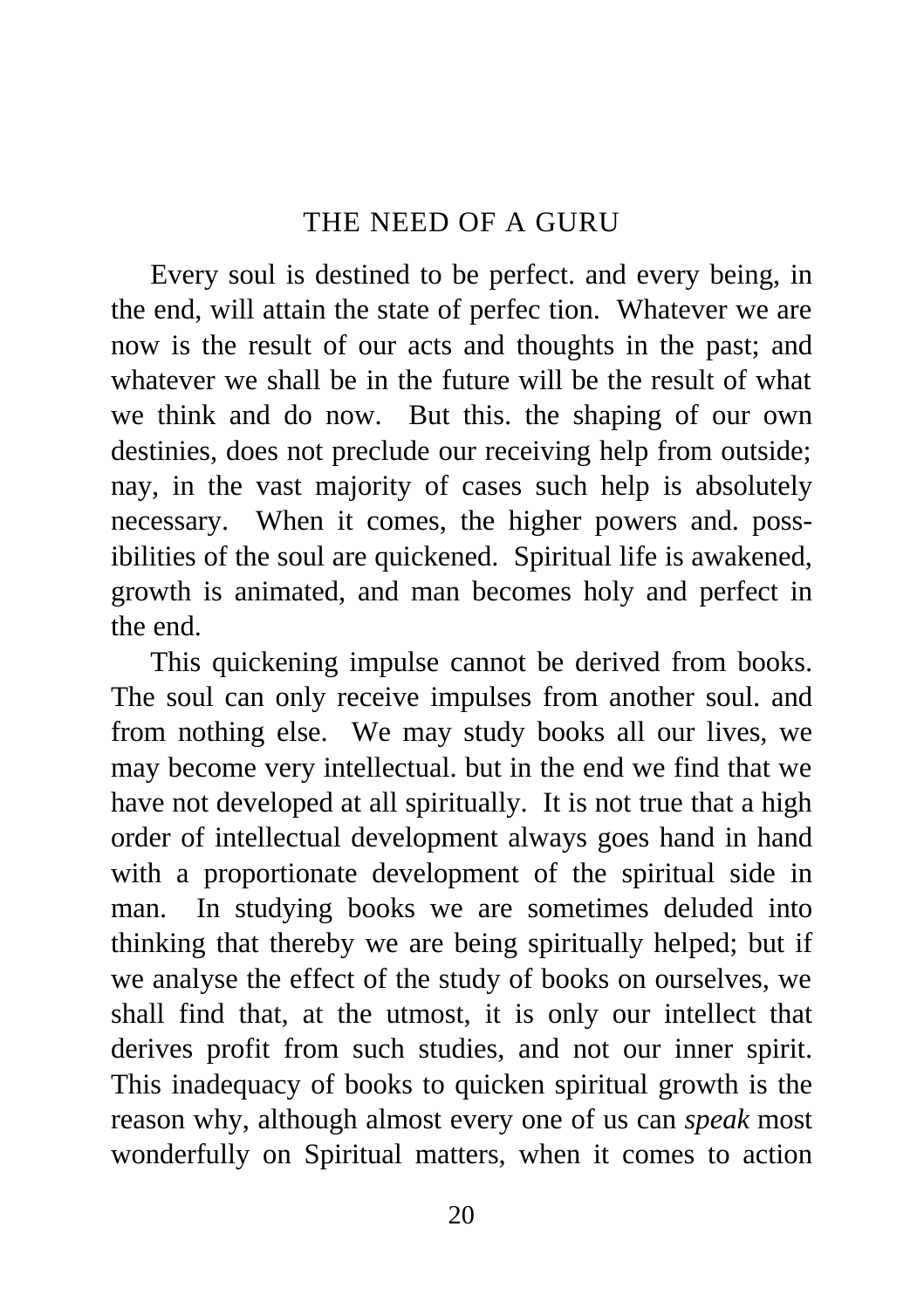## THE NEED OF A GURU

Every soul is destined to be perfect. and every being, in the end, will attain the state of perfec tion. Whatever we are now is the result of our acts and thoughts in the past; and whatever we shall be in the future will be the result of what we think and do now. But this. the shaping of our own destinies, does not preclude our receiving help from outside; nay, in the vast majority of cases such help is absolutely necessary. When it comes, the higher powers and. possibilities of the soul are quickened. Spiritual life is awakened, growth is animated, and man becomes holy and perfect in the end.

This quickening impulse cannot be derived from books. The soul can only receive impulses from another soul. and from nothing else. We may study books all our lives, we may become very intellectual. but in the end we find that we have not developed at all spiritually. It is not true that a high order of intellectual development always goes hand in hand with a proportionate development of the spiritual side in man. In studying books we are sometimes deluded into thinking that thereby we are being spiritually helped; but if we analyse the effect of the study of books on ourselves, we shall find that, at the utmost, it is only our intellect that derives profit from such studies, and not our inner spirit. This inadequacy of books to quicken spiritual growth is the reason why, although almost every one of us can *speak* most wonderfully on Spiritual matters, when it comes to action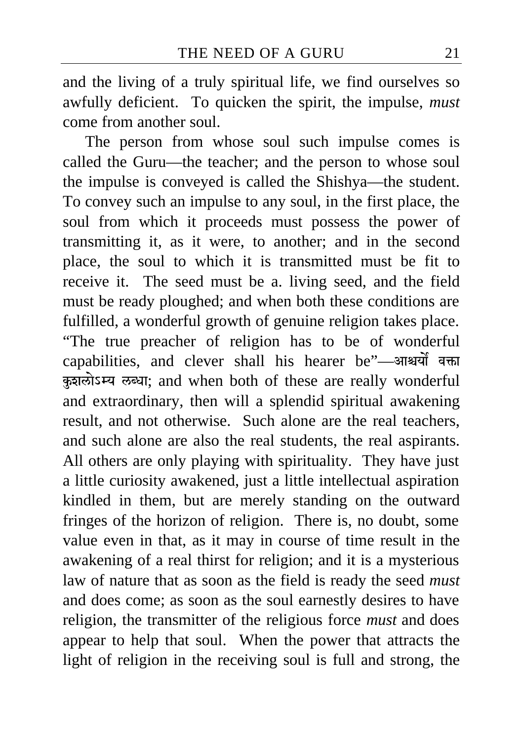and the living of a truly spiritual life, we find ourselves so awfully deficient. To quicken the spirit, the impulse, *must* come from another soul.

The person from whose soul such impulse comes is called the Guru—the teacher; and the person to whose soul the impulse is conveyed is called the Shishya—the student. To convey such an impulse to any soul, in the first place, the soul from which it proceeds must possess the power of transmitting it, as it were, to another; and in the second place, the soul to which it is transmitted must be fit to receive it. The seed must be a. living seed, and the field must be ready ploughed; and when both these conditions are fulfilled, a wonderful growth of genuine religion takes place. "The true preacher of religion has to be of wonderful capabilities, and clever shall his hearer be"—आश्चर्यो वक्ता कुशलोऽस्य लब्धा; and when both of these are really wonderful and extraordinary, then will a splendid spiritual awakening result, and not otherwise. Such alone are the real teachers, and such alone are also the real students, the real aspirants. All others are only playing with spirituality. They have just a little curiosity awakened, just a little intellectual aspiration kindled in them, but are merely standing on the outward fringes of the horizon of religion. There is, no doubt, some value even in that, as it may in course of time result in the awakening of a real thirst for religion; and it is a mysterious law of nature that as soon as the field is ready the seed *must* and does come; as soon as the soul earnestly desires to have religion, the transmitter of the religious force *must* and does appear to help that soul. When the power that attracts the light of religion in the receiving soul is full and strong, the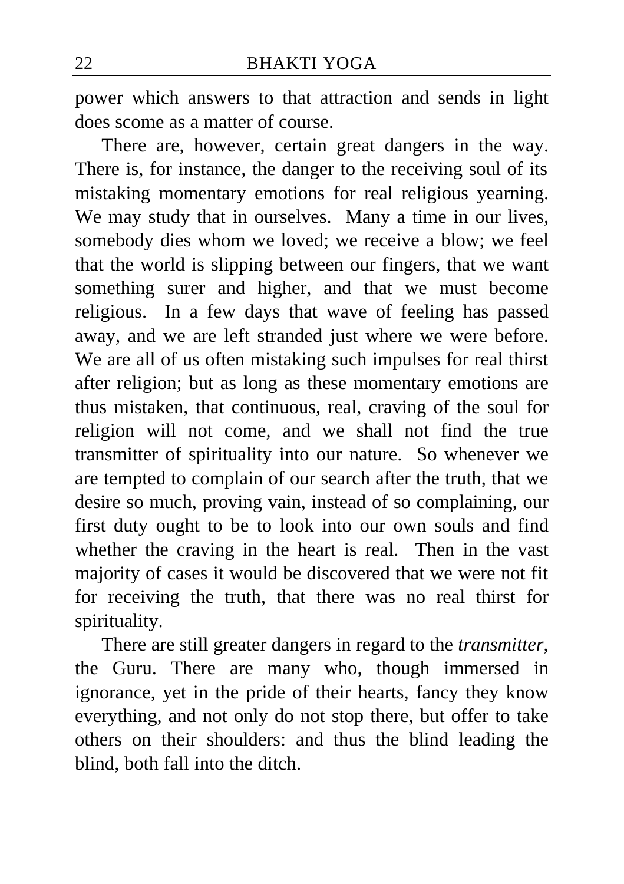power which answers to that attraction and sends in light does scome as a matter of course.

There are, however, certain great dangers in the way. There is, for instance, the danger to the receiving soul of its mistaking momentary emotions for real religious yearning. We may study that in ourselves. Many a time in our lives, somebody dies whom we loved; we receive a blow; we feel that the world is slipping between our fingers, that we want something surer and higher, and that we must become religious. In a few days that wave of feeling has passed away, and we are left stranded just where we were before. We are all of us often mistaking such impulses for real thirst after religion; but as long as these momentary emotions are thus mistaken, that continuous, real, craving of the soul for religion will not come, and we shall not find the true transmitter of spirituality into our nature. So whenever we are tempted to complain of our search after the truth, that we desire so much, proving vain, instead of so complaining, our first duty ought to be to look into our own souls and find whether the craving in the heart is real. Then in the vast majority of cases it would be discovered that we were not fit for receiving the truth, that there was no real thirst for spirituality.

There are still greater dangers in regard to the *transmitter*, the Guru. There are many who, though immersed in ignorance, yet in the pride of their hearts, fancy they know everything, and not only do not stop there, but offer to take others on their shoulders: and thus the blind leading the blind, both fall into the ditch.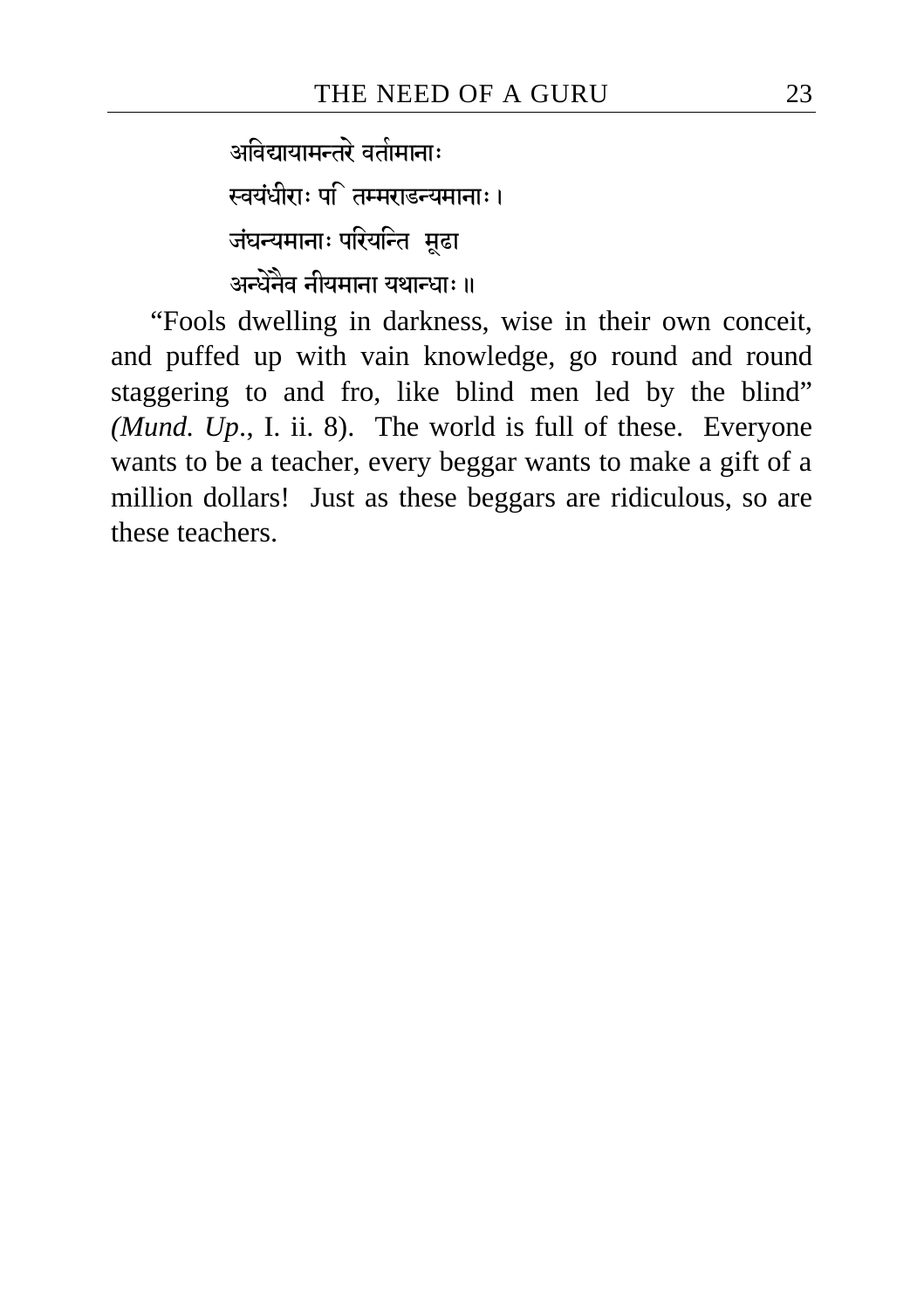अविद्यायामन्तरे वर्तमानाः
स्वयंधीराः पण्डितम्मन्यमानाः ।
जंघन्यमानाः परियन्ति मूढा
अन्धेनैव नीयमाना यथान्धाः ॥

"Fools dwelling in darkness, wise in their own conceit, and puffed up with vain knowledge, go round and round staggering to and fro, like blind men led by the blind" *(Mund. Up.*, I. ii. 8). The world is full of these. Everyone wants to be a teacher, every beggar wants to make a gift of a million dollars! Just as these beggars are ridiculous, so are these teachers.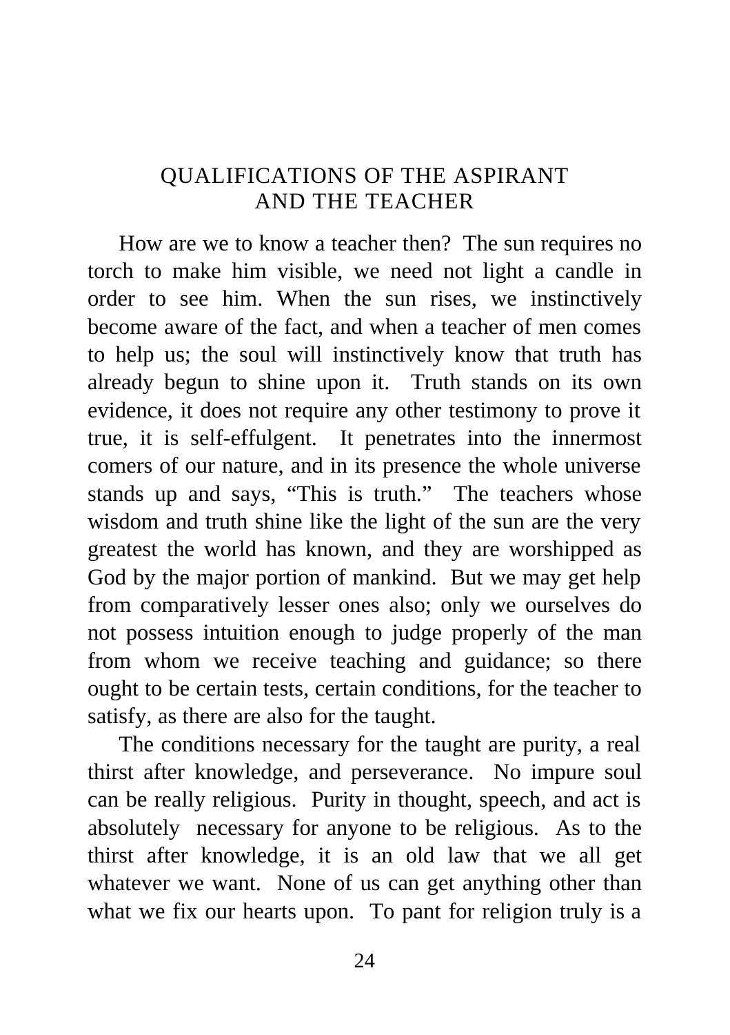# QUALIFICATIONS OF THE ASPIRANT AND THE TEACHER

How are we to know a teacher then? The sun requires no torch to make him visible, we need not light a candle in order to see him. When the sun rises, we instinctively become aware of the fact, and when a teacher of men comes to help us; the soul will instinctively know that truth has already begun to shine upon it. Truth stands on its own evidence, it does not require any other testimony to prove it true, it is self-effulgent. It penetrates into the innermost comers of our nature, and in its presence the whole universe stands up and says, "This is truth." The teachers whose wisdom and truth shine like the light of the sun are the very greatest the world has known, and they are worshipped as God by the major portion of mankind. But we may get help from comparatively lesser ones also; only we ourselves do not possess intuition enough to judge properly of the man from whom we receive teaching and guidance; so there ought to be certain tests, certain conditions, for the teacher to satisfy, as there are also for the taught.

The conditions necessary for the taught are purity, a real thirst after knowledge, and perseverance. No impure soul can be really religious. Purity in thought, speech, and act is absolutely necessary for anyone to be religious. As to the thirst after knowledge, it is an old law that we all get whatever we want. None of us can get anything other than what we fix our hearts upon. To pant for religion truly is a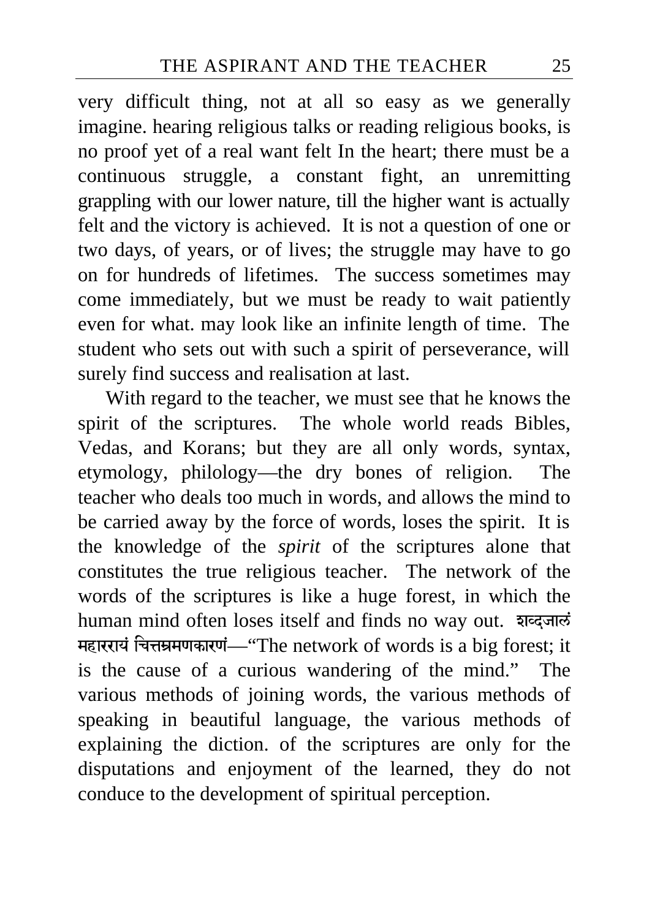very difficult thing, not at all so easy as we generally imagine. hearing religious talks or reading religious books, is no proof yet of a real want felt In the heart; there must be a continuous struggle, a constant fight, an unremitting grappling with our lower nature, till the higher want is actually felt and the victory is achieved. It is not a question of one or two days, of years, or of lives; the struggle may have to go on for hundreds of lifetimes. The success sometimes may come immediately, but we must be ready to wait patiently even for what. may look like an infinite length of time. The student who sets out with such a spirit of perseverance, will surely find success and realisation at last.

With regard to the teacher, we must see that he knows the spirit of the scriptures. The whole world reads Bibles, Vedas, and Korans; but they are all only words, syntax, etymology, philology—the dry bones of religion. The teacher who deals too much in words, and allows the mind to be carried away by the force of words, loses the spirit. It is the knowledge of the *spirit* of the scriptures alone that constitutes the true religious teacher. The network of the words of the scriptures is like a huge forest, in which the human mind often loses itself and finds no way out. शब्दजालं महारण्यं चित्तभ्रमणकारणं—"The network of words is a big forest; it is the cause of a curious wandering of the mind." The various methods of joining words, the various methods of speaking in beautiful language, the various methods of explaining the diction. of the scriptures are only for the disputations and enjoyment of the learned, they do not conduce to the development of spiritual perception.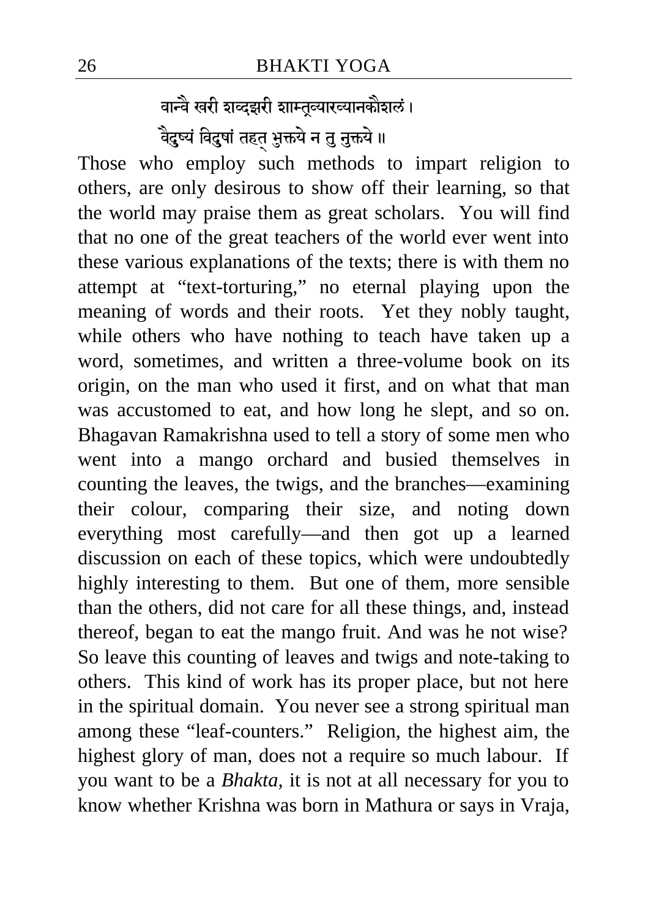वान्वै खरी शव्दझरी शाम्त्र्व्यारव्यानकौशलं।
वैदुष्यं विदुषां तहत् भुक्तये न तु नुक्तये॥

Those who employ such methods to impart religion to others, are only desirous to show off their learning, so that the world may praise them as great scholars. You will find that no one of the great teachers of the world ever went into these various explanations of the texts; there is with them no attempt at "text-torturing," no eternal playing upon the meaning of words and their roots. Yet they nobly taught, while others who have nothing to teach have taken up a word, sometimes, and written a three-volume book on its origin, on the man who used it first, and on what that man was accustomed to eat, and how long he slept, and so on. Bhagavan Ramakrishna used to tell a story of some men who went into a mango orchard and busied themselves in counting the leaves, the twigs, and the branches—examining their colour, comparing their size, and noting down everything most carefully—and then got up a learned discussion on each of these topics, which were undoubtedly highly interesting to them. But one of them, more sensible than the others, did not care for all these things, and, instead thereof, began to eat the mango fruit. And was he not wise? So leave this counting of leaves and twigs and note-taking to others. This kind of work has its proper place, but not here in the spiritual domain. You never see a strong spiritual man among these "leaf-counters." Religion, the highest aim, the highest glory of man, does not a require so much labour. If you want to be a *Bhakta*, it is not at all necessary for you to know whether Krishna was born in Mathura or says in Vraja,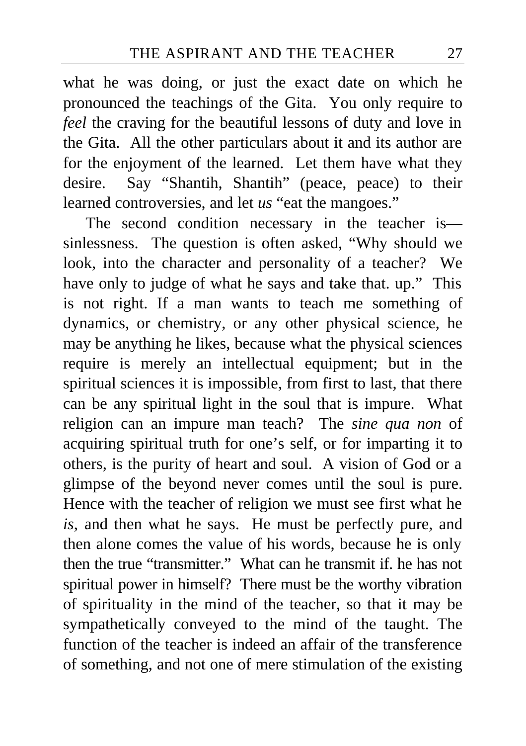what he was doing, or just the exact date on which he pronounced the teachings of the Gita. You only require to *feel* the craving for the beautiful lessons of duty and love in the Gita. All the other particulars about it and its author are for the enjoyment of the learned. Let them have what they desire. Say "Shantih, Shantih" (peace, peace) to their learned controversies, and let *us* "eat the mangoes."

The second condition necessary in the teacher is—sinlessness. The question is often asked, "Why should we look, into the character and personality of a teacher? We have only to judge of what he says and take that. up." This is not right. If a man wants to teach me something of dynamics, or chemistry, or any other physical science, he may be anything he likes, because what the physical sciences require is merely an intellectual equipment; but in the spiritual sciences it is impossible, from first to last, that there can be any spiritual light in the soul that is impure. What religion can an impure man teach? The *sine qua non* of acquiring spiritual truth for one's self, or for imparting it to others, is the purity of heart and soul. A vision of God or a glimpse of the beyond never comes until the soul is pure. Hence with the teacher of religion we must see first what he *is*, and then what he says. He must be perfectly pure, and then alone comes the value of his words, because he is only then the true "transmitter." What can he transmit if. he has not spiritual power in himself? There must be the worthy vibration of spirituality in the mind of the teacher, so that it may be sympathetically conveyed to the mind of the taught. The function of the teacher is indeed an affair of the transference of something, and not one of mere stimulation of the existing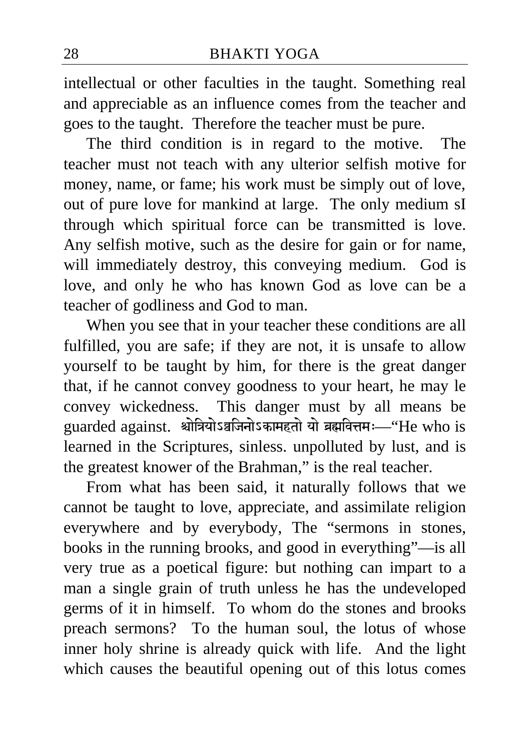intellectual or other faculties in the taught. Something real and appreciable as an influence comes from the teacher and goes to the taught. Therefore the teacher must be pure.

The third condition is in regard to the motive. The teacher must not teach with any ulterior selfish motive for money, name, or fame; his work must be simply out of love, out of pure love for mankind at large. The only medium sI through which spiritual force can be transmitted is love. Any selfish motive, such as the desire for gain or for name, will immediately destroy, this conveying medium. God is love, and only he who has known God as love can be a teacher of godliness and God to man.

When you see that in your teacher these conditions are all fulfilled, you are safe; if they are not, it is unsafe to allow yourself to be taught by him, for there is the great danger that, if he cannot convey goodness to your heart, he may le convey wickedness. This danger must by all means be guarded against. श्रोत्रियोऽवृजिनोऽकामहतो यो ब्रह्मवित्तमः—"He who is learned in the Scriptures, sinless. unpolluted by lust, and is the greatest knower of the Brahman," is the real teacher.

From what has been said, it naturally follows that we cannot be taught to love, appreciate, and assimilate religion everywhere and by everybody, The "sermons in stones, books in the running brooks, and good in everything"—is all very true as a poetical figure: but nothing can impart to a man a single grain of truth unless he has the undeveloped germs of it in himself. To whom do the stones and brooks preach sermons? To the human soul, the lotus of whose inner holy shrine is already quick with life. And the light which causes the beautiful opening out of this lotus comes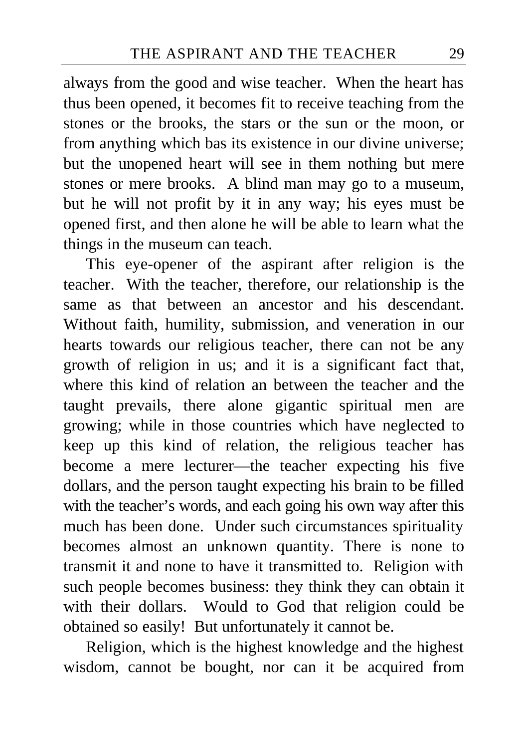always from the good and wise teacher. When the heart has thus been opened, it becomes fit to receive teaching from the stones or the brooks, the stars or the sun or the moon, or from anything which bas its existence in our divine universe; but the unopened heart will see in them nothing but mere stones or mere brooks. A blind man may go to a museum, but he will not profit by it in any way; his eyes must be opened first, and then alone he will be able to learn what the things in the museum can teach.

This eye-opener of the aspirant after religion is the teacher. With the teacher, therefore, our relationship is the same as that between an ancestor and his descendant. Without faith, humility, submission, and veneration in our hearts towards our religious teacher, there can not be any growth of religion in us; and it is a significant fact that, where this kind of relation an between the teacher and the taught prevails, there alone gigantic spiritual men are growing; while in those countries which have neglected to keep up this kind of relation, the religious teacher has become a mere lecturer—the teacher expecting his five dollars, and the person taught expecting his brain to be filled with the teacher's words, and each going his own way after this much has been done. Under such circumstances spirituality becomes almost an unknown quantity. There is none to transmit it and none to have it transmitted to. Religion with such people becomes business: they think they can obtain it with their dollars. Would to God that religion could be obtained so easily! But unfortunately it cannot be.

Religion, which is the highest knowledge and the highest wisdom, cannot be bought, nor can it be acquired from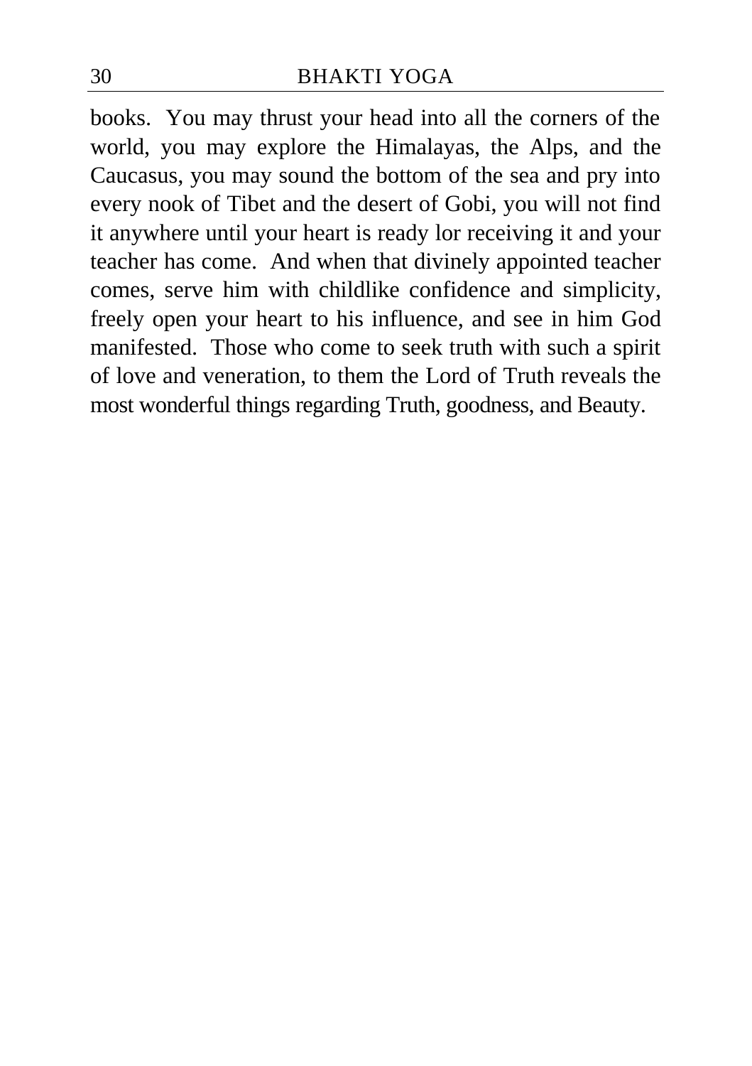books. You may thrust your head into all the corners of the world, you may explore the Himalayas, the Alps, and the Caucasus, you may sound the bottom of the sea and pry into every nook of Tibet and the desert of Gobi, you will not find it anywhere until your heart is ready lor receiving it and your teacher has come. And when that divinely appointed teacher comes, serve him with childlike confidence and simplicity, freely open your heart to his influence, and see in him God manifested. Those who come to seek truth with such a spirit of love and veneration, to them the Lord of Truth reveals the most wonderful things regarding Truth, goodness, and Beauty.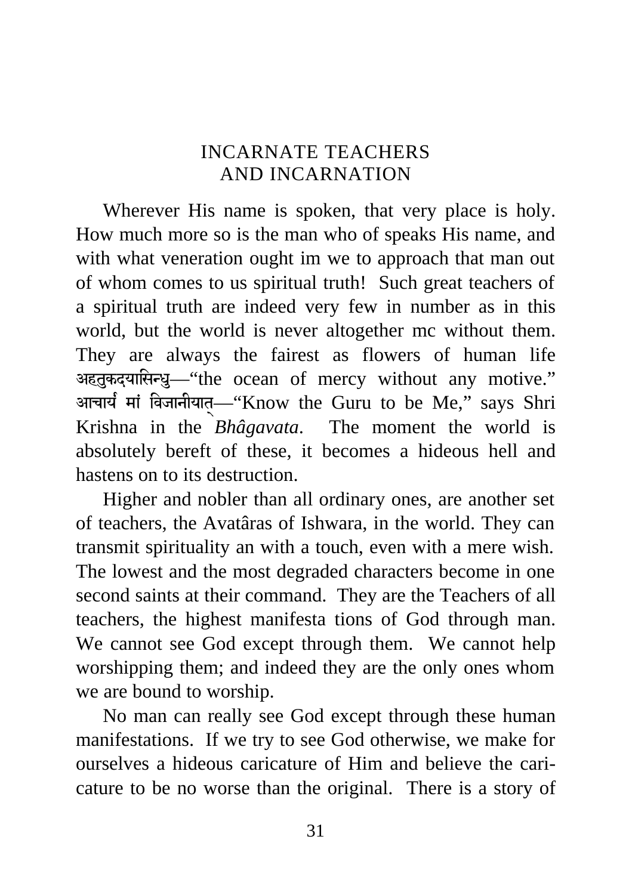## INCARNATE TEACHERS AND INCARNATION

Wherever His name is spoken, that very place is holy. How much more so is the man who of speaks His name, and with what veneration ought im we to approach that man out of whom comes to us spiritual truth! Such great teachers of a spiritual truth are indeed very few in number as in this world, but the world is never altogether mc without them. They are always the fairest as flowers of human life अहतुकदयासिन्धु—"the ocean of mercy without any motive." आचार्य मां विजानीयात्—"Know the Guru to be Me," says Shri Krishna in the *Bhâgavata*. The moment the world is absolutely bereft of these, it becomes a hideous hell and hastens on to its destruction.

Higher and nobler than all ordinary ones, are another set of teachers, the Avatâras of Ishwara, in the world. They can transmit spirituality an with a touch, even with a mere wish. The lowest and the most degraded characters become in one second saints at their command. They are the Teachers of all teachers, the highest manifesta tions of God through man. We cannot see God except through them. We cannot help worshipping them; and indeed they are the only ones whom we are bound to worship.

No man can really see God except through these human manifestations. If we try to see God otherwise, we make for ourselves a hideous caricature of Him and believe the caricature to be no worse than the original. There is a story of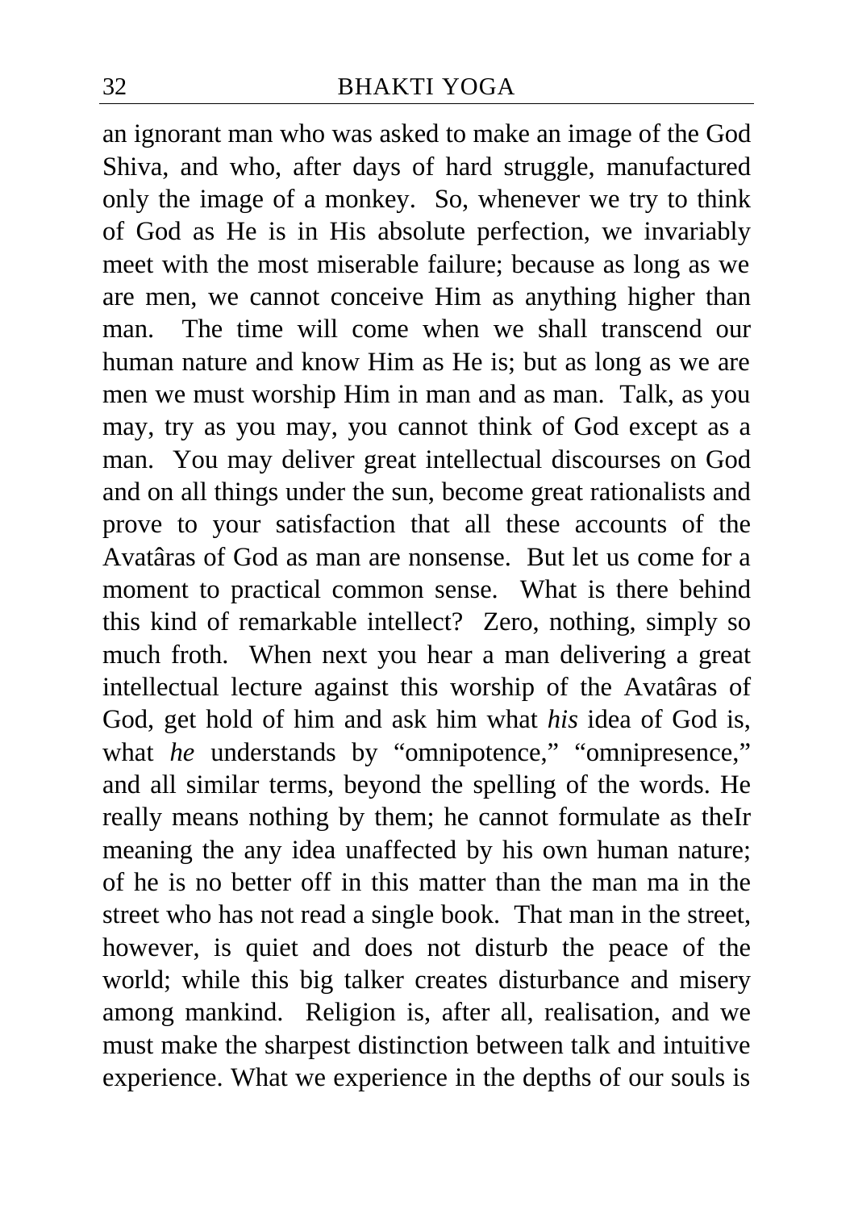an ignorant man who was asked to make an image of the God Shiva, and who, after days of hard struggle, manufactured only the image of a monkey. So, whenever we try to think of God as He is in His absolute perfection, we invariably meet with the most miserable failure; because as long as we are men, we cannot conceive Him as anything higher than man. The time will come when we shall transcend our human nature and know Him as He is; but as long as we are men we must worship Him in man and as man. Talk, as you may, try as you may, you cannot think of God except as a man. You may deliver great intellectual discourses on God and on all things under the sun, become great rationalists and prove to your satisfaction that all these accounts of the Avatâras of God as man are nonsense. But let us come for a moment to practical common sense. What is there behind this kind of remarkable intellect? Zero, nothing, simply so much froth. When next you hear a man delivering a great intellectual lecture against this worship of the Avatâras of God, get hold of him and ask him what *his* idea of God is, what *he* understands by "omnipotence," "omnipresence," and all similar terms, beyond the spelling of the words. He really means nothing by them; he cannot formulate as theIr meaning the any idea unaffected by his own human nature; of he is no better off in this matter than the man ma in the street who has not read a single book. That man in the street, however, is quiet and does not disturb the peace of the world; while this big talker creates disturbance and misery among mankind. Religion is, after all, realisation, and we must make the sharpest distinction between talk and intuitive experience. What we experience in the depths of our souls is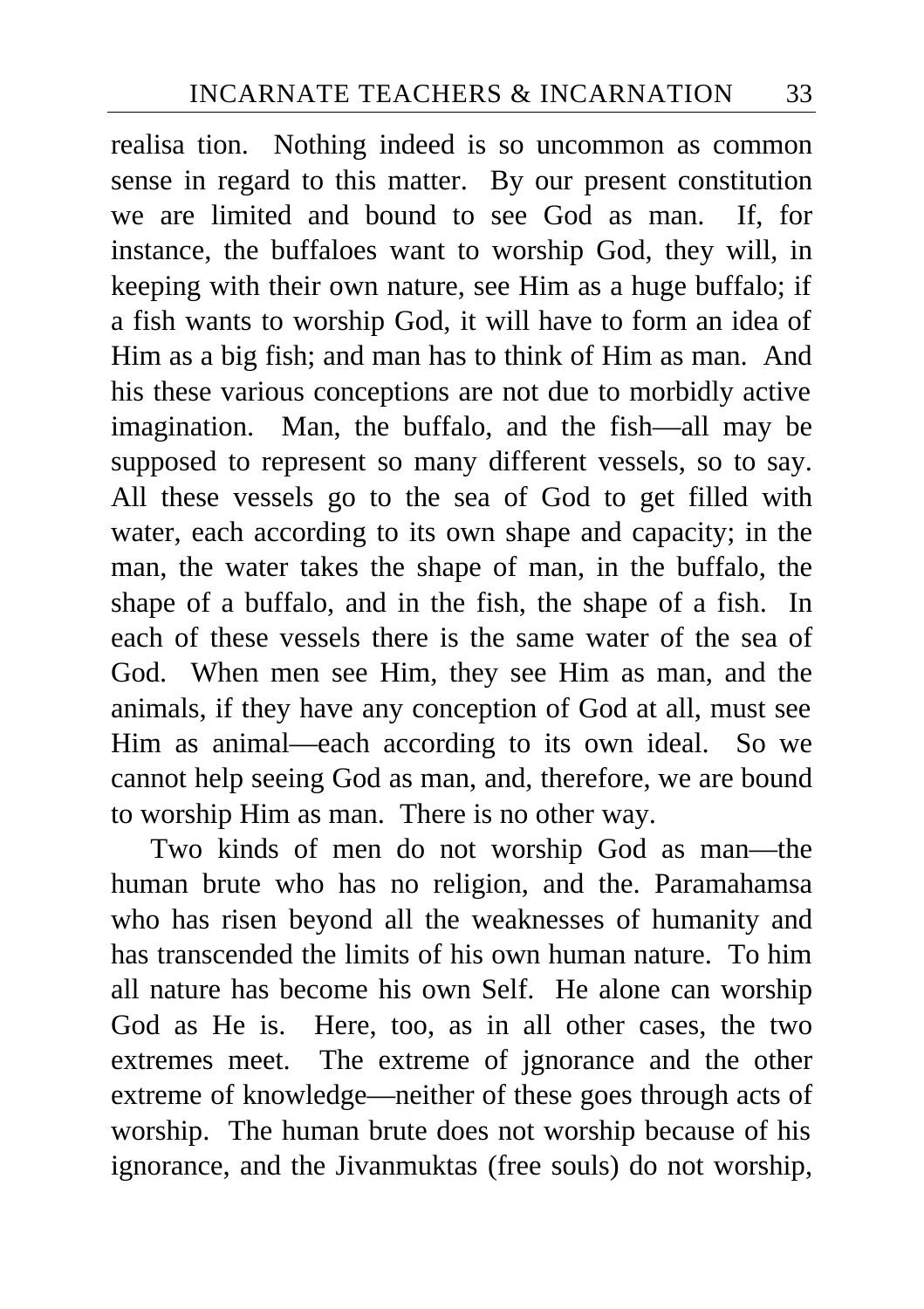realisa tion. Nothing indeed is so uncommon as common sense in regard to this matter. By our present constitution we are limited and bound to see God as man. If, for instance, the buffaloes want to worship God, they will, in keeping with their own nature, see Him as a huge buffalo; if a fish wants to worship God, it will have to form an idea of Him as a big fish; and man has to think of Him as man. And his these various conceptions are not due to morbidly active imagination. Man, the buffalo, and the fish—all may be supposed to represent so many different vessels, so to say. All these vessels go to the sea of God to get filled with water, each according to its own shape and capacity; in the man, the water takes the shape of man, in the buffalo, the shape of a buffalo, and in the fish, the shape of a fish. In each of these vessels there is the same water of the sea of God. When men see Him, they see Him as man, and the animals, if they have any conception of God at all, must see Him as animal—each according to its own ideal. So we cannot help seeing God as man, and, therefore, we are bound to worship Him as man. There is no other way.

Two kinds of men do not worship God as man—the human brute who has no religion, and the. Paramahamsa who has risen beyond all the weaknesses of humanity and has transcended the limits of his own human nature. To him all nature has become his own Self. He alone can worship God as He is. Here, too, as in all other cases, the two extremes meet. The extreme of jgnorance and the other extreme of knowledge—neither of these goes through acts of worship. The human brute does not worship because of his ignorance, and the Jivanmuktas (free souls) do not worship,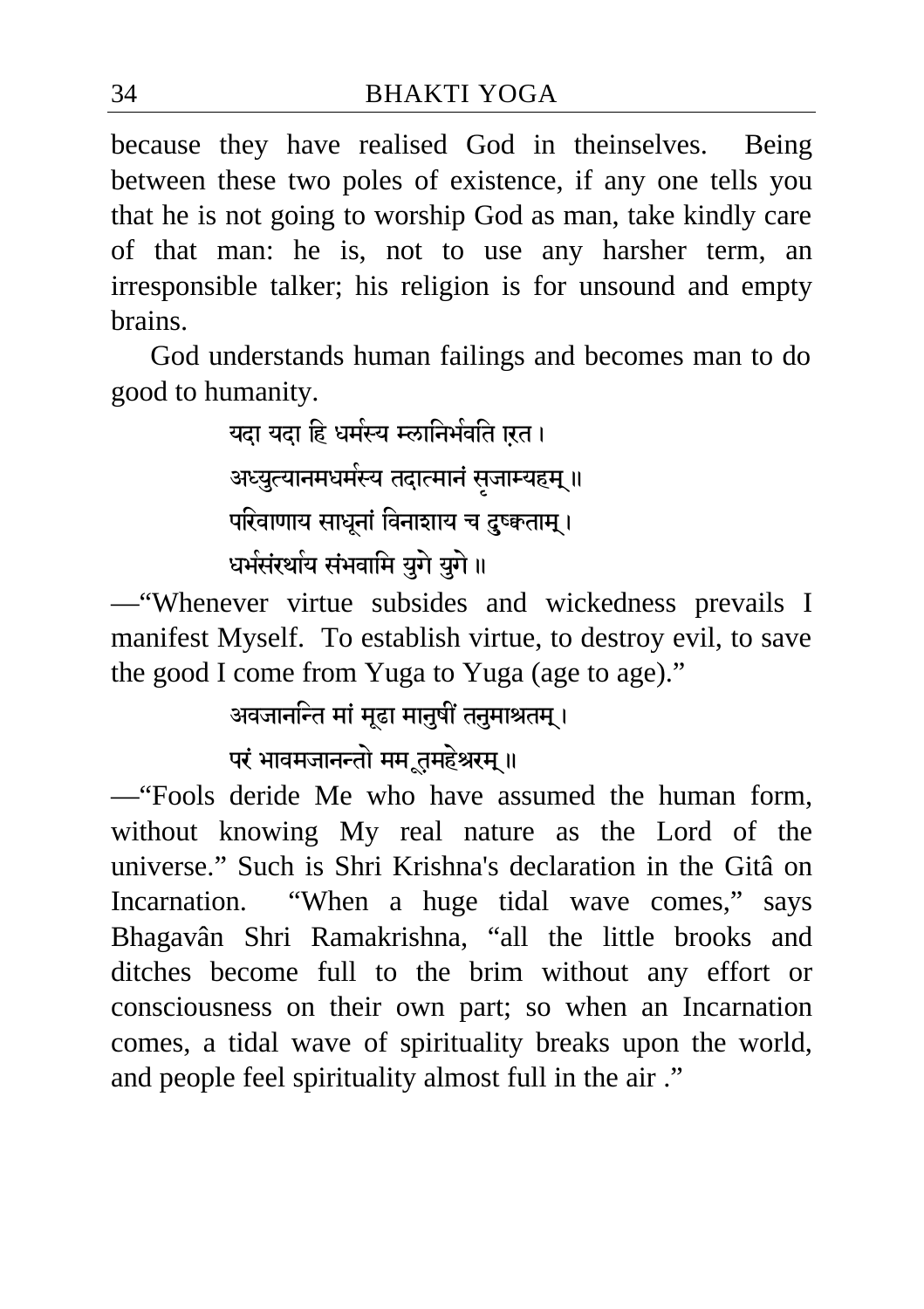because they have realised God in theinselves. Being between these two poles of existence, if any one tells you that he is not going to worship God as man, take kindly care of that man: he is, not to use any harsher term, an irresponsible talker; his religion is for unsound and empty brains.

God understands human failings and becomes man to do good to humanity.

> यदा यदा हि धर्मस्य म्लानिर्भवति ाृरत।
> अध्युत्यानमधर्मस्य तदात्मानं सृजाम्यहम्॥
> परिवाणाय साधूनां विनाशाय च दुष्कताम्।
> धर्मसंस्थाय संभवामि युगे युगे॥

—"Whenever virtue subsides and wickedness prevails I manifest Myself. To establish virtue, to destroy evil, to save the good I come from Yuga to Yuga (age to age)."

> अवजानन्ति मां मूढा मानुषीं तनुमाश्रतम्।
> परं भावमजानन्तो मम ूतमहेश्चरम्॥

—"Fools deride Me who have assumed the human form, without knowing My real nature as the Lord of the universe." Such is Shri Krishna's declaration in the Gitâ on Incarnation. "When a huge tidal wave comes," says Bhagavân Shri Ramakrishna, "all the little brooks and ditches become full to the brim without any effort or consciousness on their own part; so when an Incarnation comes, a tidal wave of spirituality breaks upon the world, and people feel spirituality almost full in the air ."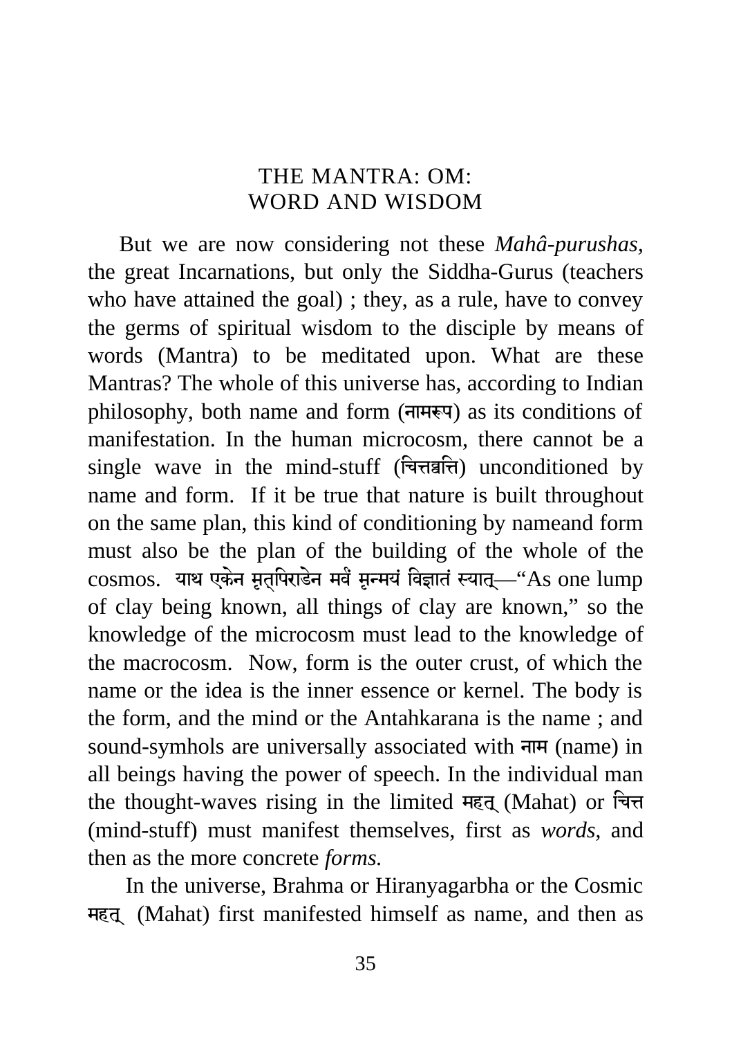## THE MANTRA: OM: WORD AND WISDOM

But we are now considering not these *Mahâ-purushas,* the great Incarnations, but only the Siddha-Gurus (teachers who have attained the goal) ; they, as a rule, have to convey the germs of spiritual wisdom to the disciple by means of words (Mantra) to be meditated upon. What are these Mantras? The whole of this universe has, according to Indian philosophy, both name and form (नामरूप) as its conditions of manifestation. In the human microcosm, there cannot be a single wave in the mind-stuff (चित्तव्रत्ति) unconditioned by name and form. If it be true that nature is built throughout on the same plan, this kind of conditioning by nameand form must also be the plan of the building of the whole of the cosmos. याथ एकेन मृत्पिराडेन मर्वं मृन्मयं विज्ञातं स्यात्—"As one lump of clay being known, all things of clay are known," so the knowledge of the microcosm must lead to the knowledge of the macrocosm. Now, form is the outer crust, of which the name or the idea is the inner essence or kernel. The body is the form, and the mind or the Antahkarana is the name ; and sound-symhols are universally associated with नाम (name) in all beings having the power of speech. In the individual man the thought-waves rising in the limited महत् (Mahat) or चित्त (mind-stuff) must manifest themselves, first as *words,* and then as the more concrete *forms.*

In the universe, Brahma or Hiranyagarbha or the Cosmic महत् (Mahat) first manifested himself as name, and then as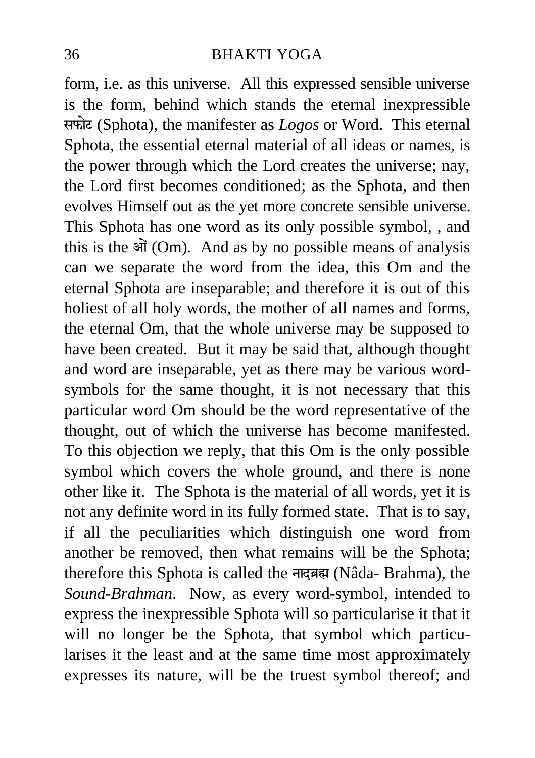form, i.e. as this universe. All this expressed sensible universe is the form, behind which stands the eternal inexpressible सफोट (Sphota), the manifester as *Logos* or Word. This eternal Sphota, the essential eternal material of all ideas or names, is the power through which the Lord creates the universe; nay, the Lord first becomes conditioned; as the Sphota, and then evolves Himself out as the yet more concrete sensible universe. This Sphota has one word as its only possible symbol, , and this is the ओं (Om). And as by no possible means of analysis can we separate the word from the idea, this Om and the eternal Sphota are inseparable; and therefore it is out of this holiest of all holy words, the mother of all names and forms, the eternal Om, that the whole universe may be supposed to have been created. But it may be said that, although thought and word are inseparable, yet as there may be various word-symbols for the same thought, it is not necessary that this particular word Om should be the word representative of the thought, out of which the universe has become manifested. To this objection we reply, that this Om is the only possible symbol which covers the whole ground, and there is none other like it. The Sphota is the material of all words, yet it is not any definite word in its fully formed state. That is to say, if all the peculiarities which distinguish one word from another be removed, then what remains will be the Sphota; therefore this Sphota is called the नादब्रह्म (Nâda- Brahma), the *Sound-Brahman*. Now, as every word-symbol, intended to express the inexpressible Sphota will so particularise it that it will no longer be the Sphota, that symbol which particularises it the least and at the same time most approximately expresses its nature, will be the truest symbol thereof; and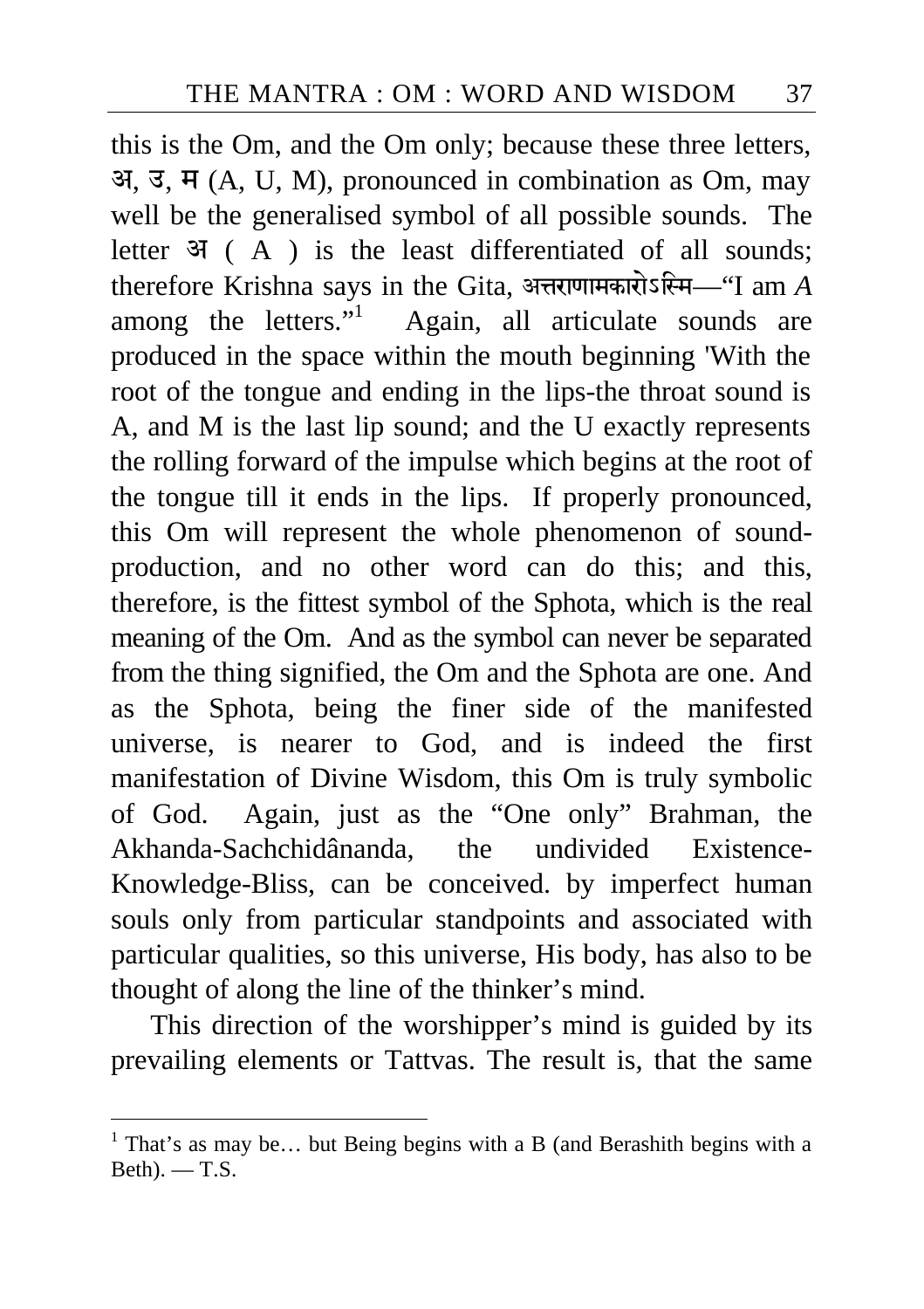this is the Om, and the Om only; because these three letters, अ, उ, म (A, U, M), pronounced in combination as Om, may well be the generalised symbol of all possible sounds. The letter अ ( A ) is the least differentiated of all sounds; therefore Krishna says in the Gita, अत्तराणामकारोऽस्मि—"I am *A* among the letters."[1] Again, all articulate sounds are produced in the space within the mouth beginning 'With the root of the tongue and ending in the lips-the throat sound is A, and M is the last lip sound; and the U exactly represents the rolling forward of the impulse which begins at the root of the tongue till it ends in the lips. If properly pronounced, this Om will represent the whole phenomenon of sound-production, and no other word can do this; and this, therefore, is the fittest symbol of the Sphota, which is the real meaning of the Om. And as the symbol can never be separated from the thing signified, the Om and the Sphota are one. And as the Sphota, being the finer side of the manifested universe, is nearer to God, and is indeed the first manifestation of Divine Wisdom, this Om is truly symbolic of God. Again, just as the "One only" Brahman, the Akhanda-Sachchidânanda, the undivided Existence-Knowledge-Bliss, can be conceived. by imperfect human souls only from particular standpoints and associated with particular qualities, so this universe, His body, has also to be thought of along the line of the thinker's mind.

This direction of the worshipper's mind is guided by its prevailing elements or Tattvas. The result is, that the same

---

[1] That's as may be… but Being begins with a B (and Berashith begins with a Beth). — T.S.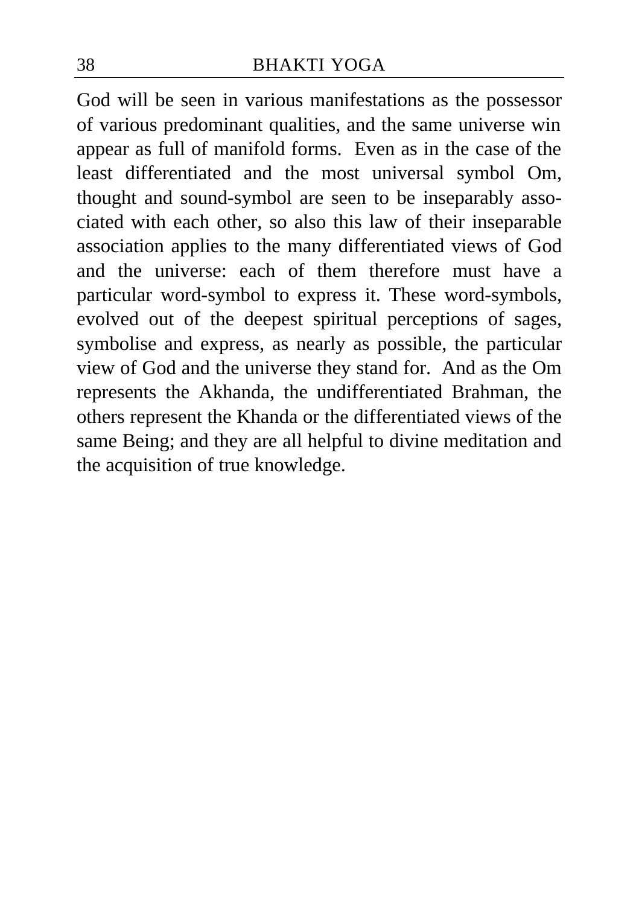God will be seen in various manifestations as the possessor of various predominant qualities, and the same universe win appear as full of manifold forms. Even as in the case of the least differentiated and the most universal symbol Om, thought and sound-symbol are seen to be inseparably associated with each other, so also this law of their inseparable association applies to the many differentiated views of God and the universe: each of them therefore must have a particular word-symbol to express it. These word-symbols, evolved out of the deepest spiritual perceptions of sages, symbolise and express, as nearly as possible, the particular view of God and the universe they stand for. And as the Om represents the Akhanda, the undifferentiated Brahman, the others represent the Khanda or the differentiated views of the same Being; and they are all helpful to divine meditation and the acquisition of true knowledge.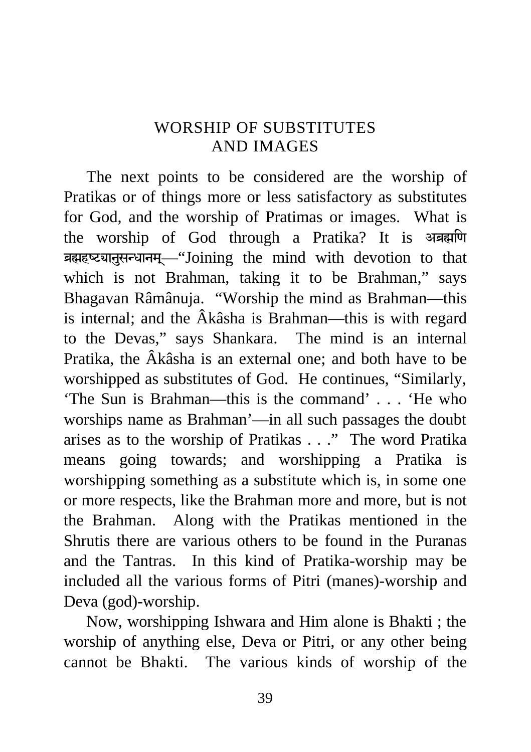# WORSHIP OF SUBSTITUTES AND IMAGES

The next points to be considered are the worship of Pratikas or of things more or less satisfactory as substitutes for God, and the worship of Pratimas or images. What is the worship of God through a Pratika? It is अब्रह्मणि ब्रह्मदृष्ट्यानुसन्धानम्—"Joining the mind with devotion to that which is not Brahman, taking it to be Brahman," says Bhagavan Râmânuja. "Worship the mind as Brahman—this is internal; and the Âkâsha is Brahman—this is with regard to the Devas," says Shankara. The mind is an internal Pratika, the Âkâsha is an external one; and both have to be worshipped as substitutes of God. He continues, "Similarly, 'The Sun is Brahman—this is the command' . . . 'He who worships name as Brahman'—in all such passages the doubt arises as to the worship of Pratikas . . ." The word Pratika means going towards; and worshipping a Pratika is worshipping something as a substitute which is, in some one or more respects, like the Brahman more and more, but is not the Brahman. Along with the Pratikas mentioned in the Shrutis there are various others to be found in the Puranas and the Tantras. In this kind of Pratika-worship may be included all the various forms of Pitri (manes)-worship and Deva (god)-worship.

Now, worshipping Ishwara and Him alone is Bhakti ; the worship of anything else, Deva or Pitri, or any other being cannot be Bhakti. The various kinds of worship of the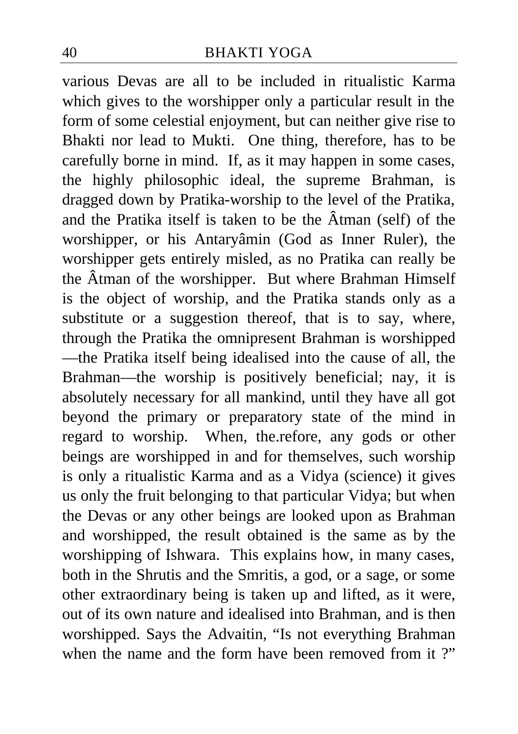various Devas are all to be included in ritualistic Karma which gives to the worshipper only a particular result in the form of some celestial enjoyment, but can neither give rise to Bhakti nor lead to Mukti. One thing, therefore, has to be carefully borne in mind. If, as it may happen in some cases, the highly philosophic ideal, the supreme Brahman, is dragged down by Pratika-worship to the level of the Pratika, and the Pratika itself is taken to be the Âtman (self) of the worshipper, or his Antaryâmin (God as Inner Ruler), the worshipper gets entirely misled, as no Pratika can really be the Âtman of the worshipper. But where Brahman Himself is the object of worship, and the Pratika stands only as a substitute or a suggestion thereof, that is to say, where, through the Pratika the omnipresent Brahman is worshipped —the Pratika itself being idealised into the cause of all, the Brahman—the worship is positively beneficial; nay, it is absolutely necessary for all mankind, until they have all got beyond the primary or preparatory state of the mind in regard to worship. When, the.refore, any gods or other beings are worshipped in and for themselves, such worship is only a ritualistic Karma and as a Vidya (science) it gives us only the fruit belonging to that particular Vidya; but when the Devas or any other beings are looked upon as Brahman and worshipped, the result obtained is the same as by the worshipping of Ishwara. This explains how, in many cases, both in the Shrutis and the Smritis, a god, or a sage, or some other extraordinary being is taken up and lifted, as it were, out of its own nature and idealised into Brahman, and is then worshipped. Says the Advaitin, "Is not everything Brahman when the name and the form have been removed from it ?"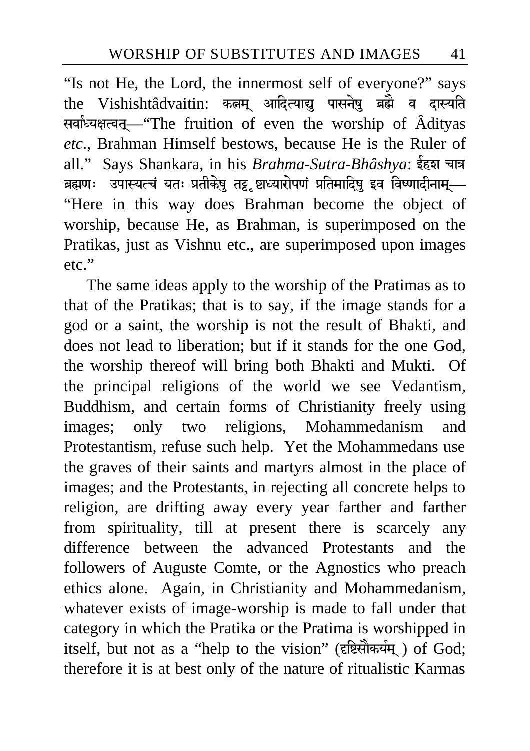"Is not He, the Lord, the innermost self of everyone?" says the Vishishtâdvaitin: फलम् आदित्याद्यु पासनेषु ब्रह्मै व दास्यति सर्वाध्यक्षत्वत्—"The fruition of even the worship of Âdityas *etc*., Brahman Himself bestows, because He is the Ruler of all." Says Shankara, in his *Brahma-Sutra-Bhâshya*: ईहश चात्र ब्रह्मणः उपास्यत्वं यतः प्रतीकेषु तद्दृष्ट्याध्यारोपणं प्रतिमादिषु इव विष्णादीनाम्—"Here in this way does Brahman become the object of worship, because He, as Brahman, is superimposed on the Pratikas, just as Vishnu etc., are superimposed upon images etc."

The same ideas apply to the worship of the Pratimas as to that of the Pratikas; that is to say, if the image stands for a god or a saint, the worship is not the result of Bhakti, and does not lead to liberation; but if it stands for the one God, the worship thereof will bring both Bhakti and Mukti. Of the principal religions of the world we see Vedantism, Buddhism, and certain forms of Christianity freely using images; only two religions, Mohammedanism and Protestantism, refuse such help. Yet the Mohammedans use the graves of their saints and martyrs almost in the place of images; and the Protestants, in rejecting all concrete helps to religion, are drifting away every year farther and farther from spirituality, till at present there is scarcely any difference between the advanced Protestants and the followers of Auguste Comte, or the Agnostics who preach ethics alone. Again, in Christianity and Mohammedanism, whatever exists of image-worship is made to fall under that category in which the Pratika or the Pratima is worshipped in itself, but not as a "help to the vision" (दृष्टिसौकर्यम् ) of God; therefore it is at best only of the nature of ritualistic Karmas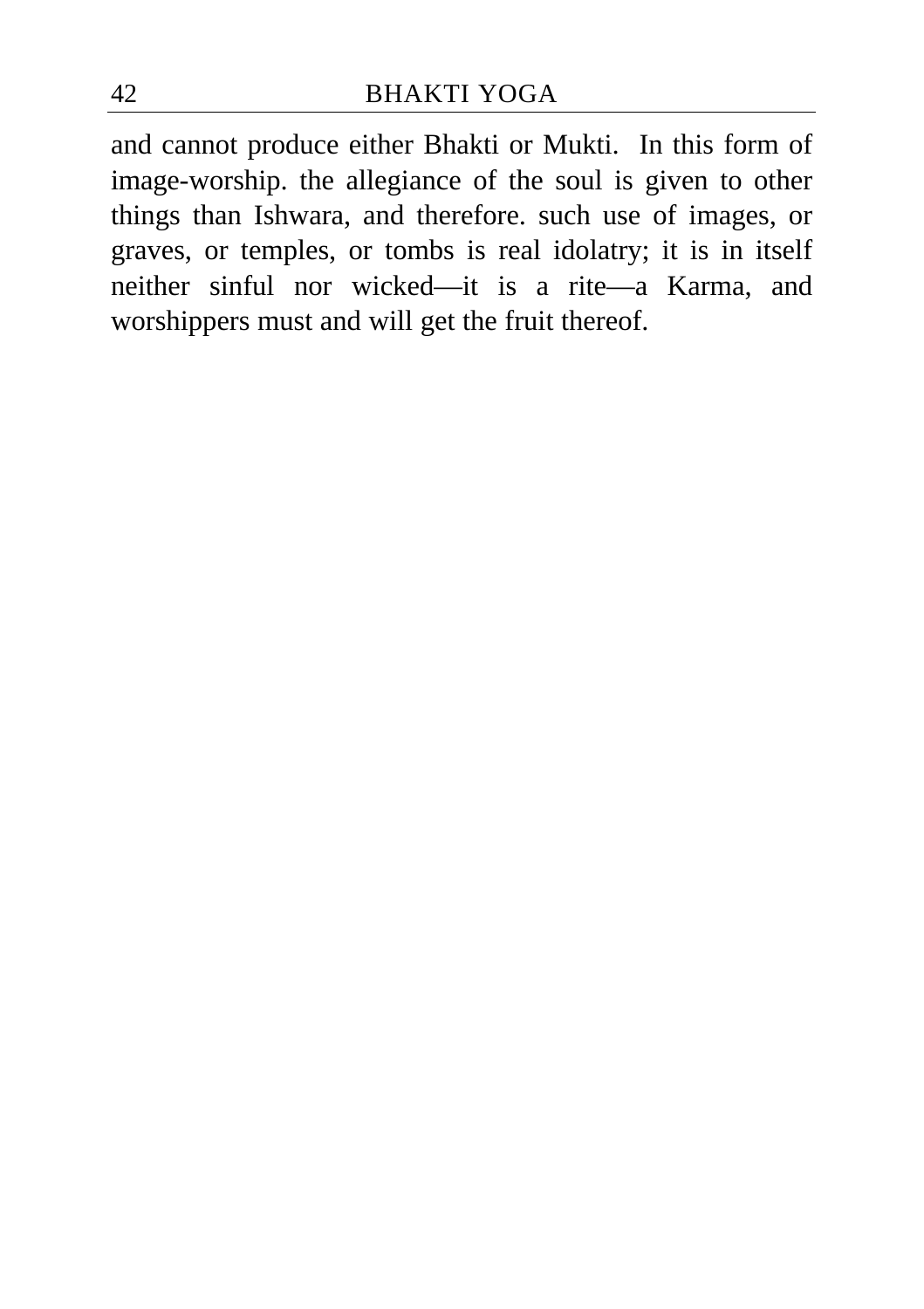and cannot produce either Bhakti or Mukti. In this form of image-worship. the allegiance of the soul is given to other things than Ishwara, and therefore. such use of images, or graves, or temples, or tombs is real idolatry; it is in itself neither sinful nor wicked—it is a rite—a Karma, and worshippers must and will get the fruit thereof.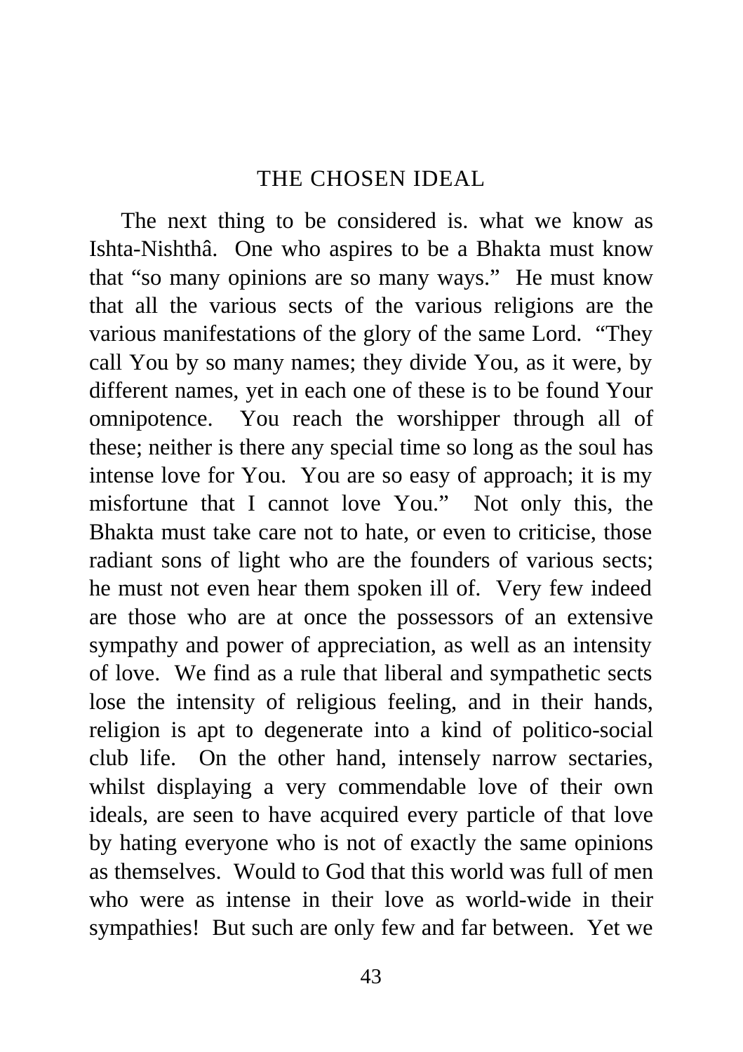# THE CHOSEN IDEAL

The next thing to be considered is. what we know as Ishta-Nishthâ. One who aspires to be a Bhakta must know that "so many opinions are so many ways." He must know that all the various sects of the various religions are the various manifestations of the glory of the same Lord. "They call You by so many names; they divide You, as it were, by different names, yet in each one of these is to be found Your omnipotence. You reach the worshipper through all of these; neither is there any special time so long as the soul has intense love for You. You are so easy of approach; it is my misfortune that I cannot love You." Not only this, the Bhakta must take care not to hate, or even to criticise, those radiant sons of light who are the founders of various sects; he must not even hear them spoken ill of. Very few indeed are those who are at once the possessors of an extensive sympathy and power of appreciation, as well as an intensity of love. We find as a rule that liberal and sympathetic sects lose the intensity of religious feeling, and in their hands, religion is apt to degenerate into a kind of politico-social club life. On the other hand, intensely narrow sectaries, whilst displaying a very commendable love of their own ideals, are seen to have acquired every particle of that love by hating everyone who is not of exactly the same opinions as themselves. Would to God that this world was full of men who were as intense in their love as world-wide in their sympathies! But such are only few and far between. Yet we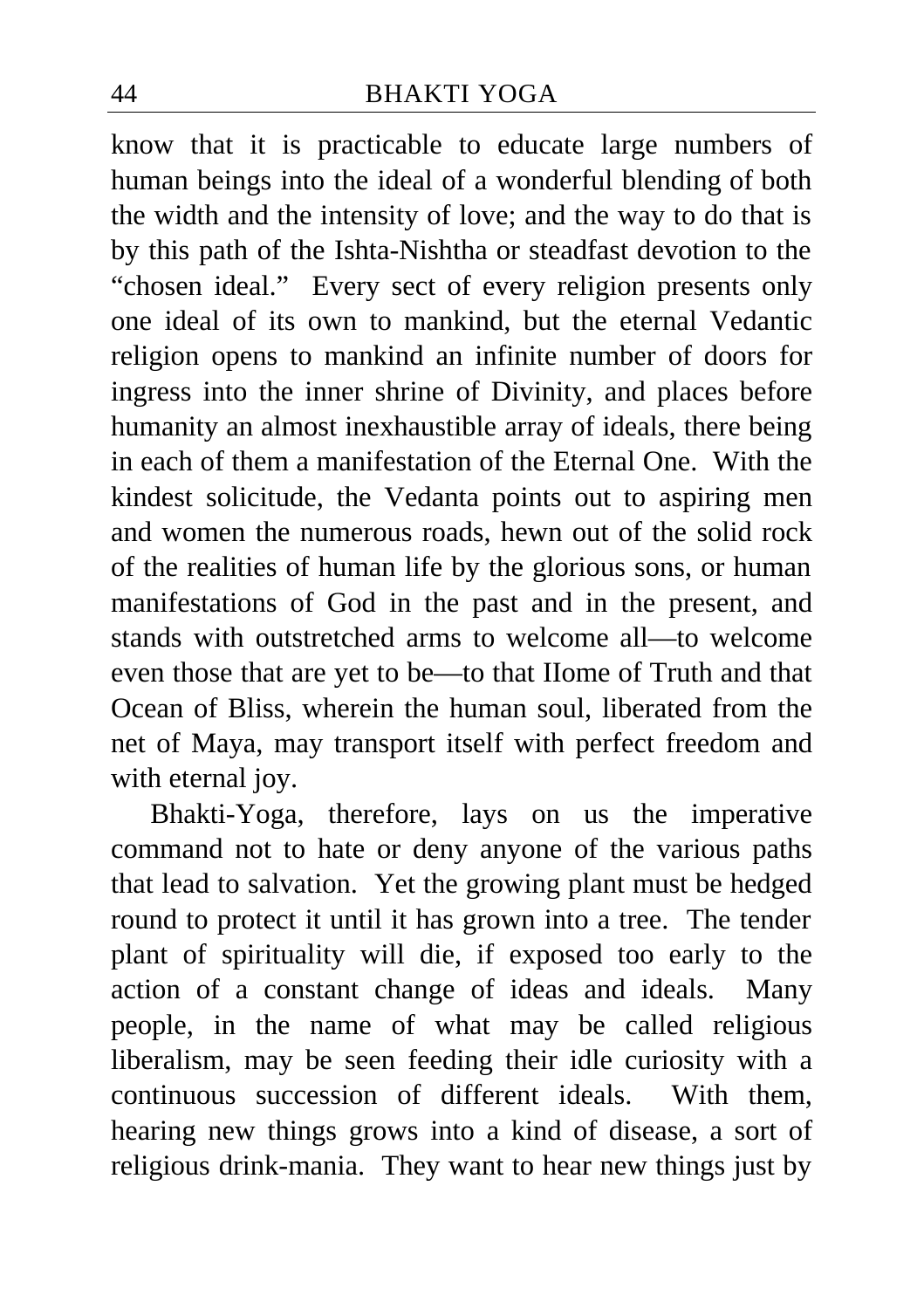know that it is practicable to educate large numbers of human beings into the ideal of a wonderful blending of both the width and the intensity of love; and the way to do that is by this path of the Ishta-Nishtha or steadfast devotion to the "chosen ideal." Every sect of every religion presents only one ideal of its own to mankind, but the eternal Vedantic religion opens to mankind an infinite number of doors for ingress into the inner shrine of Divinity, and places before humanity an almost inexhaustible array of ideals, there being in each of them a manifestation of the Eternal One. With the kindest solicitude, the Vedanta points out to aspiring men and women the numerous roads, hewn out of the solid rock of the realities of human life by the glorious sons, or human manifestations of God in the past and in the present, and stands with outstretched arms to welcome all—to welcome even those that are yet to be—to that IIome of Truth and that Ocean of Bliss, wherein the human soul, liberated from the net of Maya, may transport itself with perfect freedom and with eternal joy.

Bhakti-Yoga, therefore, lays on us the imperative command not to hate or deny anyone of the various paths that lead to salvation. Yet the growing plant must be hedged round to protect it until it has grown into a tree. The tender plant of spirituality will die, if exposed too early to the action of a constant change of ideas and ideals. Many people, in the name of what may be called religious liberalism, may be seen feeding their idle curiosity with a continuous succession of different ideals. With them, hearing new things grows into a kind of disease, a sort of religious drink-mania. They want to hear new things just by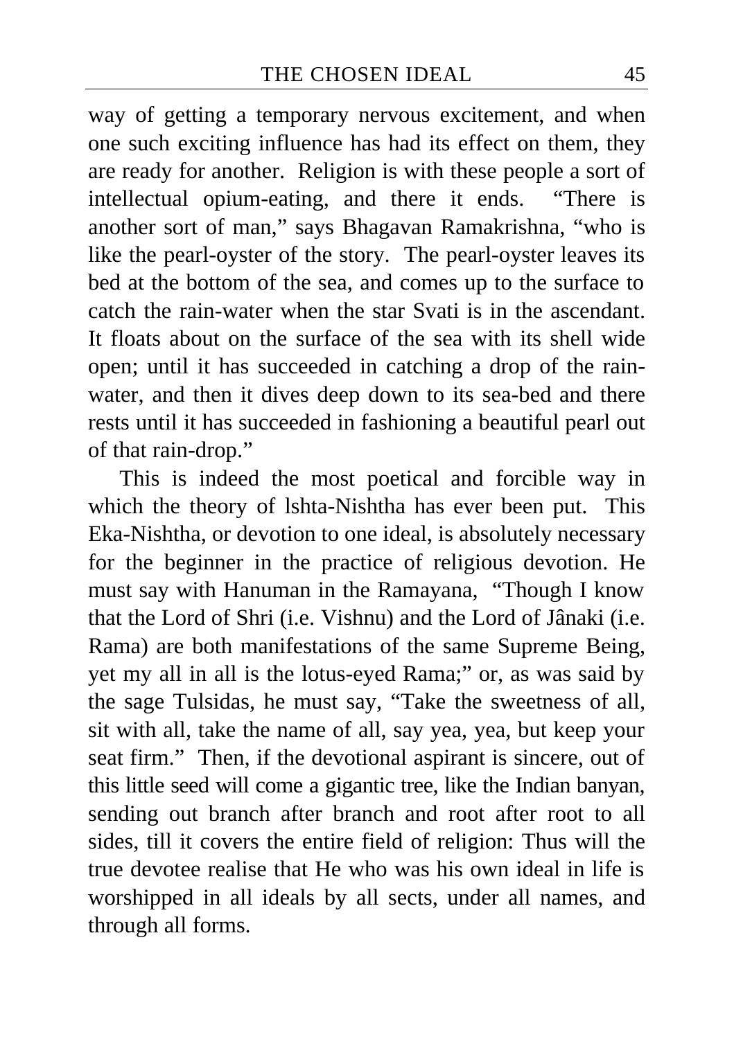way of getting a temporary nervous excitement, and when one such exciting influence has had its effect on them, they are ready for another. Religion is with these people a sort of intellectual opium-eating, and there it ends. "There is another sort of man," says Bhagavan Ramakrishna, "who is like the pearl-oyster of the story. The pearl-oyster leaves its bed at the bottom of the sea, and comes up to the surface to catch the rain-water when the star Svati is in the ascendant. It floats about on the surface of the sea with its shell wide open; until it has succeeded in catching a drop of the rain-water, and then it dives deep down to its sea-bed and there rests until it has succeeded in fashioning a beautiful pearl out of that rain-drop."

This is indeed the most poetical and forcible way in which the theory of lshta-Nishtha has ever been put. This Eka-Nishtha, or devotion to one ideal, is absolutely necessary for the beginner in the practice of religious devotion. He must say with Hanuman in the Ramayana, "Though I know that the Lord of Shri (i.e. Vishnu) and the Lord of Jânaki (i.e. Rama) are both manifestations of the same Supreme Being, yet my all in all is the lotus-eyed Rama;" or, as was said by the sage Tulsidas, he must say, "Take the sweetness of all, sit with all, take the name of all, say yea, yea, but keep your seat firm." Then, if the devotional aspirant is sincere, out of this little seed will come a gigantic tree, like the Indian banyan, sending out branch after branch and root after root to all sides, till it covers the entire field of religion: Thus will the true devotee realise that He who was his own ideal in life is worshipped in all ideals by all sects, under all names, and through all forms.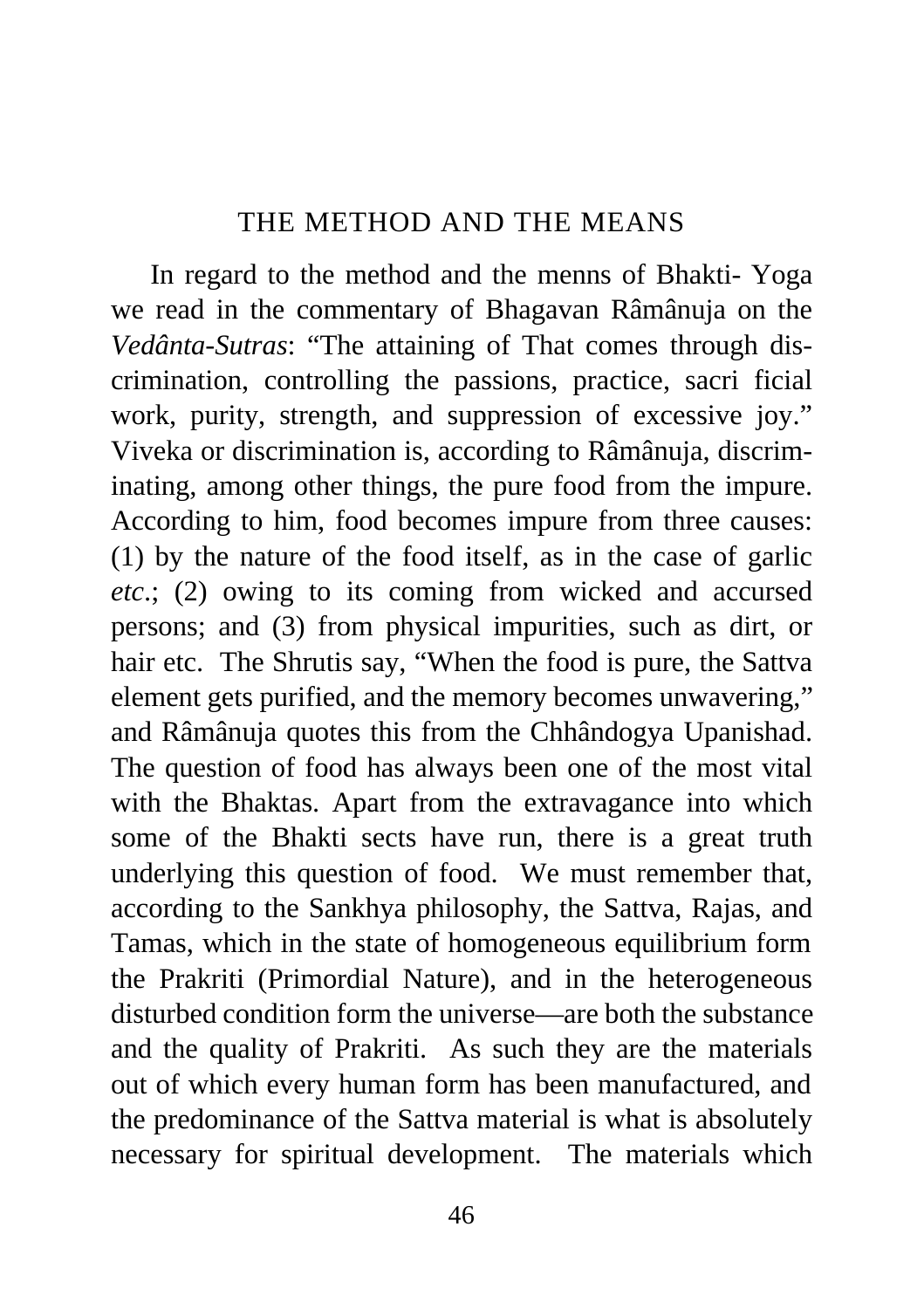# THE METHOD AND THE MEANS

In regard to the method and the menns of Bhakti- Yoga we read in the commentary of Bhagavan Râmânuja on the *Vedânta-Sutras*: "The attaining of That comes through discrimination, controlling the passions, practice, sacri ficial work, purity, strength, and suppression of excessive joy." Viveka or discrimination is, according to Râmânuja, discriminating, among other things, the pure food from the impure. According to him, food becomes impure from three causes: (1) by the nature of the food itself, as in the case of garlic *etc*.; (2) owing to its coming from wicked and accursed persons; and (3) from physical impurities, such as dirt, or hair etc. The Shrutis say, "When the food is pure, the Sattva element gets purified, and the memory becomes unwavering," and Râmânuja quotes this from the Chhândogya Upanishad. The question of food has always been one of the most vital with the Bhaktas. Apart from the extravagance into which some of the Bhakti sects have run, there is a great truth underlying this question of food. We must remember that, according to the Sankhya philosophy, the Sattva, Rajas, and Tamas, which in the state of homogeneous equilibrium form the Prakriti (Primordial Nature), and in the heterogeneous disturbed condition form the universe—are both the substance and the quality of Prakriti. As such they are the materials out of which every human form has been manufactured, and the predominance of the Sattva material is what is absolutely necessary for spiritual development. The materials which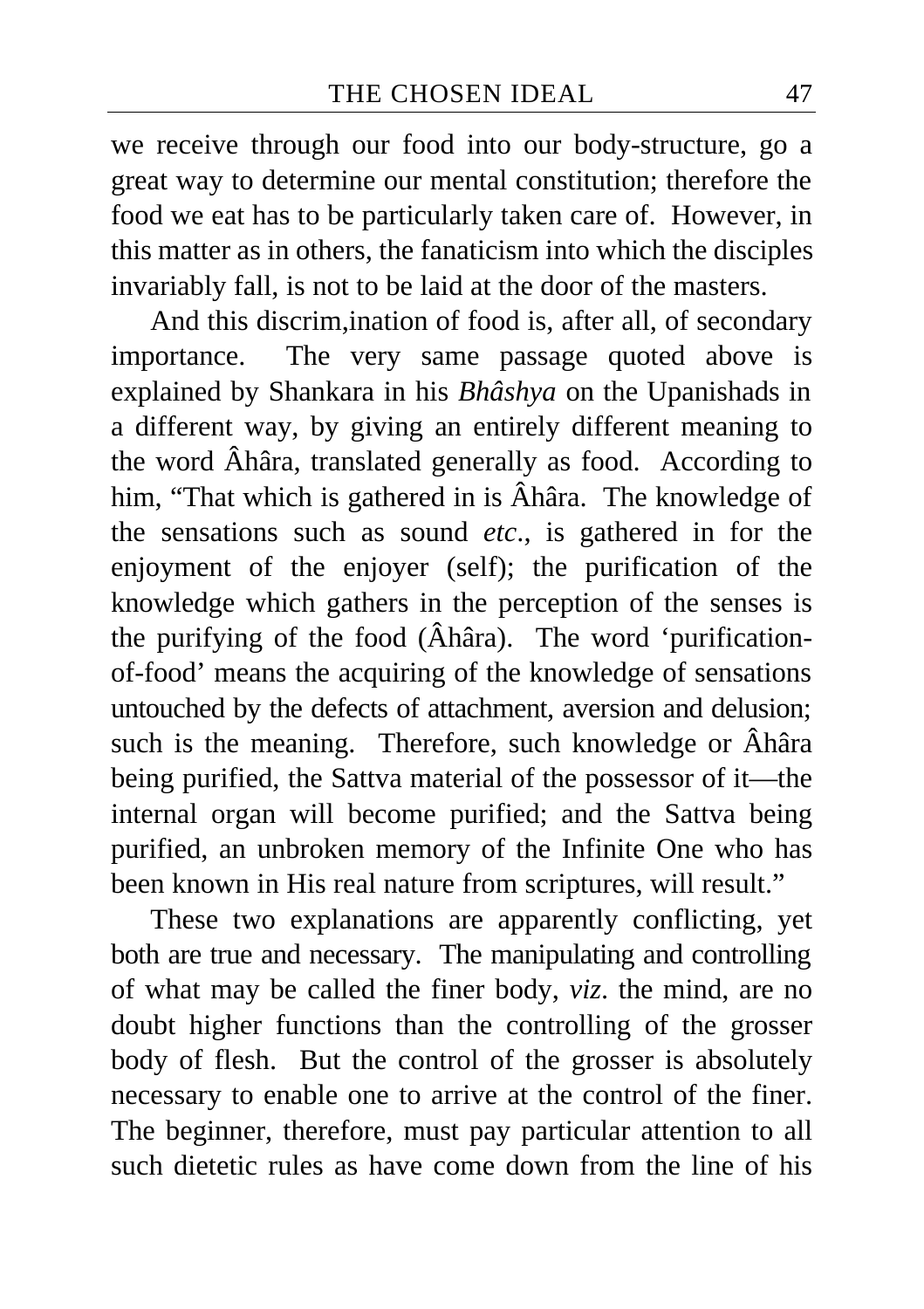we receive through our food into our body-structure, go a great way to determine our mental constitution; therefore the food we eat has to be particularly taken care of. However, in this matter as in others, the fanaticism into which the disciples invariably fall, is not to be laid at the door of the masters.

And this discrim,ination of food is, after all, of secondary importance. The very same passage quoted above is explained by Shankara in his *Bhâshya* on the Upanishads in a different way, by giving an entirely different meaning to the word Âhâra, translated generally as food. According to him, "That which is gathered in is Âhâra. The knowledge of the sensations such as sound *etc*., is gathered in for the enjoyment of the enjoyer (self); the purification of the knowledge which gathers in the perception of the senses is the purifying of the food (Âhâra). The word 'purification-of-food' means the acquiring of the knowledge of sensations untouched by the defects of attachment, aversion and delusion; such is the meaning. Therefore, such knowledge or Âhâra being purified, the Sattva material of the possessor of it—the internal organ will become purified; and the Sattva being purified, an unbroken memory of the Infinite One who has been known in His real nature from scriptures, will result."

These two explanations are apparently conflicting, yet both are true and necessary. The manipulating and controlling of what may be called the finer body, *viz*. the mind, are no doubt higher functions than the controlling of the grosser body of flesh. But the control of the grosser is absolutely necessary to enable one to arrive at the control of the finer. The beginner, therefore, must pay particular attention to all such dietetic rules as have come down from the line of his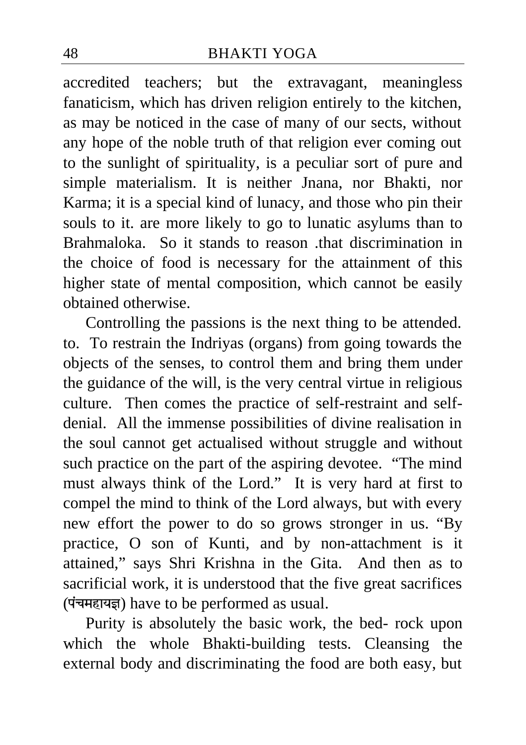accredited teachers; but the extravagant, meaningless fanaticism, which has driven religion entirely to the kitchen, as may be noticed in the case of many of our sects, without any hope of the noble truth of that religion ever coming out to the sunlight of spirituality, is a peculiar sort of pure and simple materialism. It is neither Jnana, nor Bhakti, nor Karma; it is a special kind of lunacy, and those who pin their souls to it. are more likely to go to lunatic asylums than to Brahmaloka. So it stands to reason .that discrimination in the choice of food is necessary for the attainment of this higher state of mental composition, which cannot be easily obtained otherwise.

Controlling the passions is the next thing to be attended. to. To restrain the Indriyas (organs) from going towards the objects of the senses, to control them and bring them under the guidance of the will, is the very central virtue in religious culture. Then comes the practice of self-restraint and self-denial. All the immense possibilities of divine realisation in the soul cannot get actualised without struggle and without such practice on the part of the aspiring devotee. "The mind must always think of the Lord." It is very hard at first to compel the mind to think of the Lord always, but with every new effort the power to do so grows stronger in us. "By practice, O son of Kunti, and by non-attachment is it attained," says Shri Krishna in the Gita. And then as to sacrificial work, it is understood that the five great sacrifices (पंचमहायज्ञ) have to be performed as usual.

Purity is absolutely the basic work, the bed- rock upon which the whole Bhakti-building tests. Cleansing the external body and discriminating the food are both easy, but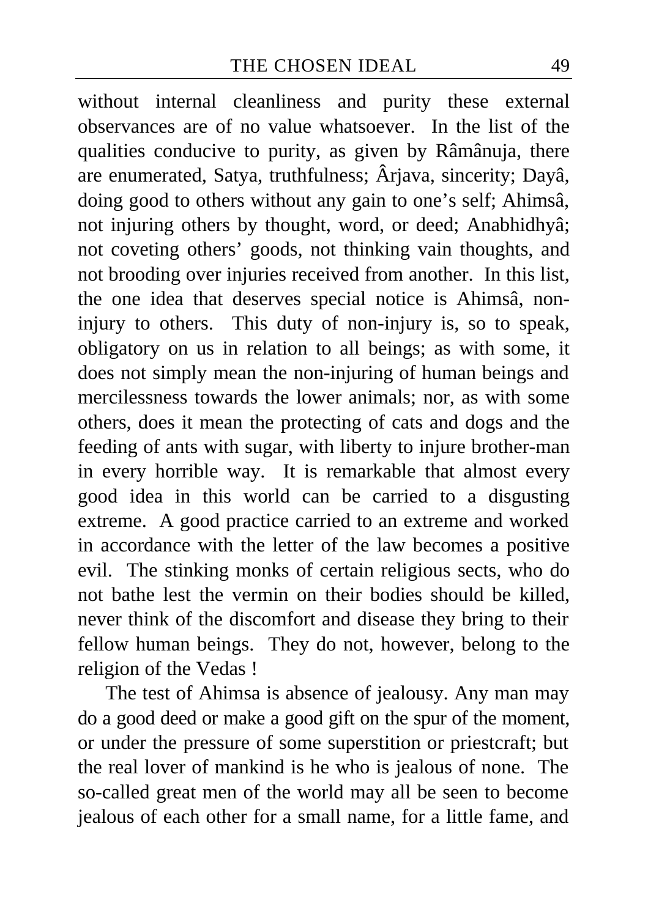without internal cleanliness and purity these external observances are of no value whatsoever. In the list of the qualities conducive to purity, as given by Râmânuja, there are enumerated, Satya, truthfulness; Ârjava, sincerity; Dayâ, doing good to others without any gain to one's self; Ahimsâ, not injuring others by thought, word, or deed; Anabhidhyâ; not coveting others' goods, not thinking vain thoughts, and not brooding over injuries received from another. In this list, the one idea that deserves special notice is Ahimsâ, non-injury to others. This duty of non-injury is, so to speak, obligatory on us in relation to all beings; as with some, it does not simply mean the non-injuring of human beings and mercilessness towards the lower animals; nor, as with some others, does it mean the protecting of cats and dogs and the feeding of ants with sugar, with liberty to injure brother-man in every horrible way. It is remarkable that almost every good idea in this world can be carried to a disgusting extreme. A good practice carried to an extreme and worked in accordance with the letter of the law becomes a positive evil. The stinking monks of certain religious sects, who do not bathe lest the vermin on their bodies should be killed, never think of the discomfort and disease they bring to their fellow human beings. They do not, however, belong to the religion of the Vedas !

The test of Ahimsa is absence of jealousy. Any man may do a good deed or make a good gift on the spur of the moment, or under the pressure of some superstition or priestcraft; but the real lover of mankind is he who is jealous of none. The so-called great men of the world may all be seen to become jealous of each other for a small name, for a little fame, and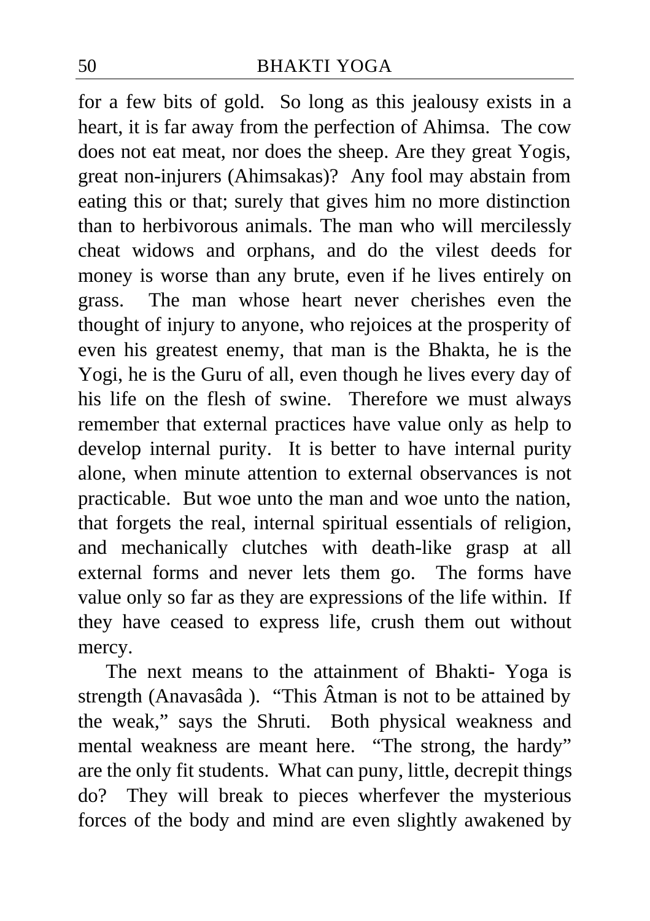for a few bits of gold. So long as this jealousy exists in a heart, it is far away from the perfection of Ahimsa. The cow does not eat meat, nor does the sheep. Are they great Yogis, great non-injurers (Ahimsakas)? Any fool may abstain from eating this or that; surely that gives him no more distinction than to herbivorous animals. The man who will mercilessly cheat widows and orphans, and do the vilest deeds for money is worse than any brute, even if he lives entirely on grass. The man whose heart never cherishes even the thought of injury to anyone, who rejoices at the prosperity of even his greatest enemy, that man is the Bhakta, he is the Yogi, he is the Guru of all, even though he lives every day of his life on the flesh of swine. Therefore we must always remember that external practices have value only as help to develop internal purity. It is better to have internal purity alone, when minute attention to external observances is not practicable. But woe unto the man and woe unto the nation, that forgets the real, internal spiritual essentials of religion, and mechanically clutches with death-like grasp at all external forms and never lets them go. The forms have value only so far as they are expressions of the life within. If they have ceased to express life, crush them out without mercy.

The next means to the attainment of Bhakti- Yoga is strength (Anavasâda ). "This Âtman is not to be attained by the weak," says the Shruti. Both physical weakness and mental weakness are meant here. "The strong, the hardy" are the only fit students. What can puny, little, decrepit things do? They will break to pieces wherfever the mysterious forces of the body and mind are even slightly awakened by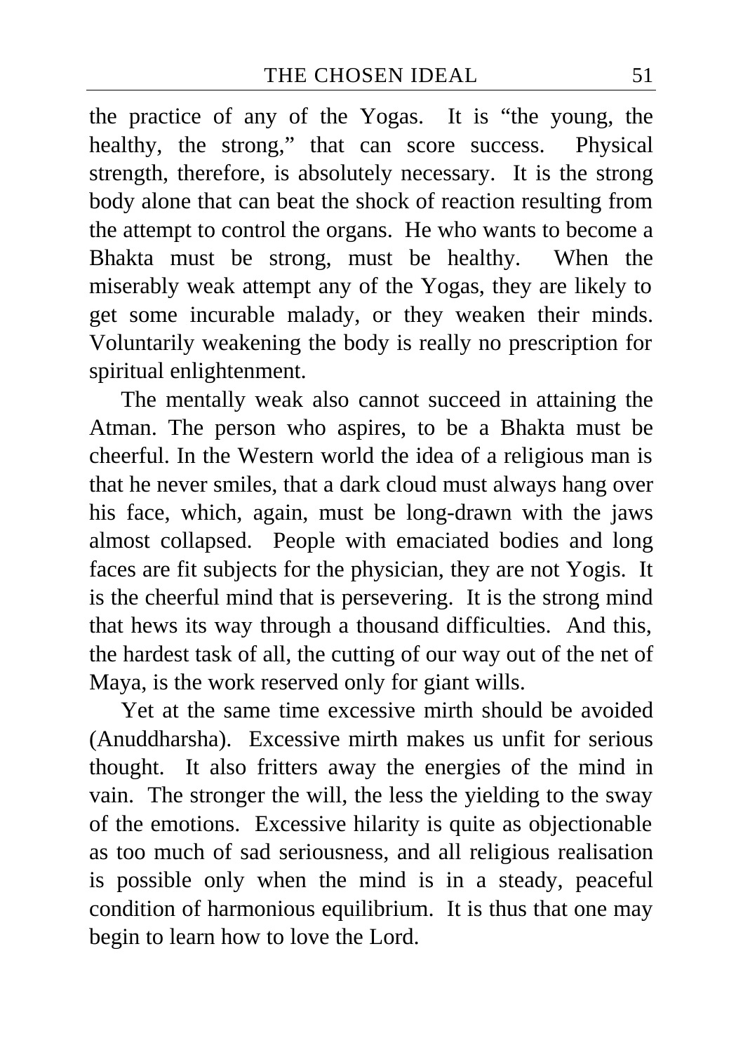the practice of any of the Yogas. It is "the young, the healthy, the strong," that can score success. Physical strength, therefore, is absolutely necessary. It is the strong body alone that can beat the shock of reaction resulting from the attempt to control the organs. He who wants to become a Bhakta must be strong, must be healthy. When the miserably weak attempt any of the Yogas, they are likely to get some incurable malady, or they weaken their minds. Voluntarily weakening the body is really no prescription for spiritual enlightenment.

The mentally weak also cannot succeed in attaining the Atman. The person who aspires, to be a Bhakta must be cheerful. In the Western world the idea of a religious man is that he never smiles, that a dark cloud must always hang over his face, which, again, must be long-drawn with the jaws almost collapsed. People with emaciated bodies and long faces are fit subjects for the physician, they are not Yogis. It is the cheerful mind that is persevering. It is the strong mind that hews its way through a thousand difficulties. And this, the hardest task of all, the cutting of our way out of the net of Maya, is the work reserved only for giant wills.

Yet at the same time excessive mirth should be avoided (Anuddharsha). Excessive mirth makes us unfit for serious thought. It also fritters away the energies of the mind in vain. The stronger the will, the less the yielding to the sway of the emotions. Excessive hilarity is quite as objectionable as too much of sad seriousness, and all religious realisation is possible only when the mind is in a steady, peaceful condition of harmonious equilibrium. It is thus that one may begin to learn how to love the Lord.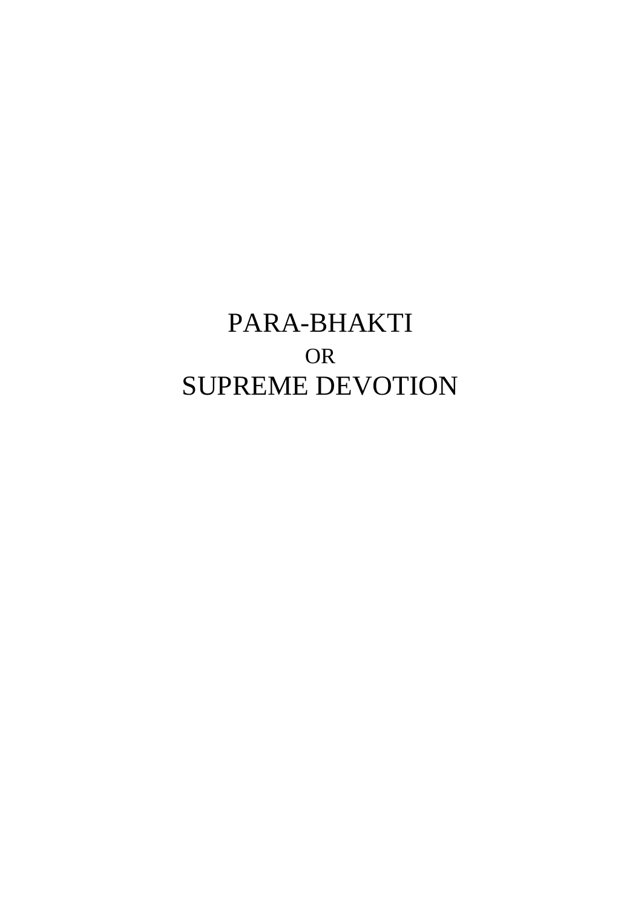# PARA-BHAKTI

OR

# SUPREME DEVOTION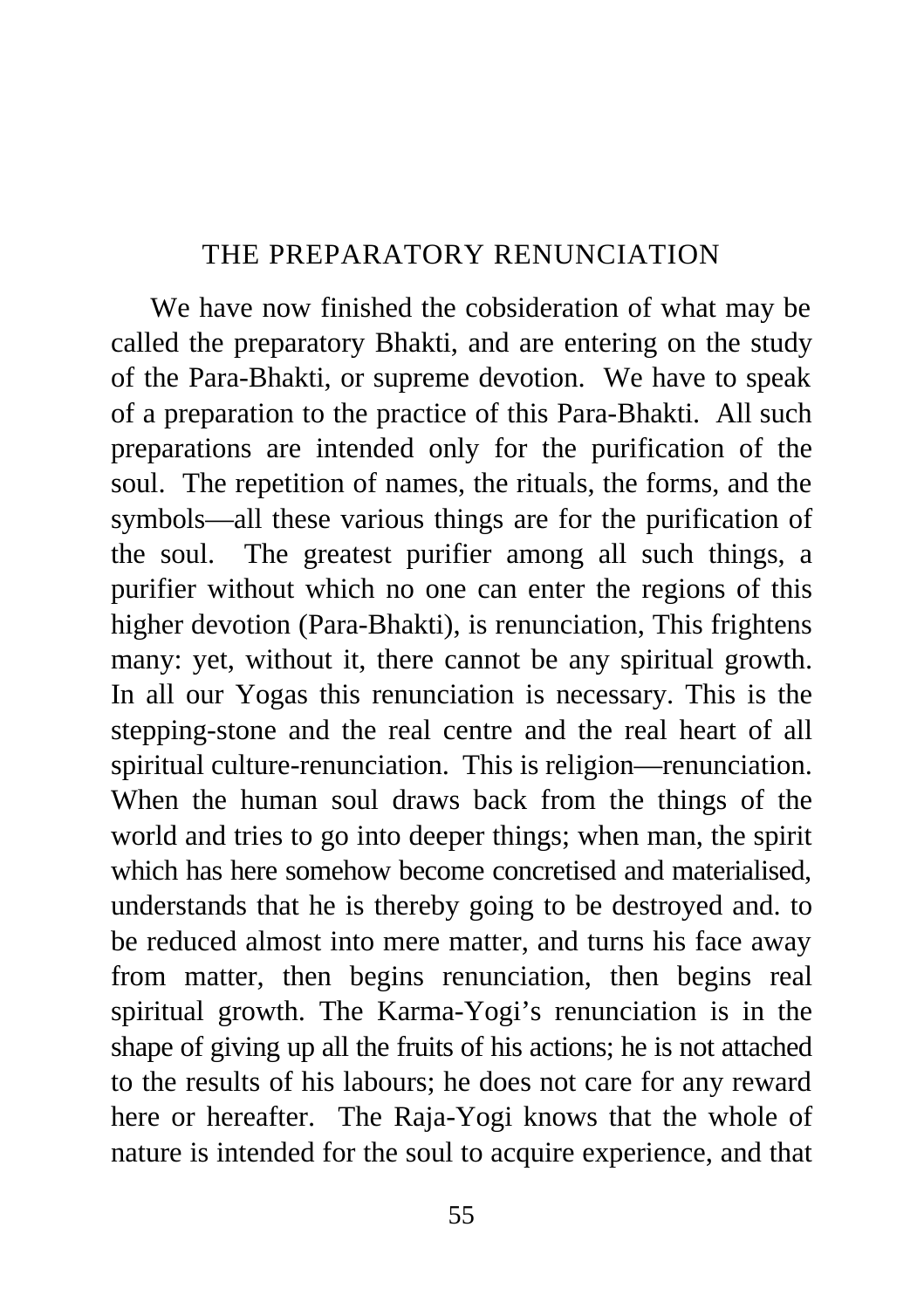# THE PREPARATORY RENUNCIATION

We have now finished the cobsideration of what may be called the preparatory Bhakti, and are entering on the study of the Para-Bhakti, or supreme devotion. We have to speak of a preparation to the practice of this Para-Bhakti. All such preparations are intended only for the purification of the soul. The repetition of names, the rituals, the forms, and the symbols—all these various things are for the purification of the soul. The greatest purifier among all such things, a purifier without which no one can enter the regions of this higher devotion (Para-Bhakti), is renunciation, This frightens many: yet, without it, there cannot be any spiritual growth. In all our Yogas this renunciation is necessary. This is the stepping-stone and the real centre and the real heart of all spiritual culture-renunciation. This is religion—renunciation. When the human soul draws back from the things of the world and tries to go into deeper things; when man, the spirit which has here somehow become concretised and materialised, understands that he is thereby going to be destroyed and. to be reduced almost into mere matter, and turns his face away from matter, then begins renunciation, then begins real spiritual growth. The Karma-Yogi's renunciation is in the shape of giving up all the fruits of his actions; he is not attached to the results of his labours; he does not care for any reward here or hereafter. The Raja-Yogi knows that the whole of nature is intended for the soul to acquire experience, and that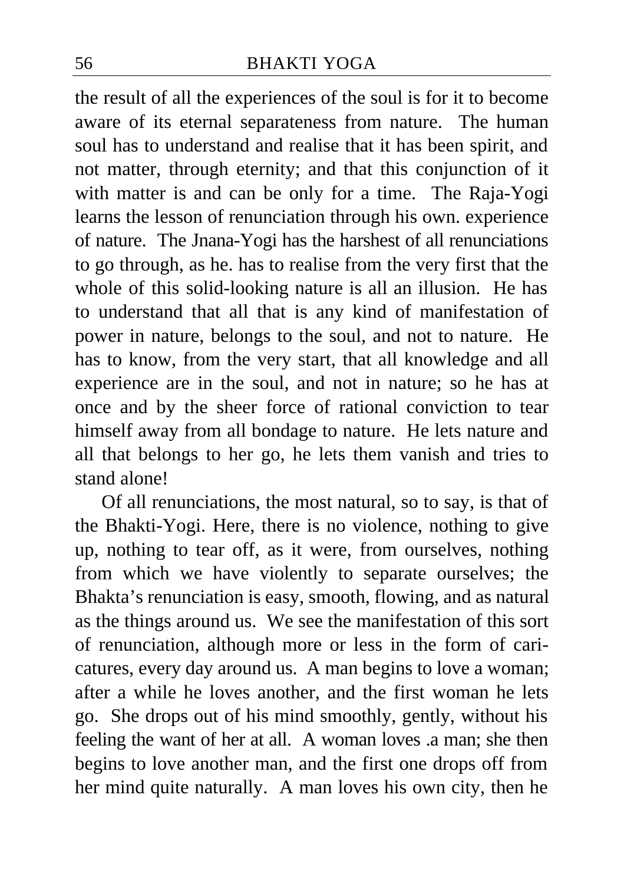the result of all the experiences of the soul is for it to become aware of its eternal separateness from nature. The human soul has to understand and realise that it has been spirit, and not matter, through eternity; and that this conjunction of it with matter is and can be only for a time. The Raja-Yogi learns the lesson of renunciation through his own. experience of nature. The Jnana-Yogi has the harshest of all renunciations to go through, as he. has to realise from the very first that the whole of this solid-looking nature is all an illusion. He has to understand that all that is any kind of manifestation of power in nature, belongs to the soul, and not to nature. He has to know, from the very start, that all knowledge and all experience are in the soul, and not in nature; so he has at once and by the sheer force of rational conviction to tear himself away from all bondage to nature. He lets nature and all that belongs to her go, he lets them vanish and tries to stand alone!

Of all renunciations, the most natural, so to say, is that of the Bhakti-Yogi. Here, there is no violence, nothing to give up, nothing to tear off, as it were, from ourselves, nothing from which we have violently to separate ourselves; the Bhakta's renunciation is easy, smooth, flowing, and as natural as the things around us. We see the manifestation of this sort of renunciation, although more or less in the form of caricatures, every day around us. A man begins to love a woman; after a while he loves another, and the first woman he lets go. She drops out of his mind smoothly, gently, without his feeling the want of her at all. A woman loves .a man; she then begins to love another man, and the first one drops off from her mind quite naturally. A man loves his own city, then he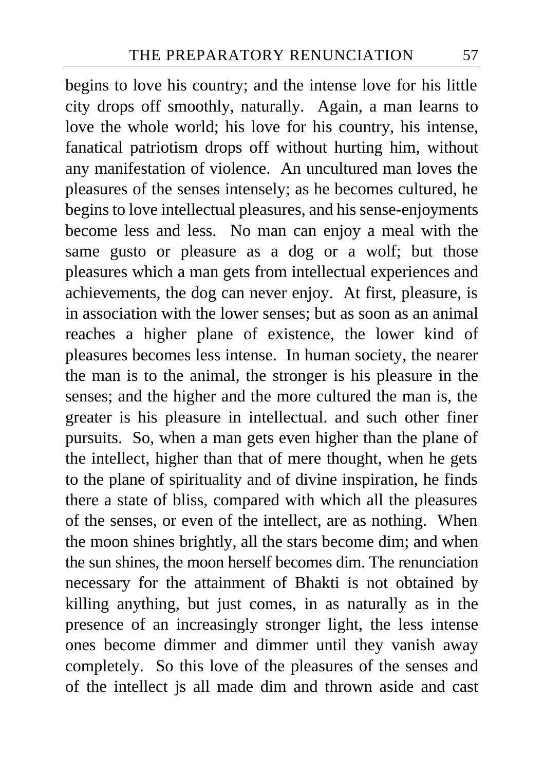begins to love his country; and the intense love for his little city drops off smoothly, naturally. Again, a man learns to love the whole world; his love for his country, his intense, fanatical patriotism drops off without hurting him, without any manifestation of violence. An uncultured man loves the pleasures of the senses intensely; as he becomes cultured, he begins to love intellectual pleasures, and his sense-enjoyments become less and less. No man can enjoy a meal with the same gusto or pleasure as a dog or a wolf; but those pleasures which a man gets from intellectual experiences and achievements, the dog can never enjoy. At first, pleasure, is in association with the lower senses; but as soon as an animal reaches a higher plane of existence, the lower kind of pleasures becomes less intense. In human society, the nearer the man is to the animal, the stronger is his pleasure in the senses; and the higher and the more cultured the man is, the greater is his pleasure in intellectual. and such other finer pursuits. So, when a man gets even higher than the plane of the intellect, higher than that of mere thought, when he gets to the plane of spirituality and of divine inspiration, he finds there a state of bliss, compared with which all the pleasures of the senses, or even of the intellect, are as nothing. When the moon shines brightly, all the stars become dim; and when the sun shines, the moon herself becomes dim. The renunciation necessary for the attainment of Bhakti is not obtained by killing anything, but just comes, in as naturally as in the presence of an increasingly stronger light, the less intense ones become dimmer and dimmer until they vanish away completely. So this love of the pleasures of the senses and of the intellect js all made dim and thrown aside and cast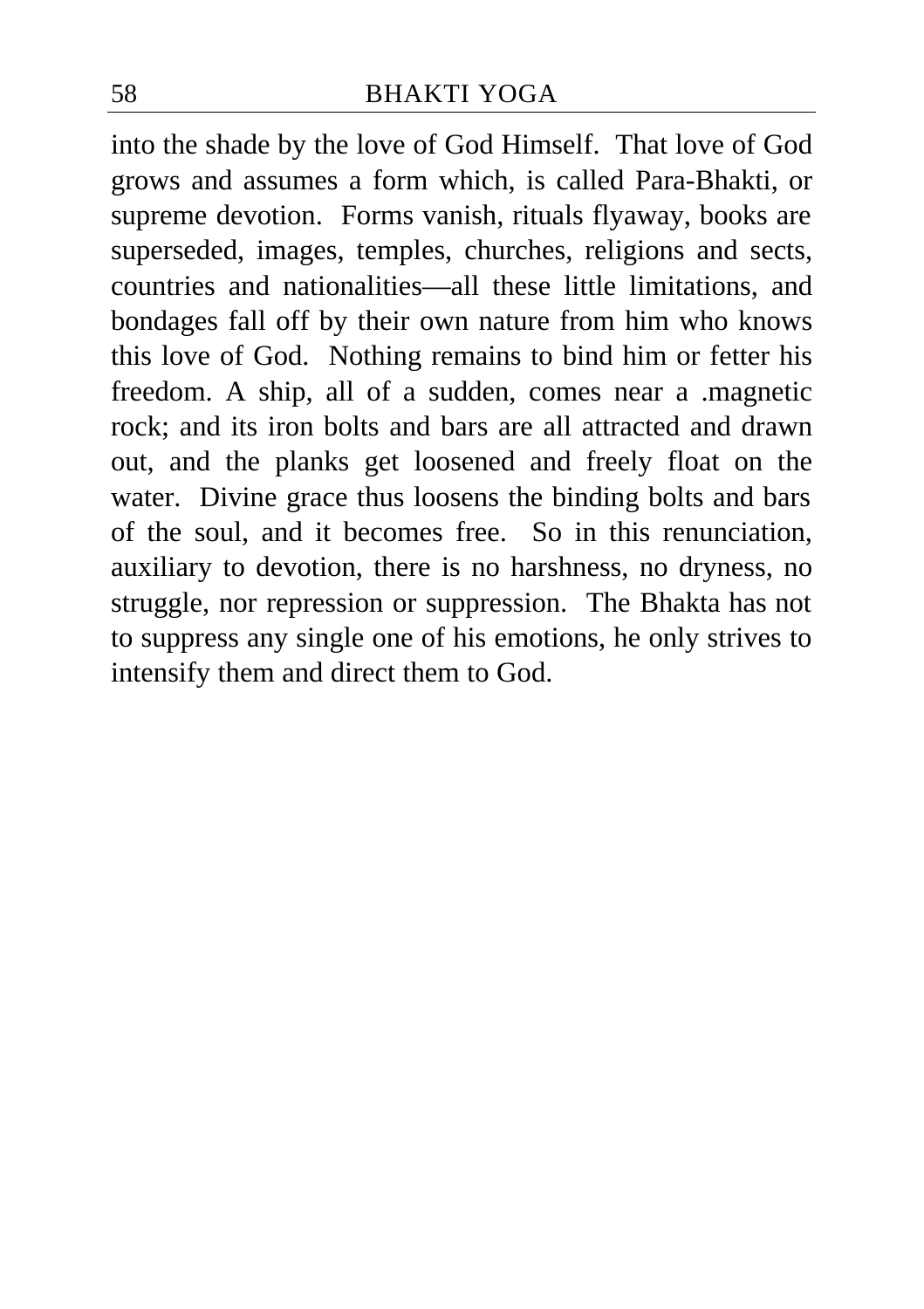into the shade by the love of God Himself. That love of God grows and assumes a form which, is called Para-Bhakti, or supreme devotion. Forms vanish, rituals flyaway, books are superseded, images, temples, churches, religions and sects, countries and nationalities—all these little limitations, and bondages fall off by their own nature from him who knows this love of God. Nothing remains to bind him or fetter his freedom. A ship, all of a sudden, comes near a .magnetic rock; and its iron bolts and bars are all attracted and drawn out, and the planks get loosened and freely float on the water. Divine grace thus loosens the binding bolts and bars of the soul, and it becomes free. So in this renunciation, auxiliary to devotion, there is no harshness, no dryness, no struggle, nor repression or suppression. The Bhakta has not to suppress any single one of his emotions, he only strives to intensify them and direct them to God.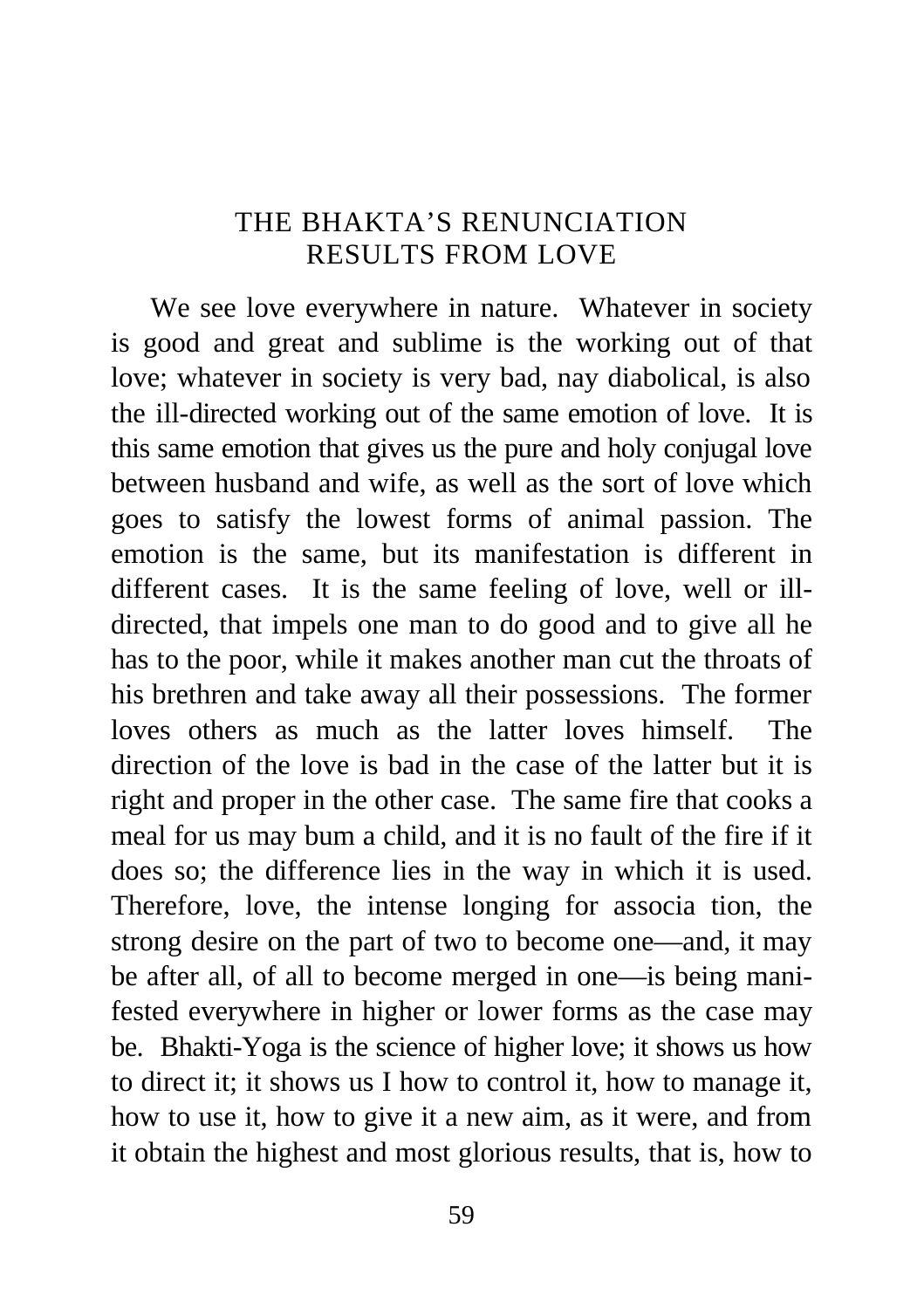## THE BHAKTA'S RENUNCIATION RESULTS FROM LOVE

We see love everywhere in nature. Whatever in society is good and great and sublime is the working out of that love; whatever in society is very bad, nay diabolical, is also the ill-directed working out of the same emotion of love. It is this same emotion that gives us the pure and holy conjugal love between husband and wife, as well as the sort of love which goes to satisfy the lowest forms of animal passion. The emotion is the same, but its manifestation is different in different cases. It is the same feeling of love, well or ill-directed, that impels one man to do good and to give all he has to the poor, while it makes another man cut the throats of his brethren and take away all their possessions. The former loves others as much as the latter loves himself. The direction of the love is bad in the case of the latter but it is right and proper in the other case. The same fire that cooks a meal for us may bum a child, and it is no fault of the fire if it does so; the difference lies in the way in which it is used. Therefore, love, the intense longing for associa tion, the strong desire on the part of two to become one—and, it may be after all, of all to become merged in one—is being manifested everywhere in higher or lower forms as the case may be. Bhakti-Yoga is the science of higher love; it shows us how to direct it; it shows us I how to control it, how to manage it, how to use it, how to give it a new aim, as it were, and from it obtain the highest and most glorious results, that is, how to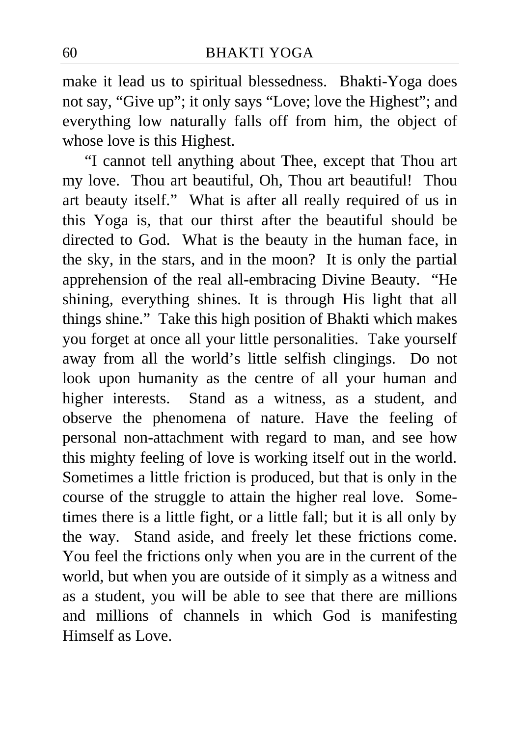make it lead us to spiritual blessedness. Bhakti-Yoga does not say, "Give up"; it only says "Love; love the Highest"; and everything low naturally falls off from him, the object of whose love is this Highest.

"I cannot tell anything about Thee, except that Thou art my love. Thou art beautiful, Oh, Thou art beautiful! Thou art beauty itself." What is after all really required of us in this Yoga is, that our thirst after the beautiful should be directed to God. What is the beauty in the human face, in the sky, in the stars, and in the moon? It is only the partial apprehension of the real all-embracing Divine Beauty. "He shining, everything shines. It is through His light that all things shine." Take this high position of Bhakti which makes you forget at once all your little personalities. Take yourself away from all the world's little selfish clingings. Do not look upon humanity as the centre of all your human and higher interests. Stand as a witness, as a student, and observe the phenomena of nature. Have the feeling of personal non-attachment with regard to man, and see how this mighty feeling of love is working itself out in the world. Sometimes a little friction is produced, but that is only in the course of the struggle to attain the higher real love. Sometimes there is a little fight, or a little fall; but it is all only by the way. Stand aside, and freely let these frictions come. You feel the frictions only when you are in the current of the world, but when you are outside of it simply as a witness and as a student, you will be able to see that there are millions and millions of channels in which God is manifesting Himself as Love.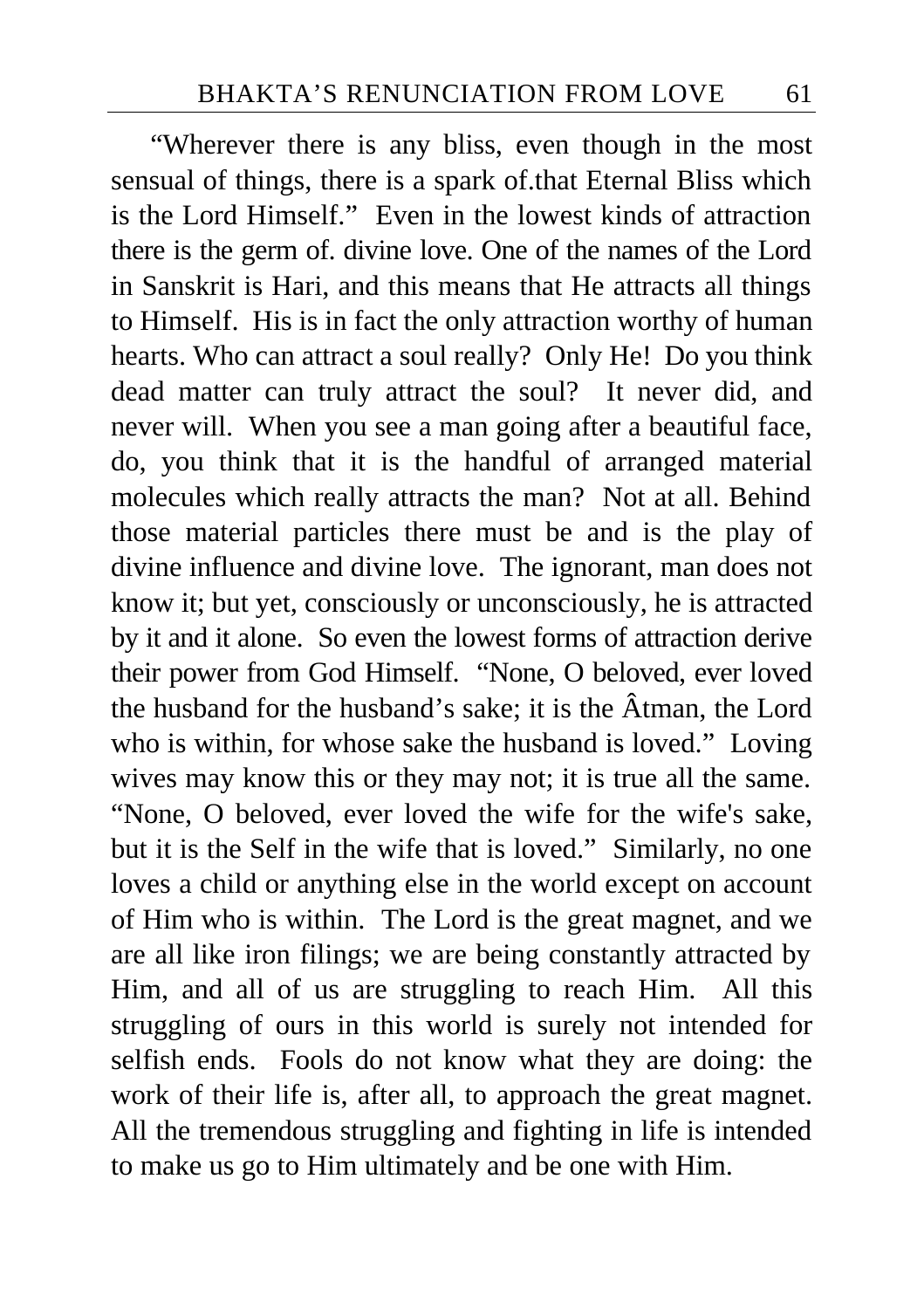"Wherever there is any bliss, even though in the most sensual of things, there is a spark of.that Eternal Bliss which is the Lord Himself." Even in the lowest kinds of attraction there is the germ of. divine love. One of the names of the Lord in Sanskrit is Hari, and this means that He attracts all things to Himself. His is in fact the only attraction worthy of human hearts. Who can attract a soul really? Only He! Do you think dead matter can truly attract the soul? It never did, and never will. When you see a man going after a beautiful face, do, you think that it is the handful of arranged material molecules which really attracts the man? Not at all. Behind those material particles there must be and is the play of divine influence and divine love. The ignorant, man does not know it; but yet, consciously or unconsciously, he is attracted by it and it alone. So even the lowest forms of attraction derive their power from God Himself. "None, O beloved, ever loved the husband for the husband's sake; it is the Âtman, the Lord who is within, for whose sake the husband is loved." Loving wives may know this or they may not; it is true all the same. "None, O beloved, ever loved the wife for the wife's sake, but it is the Self in the wife that is loved." Similarly, no one loves a child or anything else in the world except on account of Him who is within. The Lord is the great magnet, and we are all like iron filings; we are being constantly attracted by Him, and all of us are struggling to reach Him. All this struggling of ours in this world is surely not intended for selfish ends. Fools do not know what they are doing: the work of their life is, after all, to approach the great magnet. All the tremendous struggling and fighting in life is intended to make us go to Him ultimately and be one with Him.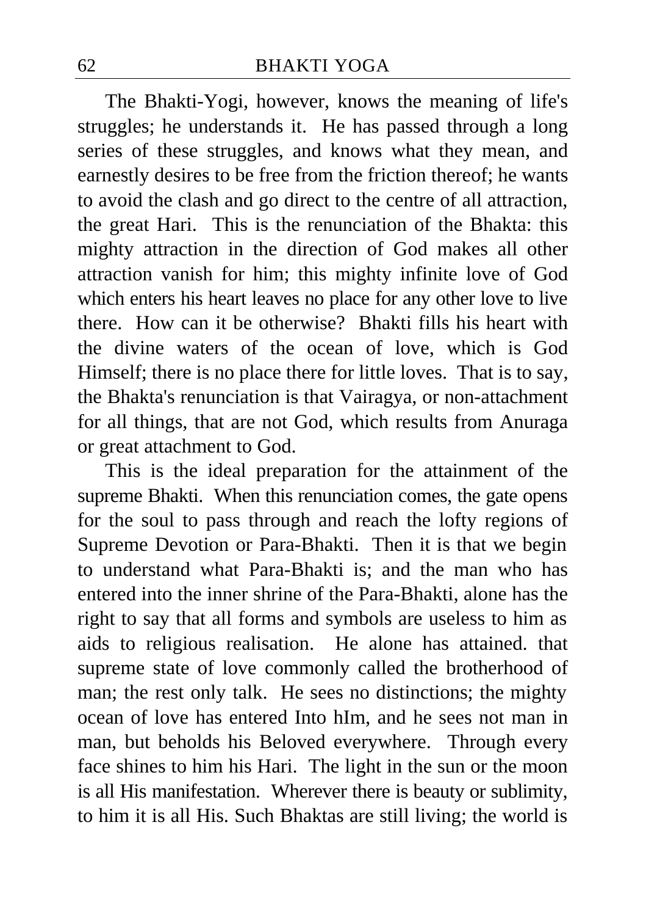The Bhakti-Yogi, however, knows the meaning of life's struggles; he understands it. He has passed through a long series of these struggles, and knows what they mean, and earnestly desires to be free from the friction thereof; he wants to avoid the clash and go direct to the centre of all attraction, the great Hari. This is the renunciation of the Bhakta: this mighty attraction in the direction of God makes all other attraction vanish for him; this mighty infinite love of God which enters his heart leaves no place for any other love to live there. How can it be otherwise? Bhakti fills his heart with the divine waters of the ocean of love, which is God Himself; there is no place there for little loves. That is to say, the Bhakta's renunciation is that Vairagya, or non-attachment for all things, that are not God, which results from Anuraga or great attachment to God.

This is the ideal preparation for the attainment of the supreme Bhakti. When this renunciation comes, the gate opens for the soul to pass through and reach the lofty regions of Supreme Devotion or Para-Bhakti. Then it is that we begin to understand what Para-Bhakti is; and the man who has entered into the inner shrine of the Para-Bhakti, alone has the right to say that all forms and symbols are useless to him as aids to religious realisation. He alone has attained. that supreme state of love commonly called the brotherhood of man; the rest only talk. He sees no distinctions; the mighty ocean of love has entered Into hIm, and he sees not man in man, but beholds his Beloved everywhere. Through every face shines to him his Hari. The light in the sun or the moon is all His manifestation. Wherever there is beauty or sublimity, to him it is all His. Such Bhaktas are still living; the world is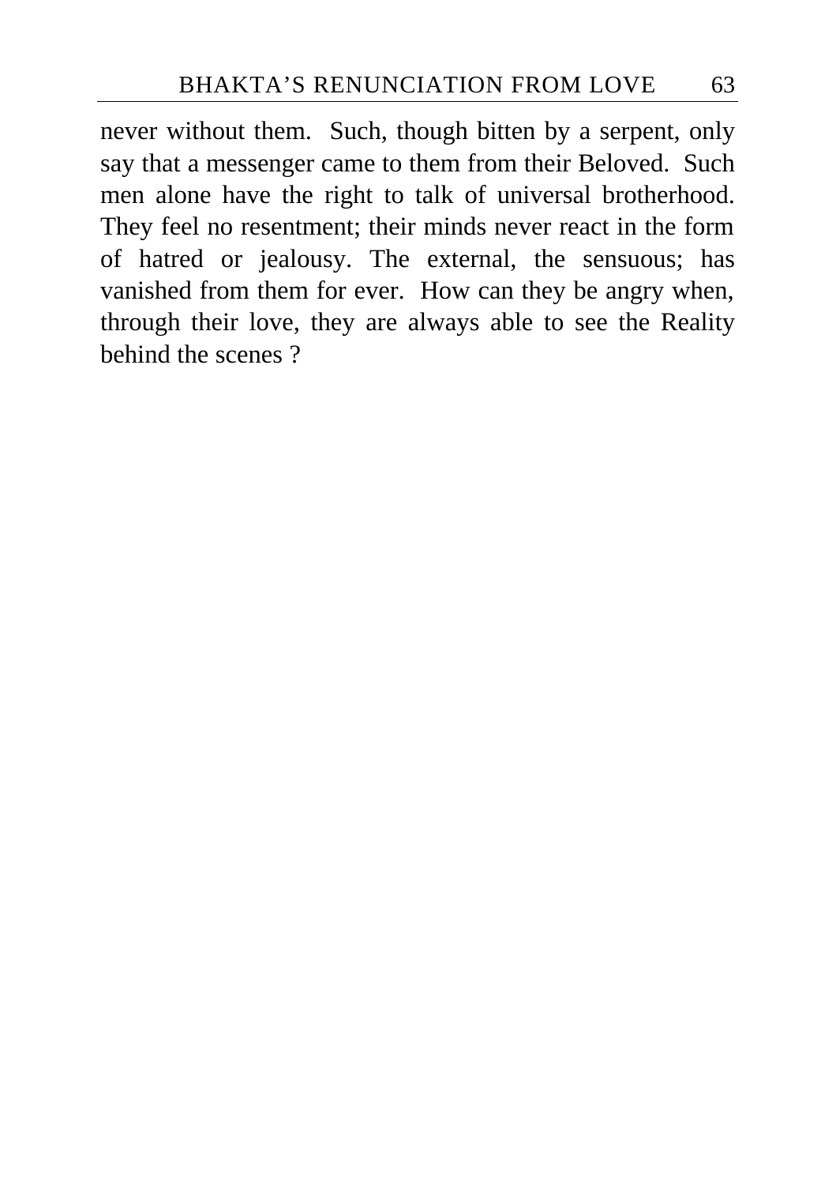never without them. Such, though bitten by a serpent, only say that a messenger came to them from their Beloved. Such men alone have the right to talk of universal brotherhood. They feel no resentment; their minds never react in the form of hatred or jealousy. The external, the sensuous; has vanished from them for ever. How can they be angry when, through their love, they are always able to see the Reality behind the scenes ?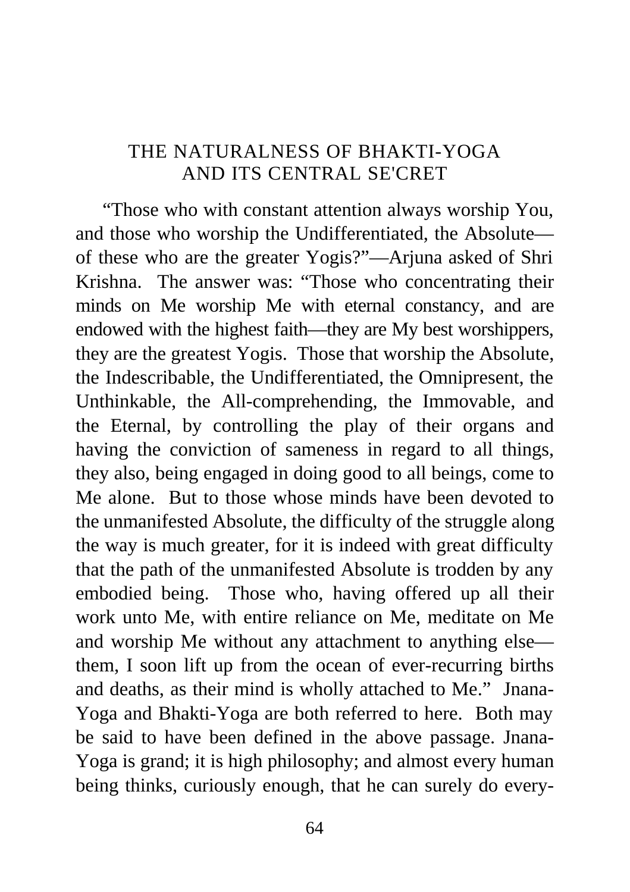# THE NATURALNESS OF BHAKTI-YOGA AND ITS CENTRAL SE'CRET

"Those who with constant attention always worship You, and those who worship the Undifferentiated, the Absolute—of these who are the greater Yogis?"—Arjuna asked of Shri Krishna. The answer was: "Those who concentrating their minds on Me worship Me with eternal constancy, and are endowed with the highest faith—they are My best worshippers, they are the greatest Yogis. Those that worship the Absolute, the Indescribable, the Undifferentiated, the Omnipresent, the Unthinkable, the All-comprehending, the Immovable, and the Eternal, by controlling the play of their organs and having the conviction of sameness in regard to all things, they also, being engaged in doing good to all beings, come to Me alone. But to those whose minds have been devoted to the unmanifested Absolute, the difficulty of the struggle along the way is much greater, for it is indeed with great difficulty that the path of the unmanifested Absolute is trodden by any embodied being. Those who, having offered up all their work unto Me, with entire reliance on Me, meditate on Me and worship Me without any attachment to anything else—them, I soon lift up from the ocean of ever-recurring births and deaths, as their mind is wholly attached to Me." Jnana-Yoga and Bhakti-Yoga are both referred to here. Both may be said to have been defined in the above passage. Jnana-Yoga is grand; it is high philosophy; and almost every human being thinks, curiously enough, that he can surely do every-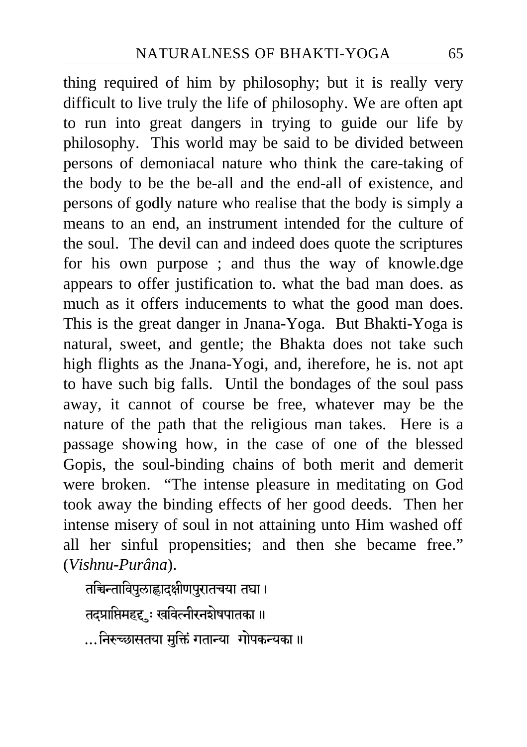thing required of him by philosophy; but it is really very difficult to live truly the life of philosophy. We are often apt to run into great dangers in trying to guide our life by philosophy. This world may be said to be divided between persons of demoniacal nature who think the care-taking of the body to be the be-all and the end-all of existence, and persons of godly nature who realise that the body is simply a means to an end, an instrument intended for the culture of the soul. The devil can and indeed does quote the scriptures for his own purpose ; and thus the way of knowle.dge appears to offer justification to. what the bad man does. as much as it offers inducements to what the good man does. This is the great danger in Jnana-Yoga. But Bhakti-Yoga is natural, sweet, and gentle; the Bhakta does not take such high flights as the Jnana-Yogi, and, iherefore, he is. not apt to have such big falls. Until the bondages of the soul pass away, it cannot of course be free, whatever may be the nature of the path that the religious man takes. Here is a passage showing how, in the case of one of the blessed Gopis, the soul-binding chains of both merit and demerit were broken. "The intense pleasure in meditating on God took away the binding effects of her good deeds. Then her intense misery of soul in not attaining unto Him washed off all her sinful propensities; and then she became free." (*Vishnu-Purâna*).

तच्चिन्ताविपुलाह्लादक्षीणपुरातचया तघा।
तदप्राप्तिमहद्दुः खविल्नीरनशेषपातका ॥
...निरुच्छासतया मुक्तिं गतान्या गोपकन्यका ॥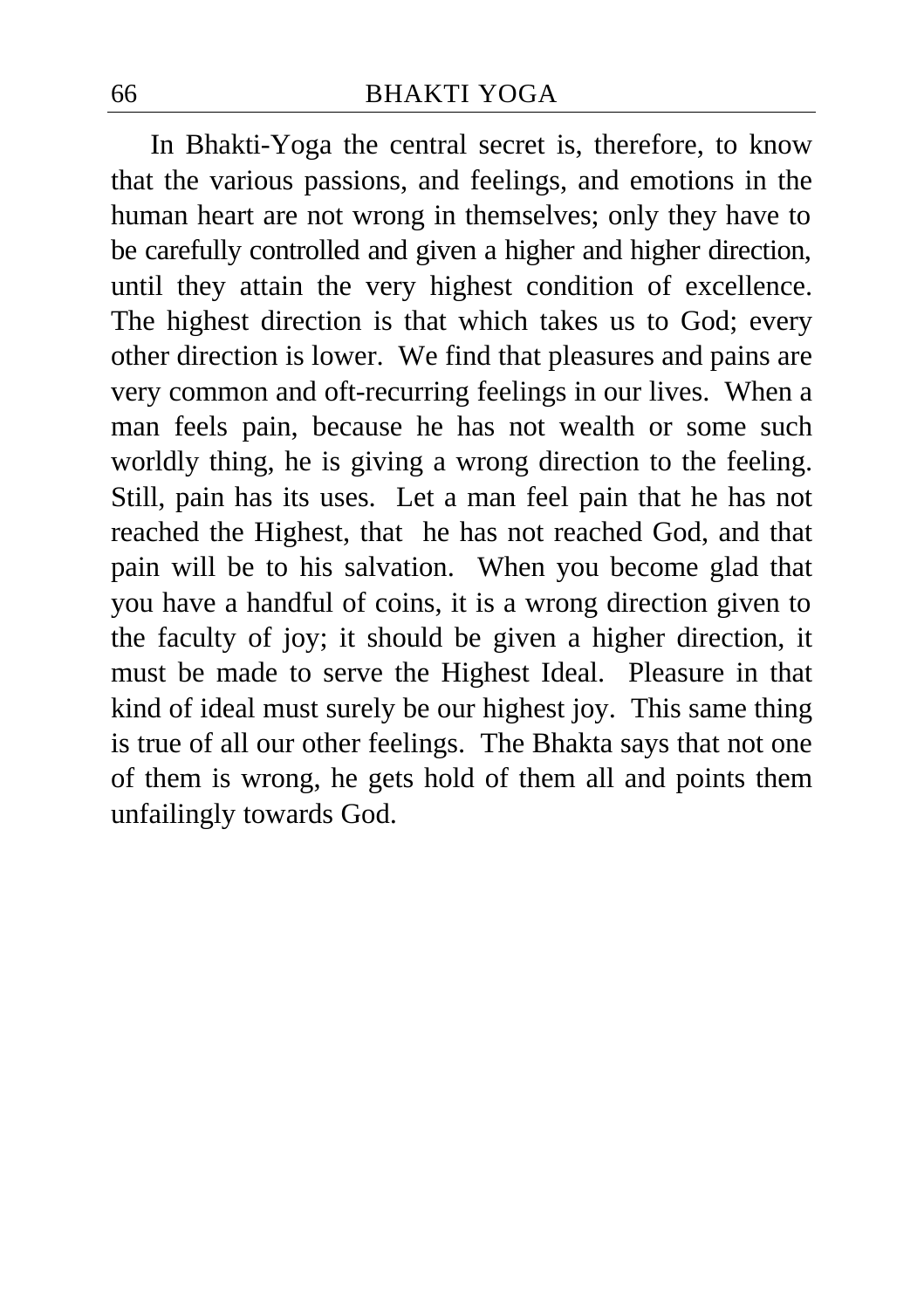In Bhakti-Yoga the central secret is, therefore, to know that the various passions, and feelings, and emotions in the human heart are not wrong in themselves; only they have to be carefully controlled and given a higher and higher direction, until they attain the very highest condition of excellence. The highest direction is that which takes us to God; every other direction is lower. We find that pleasures and pains are very common and oft-recurring feelings in our lives. When a man feels pain, because he has not wealth or some such worldly thing, he is giving a wrong direction to the feeling. Still, pain has its uses. Let a man feel pain that he has not reached the Highest, that he has not reached God, and that pain will be to his salvation. When you become glad that you have a handful of coins, it is a wrong direction given to the faculty of joy; it should be given a higher direction, it must be made to serve the Highest Ideal. Pleasure in that kind of ideal must surely be our highest joy. This same thing is true of all our other feelings. The Bhakta says that not one of them is wrong, he gets hold of them all and points them unfailingly towards God.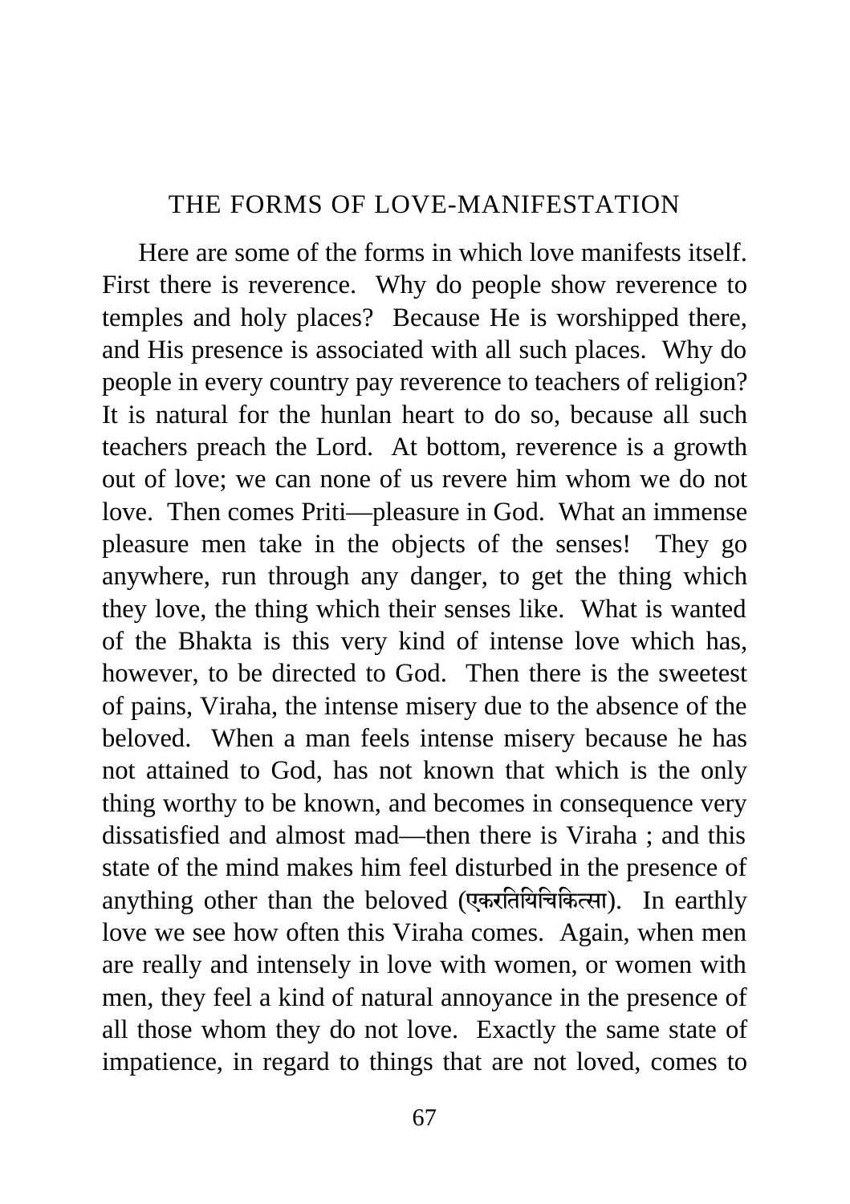## THE FORMS OF LOVE-MANIFESTATION

Here are some of the forms in which love manifests itself. First there is reverence. Why do people show reverence to temples and holy places? Because He is worshipped there, and His presence is associated with all such places. Why do people in every country pay reverence to teachers of religion? It is natural for the hunlan heart to do so, because all such teachers preach the Lord. At bottom, reverence is a growth out of love; we can none of us revere him whom we do not love. Then comes Priti—pleasure in God. What an immense pleasure men take in the objects of the senses! They go anywhere, run through any danger, to get the thing which they love, the thing which their senses like. What is wanted of the Bhakta is this very kind of intense love which has, however, to be directed to God. Then there is the sweetest of pains, Viraha, the intense misery due to the absence of the beloved. When a man feels intense misery because he has not attained to God, has not known that which is the only thing worthy to be known, and becomes in consequence very dissatisfied and almost mad—then there is Viraha ; and this state of the mind makes him feel disturbed in the presence of anything other than the beloved (एकरतियिचिकित्सा). In earthly love we see how often this Viraha comes. Again, when men are really and intensely in love with women, or women with men, they feel a kind of natural annoyance in the presence of all those whom they do not love. Exactly the same state of impatience, in regard to things that are not loved, comes to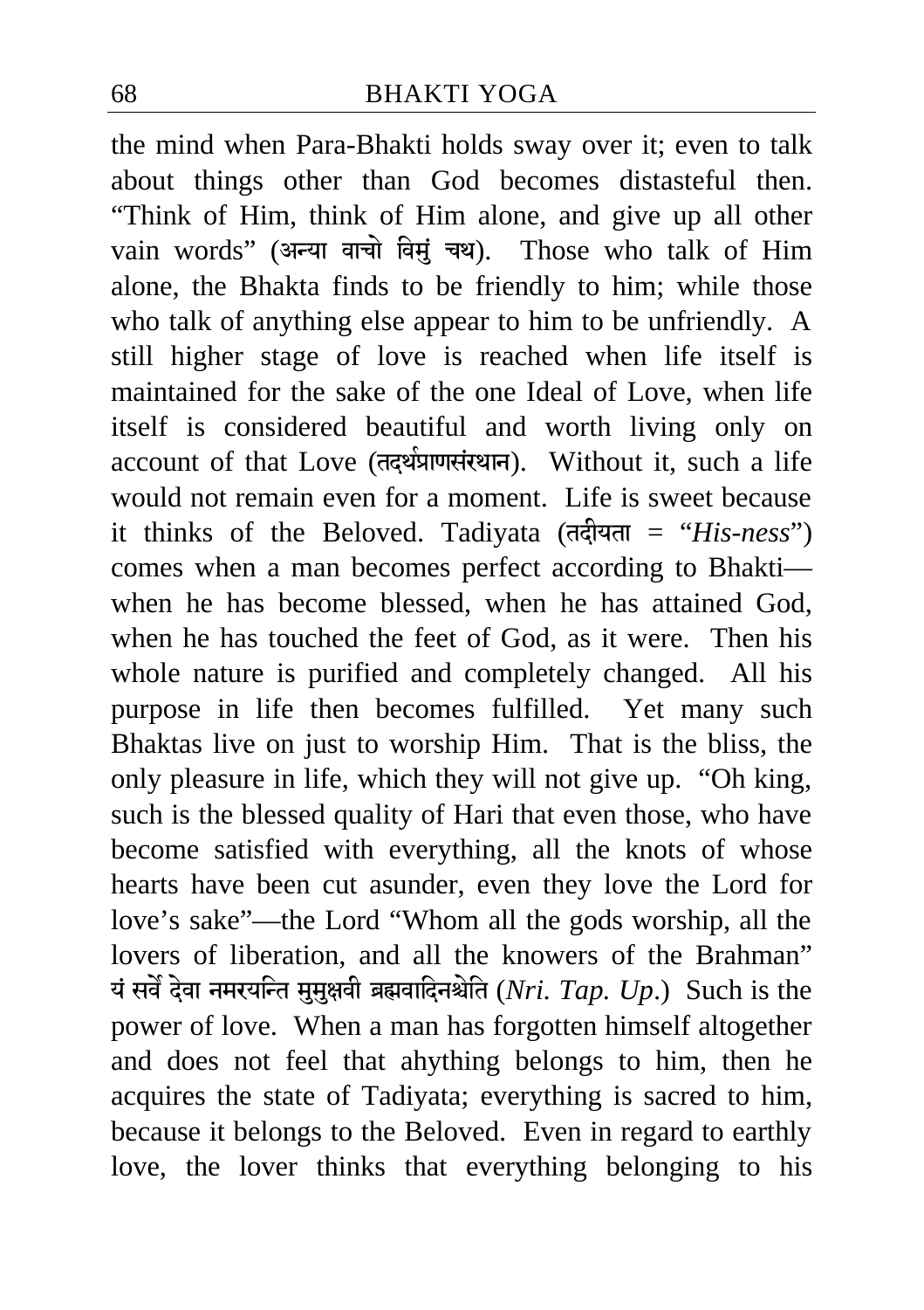the mind when Para-Bhakti holds sway over it; even to talk about things other than God becomes distasteful then. "Think of Him, think of Him alone, and give up all other vain words" (अन्या वाचो विमुं चथ). Those who talk of Him alone, the Bhakta finds to be friendly to him; while those who talk of anything else appear to him to be unfriendly. A still higher stage of love is reached when life itself is maintained for the sake of the one Ideal of Love, when life itself is considered beautiful and worth living only on account of that Love (तदर्थप्राणसंस्थान). Without it, such a life would not remain even for a moment. Life is sweet because it thinks of the Beloved. Tadiyata (तदीयता = "*His-ness*") comes when a man becomes perfect according to Bhakti—when he has become blessed, when he has attained God, when he has touched the feet of God, as it were. Then his whole nature is purified and completely changed. All his purpose in life then becomes fulfilled. Yet many such Bhaktas live on just to worship Him. That is the bliss, the only pleasure in life, which they will not give up. "Oh king, such is the blessed quality of Hari that even those, who have become satisfied with everything, all the knots of whose hearts have been cut asunder, even they love the Lord for love's sake"—the Lord "Whom all the gods worship, all the lovers of liberation, and all the knowers of the Brahman" यं सर्वे देवा नमस्यन्ति मुमुक्षवी ब्रह्मवादिनश्चेति (*Nri. Tap. Up*.) Such is the power of love. When a man has forgotten himself altogether and does not feel that ahything belongs to him, then he acquires the state of Tadiyata; everything is sacred to him, because it belongs to the Beloved. Even in regard to earthly love, the lover thinks that everything belonging to his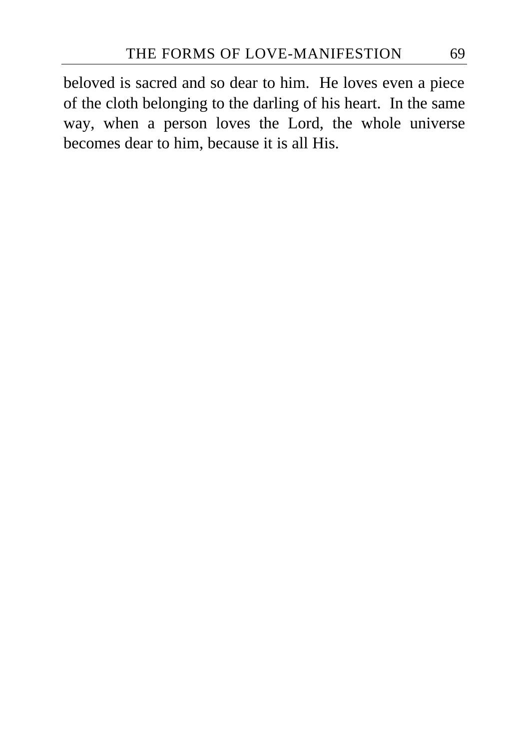beloved is sacred and so dear to him. He loves even a piece of the cloth belonging to the darling of his heart. In the same way, when a person loves the Lord, the whole universe becomes dear to him, because it is all His.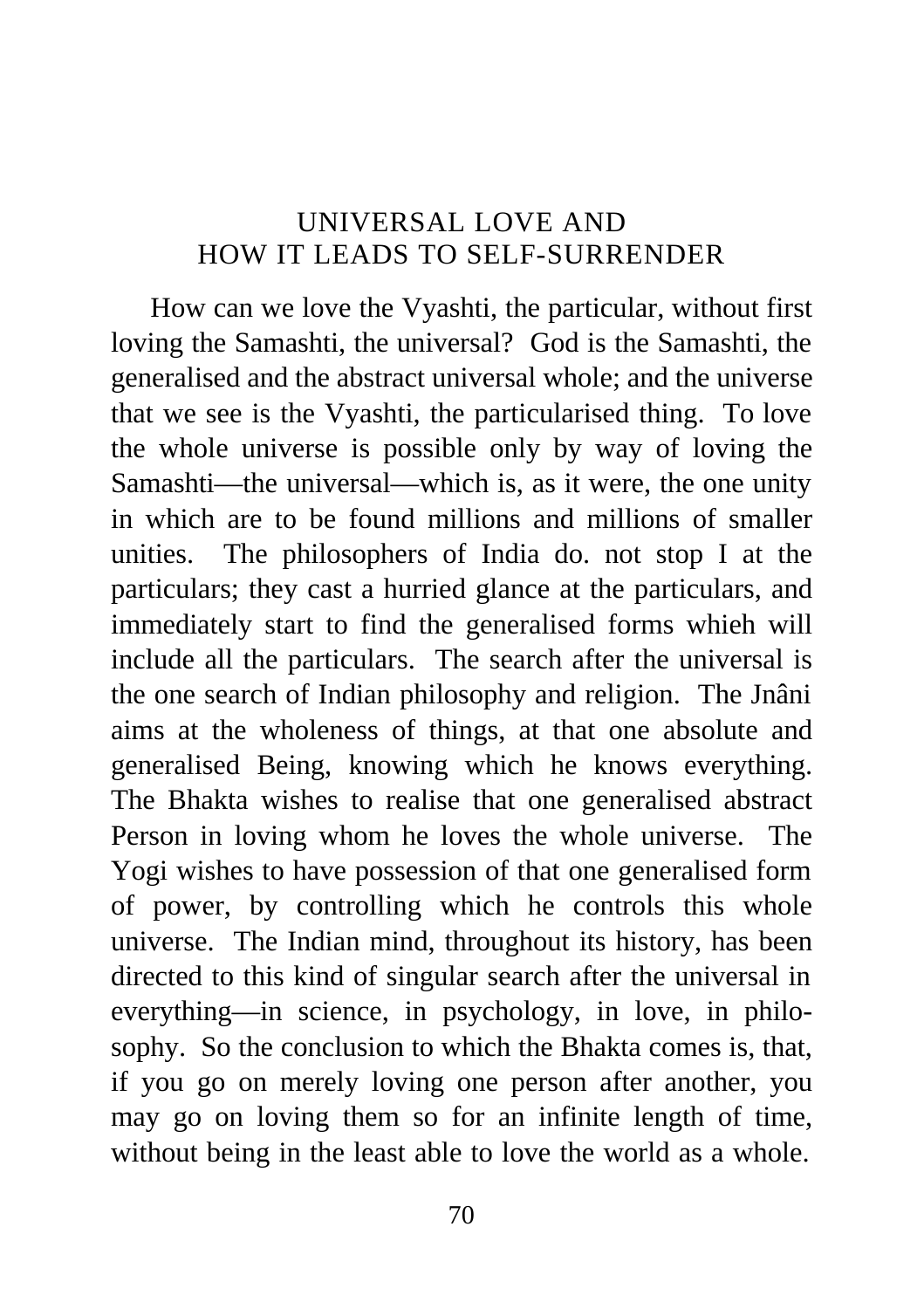## UNIVERSAL LOVE AND HOW IT LEADS TO SELF-SURRENDER

How can we love the Vyashti, the particular, without first loving the Samashti, the universal? God is the Samashti, the generalised and the abstract universal whole; and the universe that we see is the Vyashti, the particularised thing. To love the whole universe is possible only by way of loving the Samashti—the universal—which is, as it were, the one unity in which are to be found millions and millions of smaller unities. The philosophers of India do. not stop I at the particulars; they cast a hurried glance at the particulars, and immediately start to find the generalised forms whieh will include all the particulars. The search after the universal is the one search of Indian philosophy and religion. The Jnâni aims at the wholeness of things, at that one absolute and generalised Being, knowing which he knows everything. The Bhakta wishes to realise that one generalised abstract Person in loving whom he loves the whole universe. The Yogi wishes to have possession of that one generalised form of power, by controlling which he controls this whole universe. The Indian mind, throughout its history, has been directed to this kind of singular search after the universal in everything—in science, in psychology, in love, in philosophy. So the conclusion to which the Bhakta comes is, that, if you go on merely loving one person after another, you may go on loving them so for an infinite length of time, without being in the least able to love the world as a whole.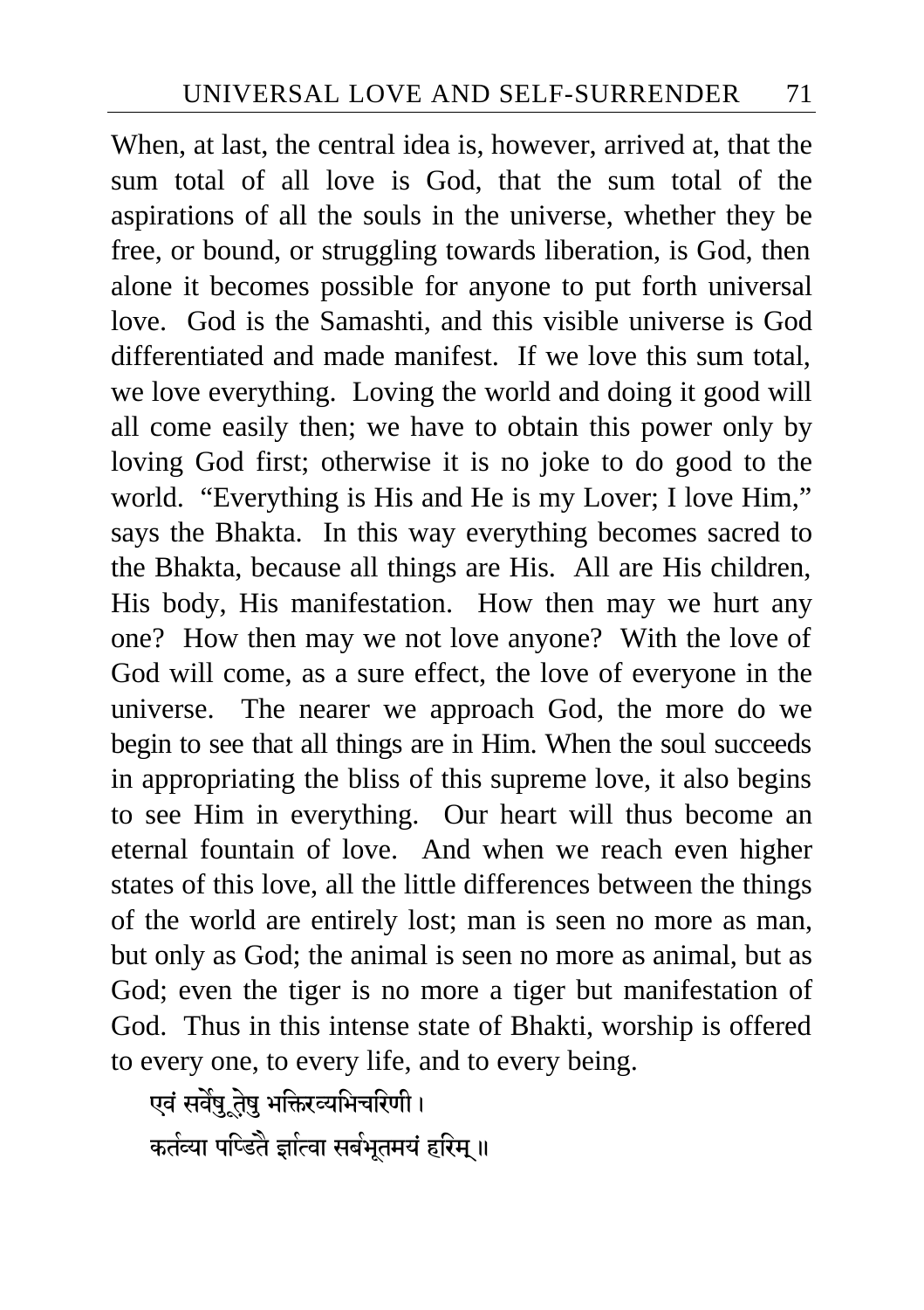When, at last, the central idea is, however, arrived at, that the sum total of all love is God, that the sum total of the aspirations of all the souls in the universe, whether they be free, or bound, or struggling towards liberation, is God, then alone it becomes possible for anyone to put forth universal love. God is the Samashti, and this visible universe is God differentiated and made manifest. If we love this sum total, we love everything. Loving the world and doing it good will all come easily then; we have to obtain this power only by loving God first; otherwise it is no joke to do good to the world. "Everything is His and He is my Lover; I love Him," says the Bhakta. In this way everything becomes sacred to the Bhakta, because all things are His. All are His children, His body, His manifestation. How then may we hurt any one? How then may we not love anyone? With the love of God will come, as a sure effect, the love of everyone in the universe. The nearer we approach God, the more do we begin to see that all things are in Him. When the soul succeeds in appropriating the bliss of this supreme love, it also begins to see Him in everything. Our heart will thus become an eternal fountain of love. And when we reach even higher states of this love, all the little differences between the things of the world are entirely lost; man is seen no more as man, but only as God; the animal is seen no more as animal, but as God; even the tiger is no more a tiger but manifestation of God. Thus in this intense state of Bhakti, worship is offered to every one, to every life, and to every being.

एवं सर्वेषु तेषु भक्तिरव्यभिचारिणी।
कर्तव्या पण्डितै र्ज्ञात्वा सर्वभूतमयं हरिम्॥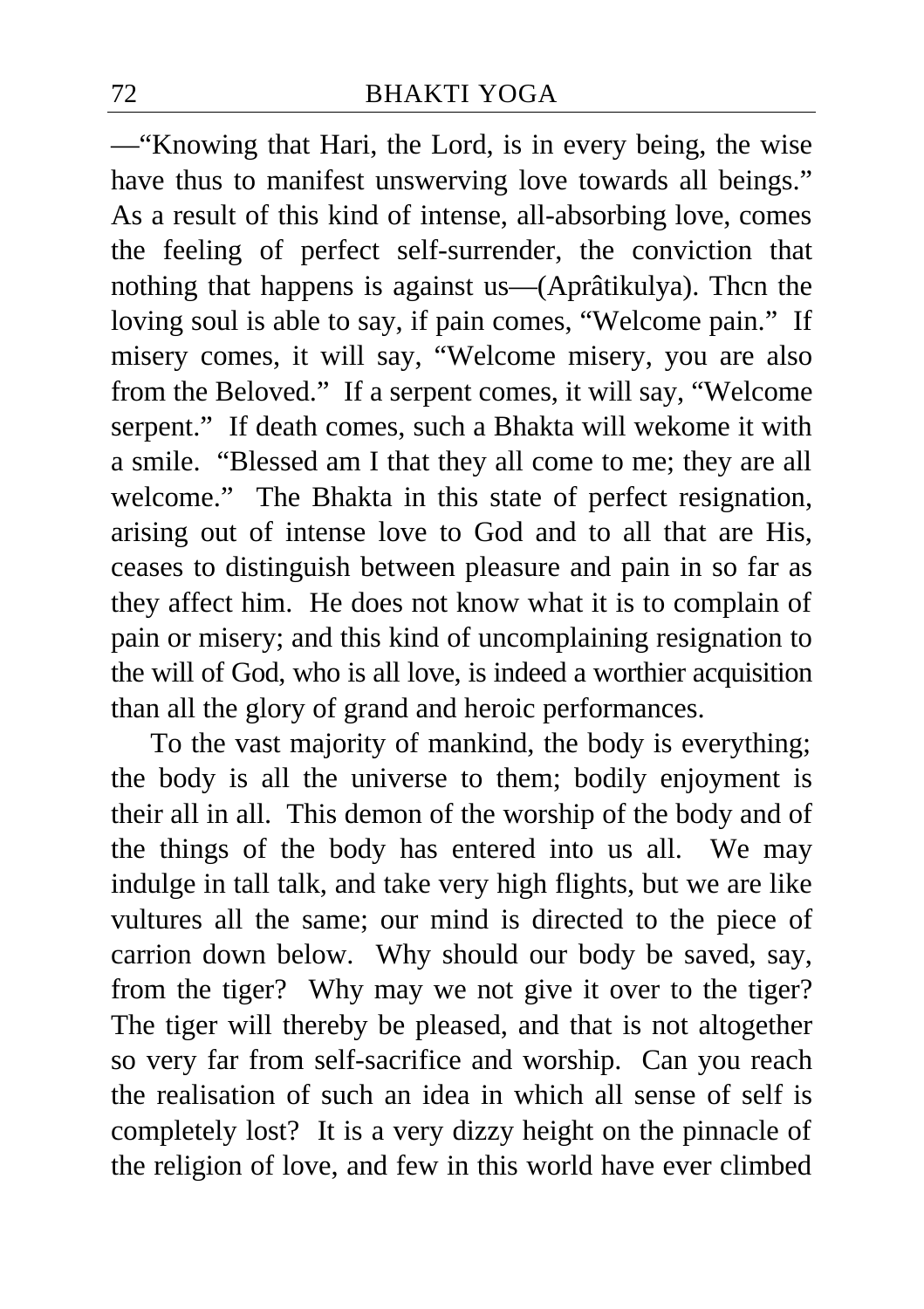—"Knowing that Hari, the Lord, is in every being, the wise have thus to manifest unswerving love towards all beings." As a result of this kind of intense, all-absorbing love, comes the feeling of perfect self-surrender, the conviction that nothing that happens is against us—(Aprâtikulya). Thcn the loving soul is able to say, if pain comes, "Welcome pain." If misery comes, it will say, "Welcome misery, you are also from the Beloved." If a serpent comes, it will say, "Welcome serpent." If death comes, such a Bhakta will wekome it with a smile. "Blessed am I that they all come to me; they are all welcome." The Bhakta in this state of perfect resignation, arising out of intense love to God and to all that are His, ceases to distinguish between pleasure and pain in so far as they affect him. He does not know what it is to complain of pain or misery; and this kind of uncomplaining resignation to the will of God, who is all love, is indeed a worthier acquisition than all the glory of grand and heroic performances.

To the vast majority of mankind, the body is everything; the body is all the universe to them; bodily enjoyment is their all in all. This demon of the worship of the body and of the things of the body has entered into us all. We may indulge in tall talk, and take very high flights, but we are like vultures all the same; our mind is directed to the piece of carrion down below. Why should our body be saved, say, from the tiger? Why may we not give it over to the tiger? The tiger will thereby be pleased, and that is not altogether so very far from self-sacrifice and worship. Can you reach the realisation of such an idea in which all sense of self is completely lost? It is a very dizzy height on the pinnacle of the religion of love, and few in this world have ever climbed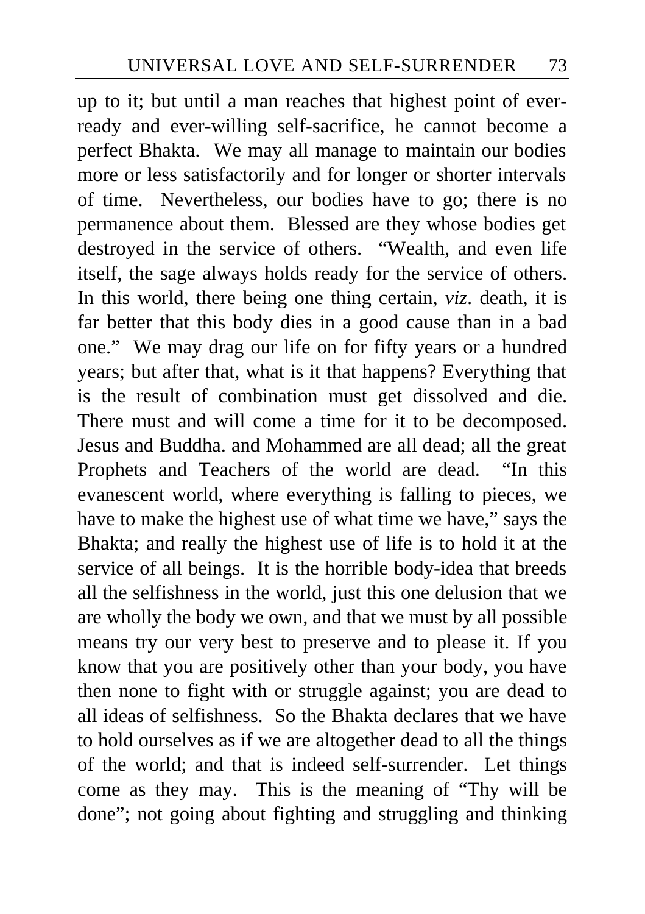up to it; but until a man reaches that highest point of ever-ready and ever-willing self-sacrifice, he cannot become a perfect Bhakta. We may all manage to maintain our bodies more or less satisfactorily and for longer or shorter intervals of time. Nevertheless, our bodies have to go; there is no permanence about them. Blessed are they whose bodies get destroyed in the service of others. "Wealth, and even life itself, the sage always holds ready for the service of others. In this world, there being one thing certain, *viz*. death, it is far better that this body dies in a good cause than in a bad one." We may drag our life on for fifty years or a hundred years; but after that, what is it that happens? Everything that is the result of combination must get dissolved and die. There must and will come a time for it to be decomposed. Jesus and Buddha. and Mohammed are all dead; all the great Prophets and Teachers of the world are dead. "In this evanescent world, where everything is falling to pieces, we have to make the highest use of what time we have," says the Bhakta; and really the highest use of life is to hold it at the service of all beings. It is the horrible body-idea that breeds all the selfishness in the world, just this one delusion that we are wholly the body we own, and that we must by all possible means try our very best to preserve and to please it. If you know that you are positively other than your body, you have then none to fight with or struggle against; you are dead to all ideas of selfishness. So the Bhakta declares that we have to hold ourselves as if we are altogether dead to all the things of the world; and that is indeed self-surrender. Let things come as they may. This is the meaning of "Thy will be done"; not going about fighting and struggling and thinking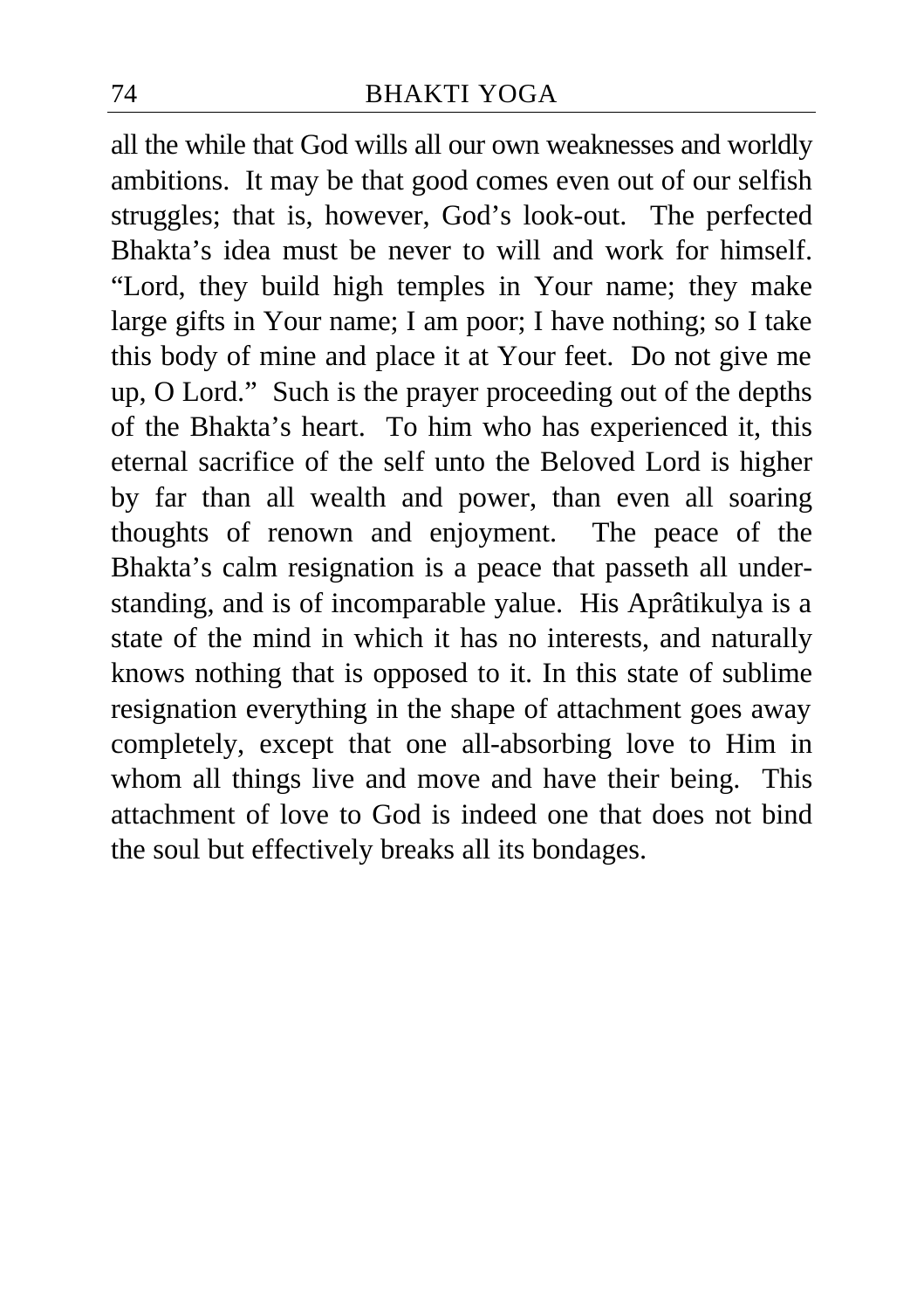all the while that God wills all our own weaknesses and worldly ambitions. It may be that good comes even out of our selfish struggles; that is, however, God's look-out. The perfected Bhakta's idea must be never to will and work for himself. "Lord, they build high temples in Your name; they make large gifts in Your name; I am poor; I have nothing; so I take this body of mine and place it at Your feet. Do not give me up, O Lord." Such is the prayer proceeding out of the depths of the Bhakta's heart. To him who has experienced it, this eternal sacrifice of the self unto the Beloved Lord is higher by far than all wealth and power, than even all soaring thoughts of renown and enjoyment. The peace of the Bhakta's calm resignation is a peace that passeth all understanding, and is of incomparable value. His Aprâtikulya is a state of the mind in which it has no interests, and naturally knows nothing that is opposed to it. In this state of sublime resignation everything in the shape of attachment goes away completely, except that one all-absorbing love to Him in whom all things live and move and have their being. This attachment of love to God is indeed one that does not bind the soul but effectively breaks all its bondages.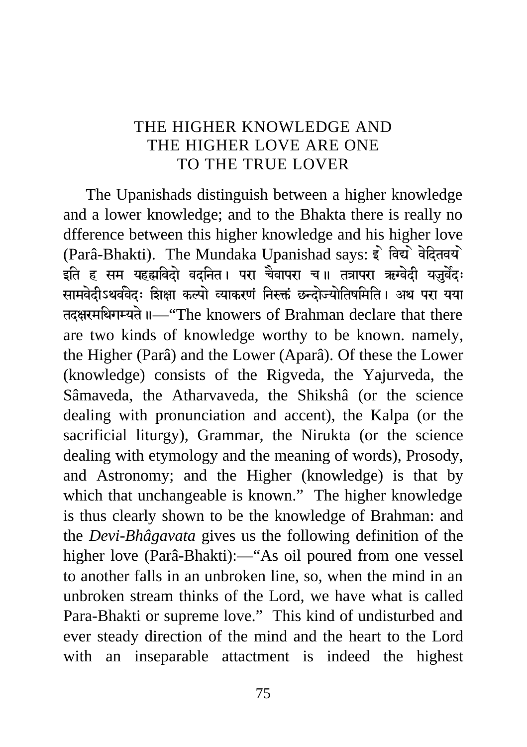# THE HIGHER KNOWLEDGE AND THE HIGHER LOVE ARE ONE TO THE TRUE LOVER

The Upanishads distinguish between a higher knowledge and a lower knowledge; and to the Bhakta there is really no dfference between this higher knowledge and his higher love (Parâ-Bhakti). The Mundaka Upanishad says: द्वे विद्ये वेदितव्ये इति ह स्म यद्ब्रह्मविदो वदन्ति। परा चैवापरा च॥ तत्रापरा ऋग्वेदो यजुर्वेदः सामवेदोऽथर्ववेदः शिक्षा कल्पो व्याकरणं निरुक्तं छन्दोज्योतिषमिति। अथ परा यया तदक्षरमधिगम्यते॥—"The knowers of Brahman declare that there are two kinds of knowledge worthy to be known. namely, the Higher (Parâ) and the Lower (Aparâ). Of these the Lower (knowledge) consists of the Rigveda, the Yajurveda, the Sâmaveda, the Atharvaveda, the Shikshâ (or the science dealing with pronunciation and accent), the Kalpa (or the sacrificial liturgy), Grammar, the Nirukta (or the science dealing with etymology and the meaning of words), Prosody, and Astronomy; and the Higher (knowledge) is that by which that unchangeable is known." The higher knowledge is thus clearly shown to be the knowledge of Brahman: and the *Devi-Bhâgavata* gives us the following definition of the higher love (Parâ-Bhakti):—"As oil poured from one vessel to another falls in an unbroken line, so, when the mind in an unbroken stream thinks of the Lord, we have what is called Para-Bhakti or supreme love." This kind of undisturbed and ever steady direction of the mind and the heart to the Lord with an inseparable attactment is indeed the highest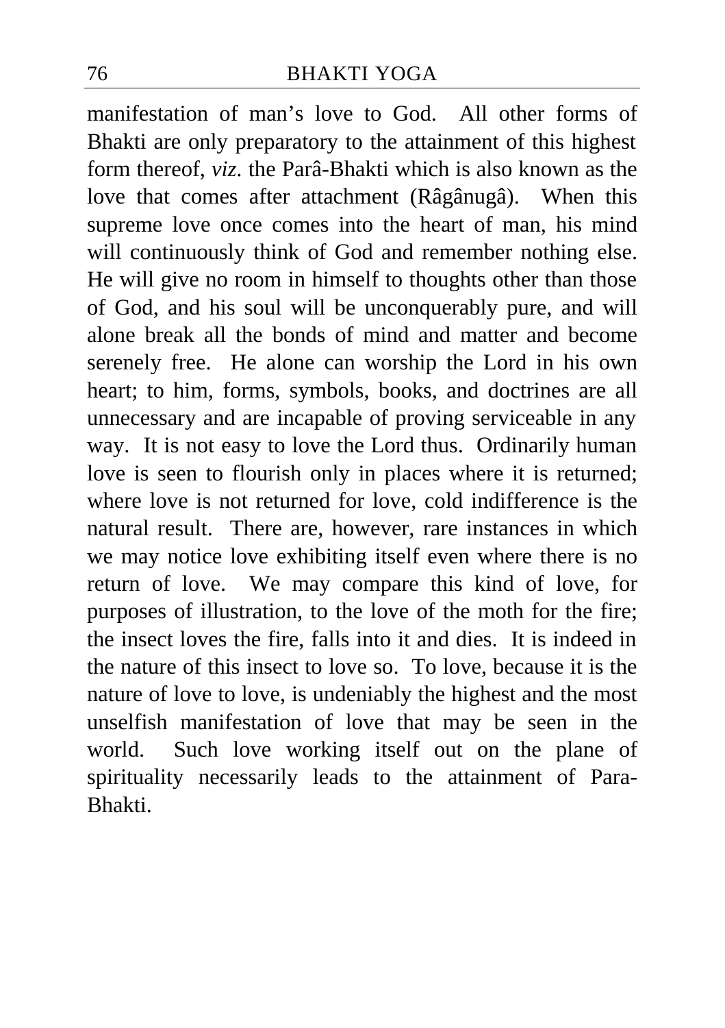manifestation of man's love to God. All other forms of Bhakti are only preparatory to the attainment of this highest form thereof, *viz*. the Parâ-Bhakti which is also known as the love that comes after attachment (Râgânugâ). When this supreme love once comes into the heart of man, his mind will continuously think of God and remember nothing else. He will give no room in himself to thoughts other than those of God, and his soul will be unconquerably pure, and will alone break all the bonds of mind and matter and become serenely free. He alone can worship the Lord in his own heart; to him, forms, symbols, books, and doctrines are all unnecessary and are incapable of proving serviceable in any way. It is not easy to love the Lord thus. Ordinarily human love is seen to flourish only in places where it is returned; where love is not returned for love, cold indifference is the natural result. There are, however, rare instances in which we may notice love exhibiting itself even where there is no return of love. We may compare this kind of love, for purposes of illustration, to the love of the moth for the fire; the insect loves the fire, falls into it and dies. It is indeed in the nature of this insect to love so. To love, because it is the nature of love to love, is undeniably the highest and the most unselfish manifestation of love that may be seen in the world. Such love working itself out on the plane of spirituality necessarily leads to the attainment of Para-Bhakti.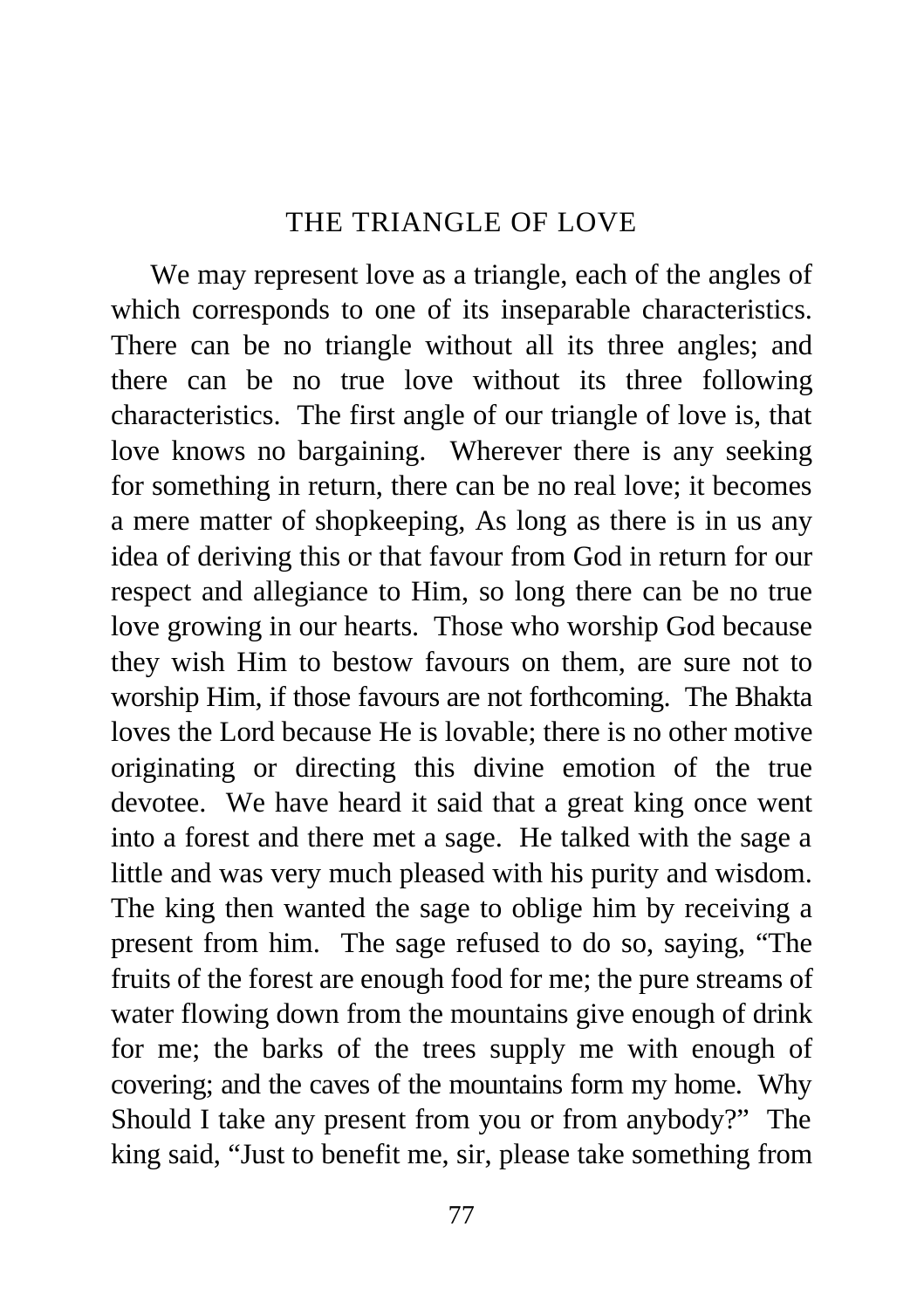## THE TRIANGLE OF LOVE

We may represent love as a triangle, each of the angles of which corresponds to one of its inseparable characteristics. There can be no triangle without all its three angles; and there can be no true love without its three following characteristics. The first angle of our triangle of love is, that love knows no bargaining. Wherever there is any seeking for something in return, there can be no real love; it becomes a mere matter of shopkeeping, As long as there is in us any idea of deriving this or that favour from God in return for our respect and allegiance to Him, so long there can be no true love growing in our hearts. Those who worship God because they wish Him to bestow favours on them, are sure not to worship Him, if those favours are not forthcoming. The Bhakta loves the Lord because He is lovable; there is no other motive originating or directing this divine emotion of the true devotee. We have heard it said that a great king once went into a forest and there met a sage. He talked with the sage a little and was very much pleased with his purity and wisdom. The king then wanted the sage to oblige him by receiving a present from him. The sage refused to do so, saying, "The fruits of the forest are enough food for me; the pure streams of water flowing down from the mountains give enough of drink for me; the barks of the trees supply me with enough of covering; and the caves of the mountains form my home. Why Should I take any present from you or from anybody?" The king said, "Just to benefit me, sir, please take something from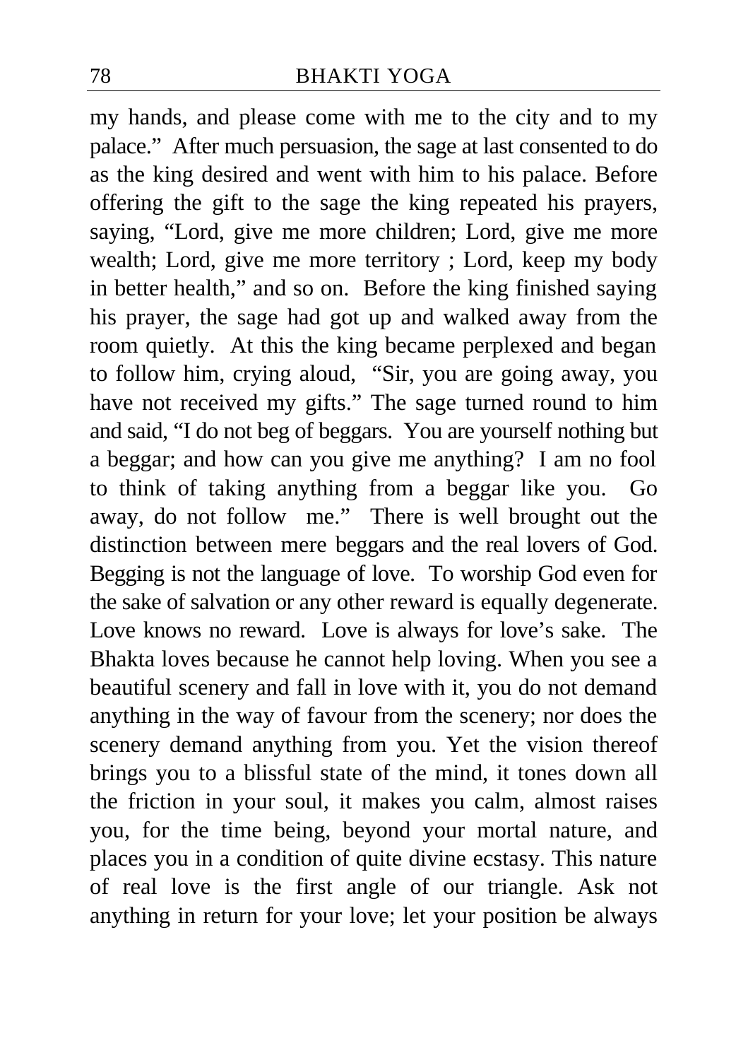my hands, and please come with me to the city and to my palace." After much persuasion, the sage at last consented to do as the king desired and went with him to his palace. Before offering the gift to the sage the king repeated his prayers, saying, "Lord, give me more children; Lord, give me more wealth; Lord, give me more territory ; Lord, keep my body in better health," and so on. Before the king finished saying his prayer, the sage had got up and walked away from the room quietly. At this the king became perplexed and began to follow him, crying aloud, "Sir, you are going away, you have not received my gifts." The sage turned round to him and said, "I do not beg of beggars. You are yourself nothing but a beggar; and how can you give me anything? I am no fool to think of taking anything from a beggar like you. Go away, do not follow me." There is well brought out the distinction between mere beggars and the real lovers of God. Begging is not the language of love. To worship God even for the sake of salvation or any other reward is equally degenerate. Love knows no reward. Love is always for love's sake. The Bhakta loves because he cannot help loving. When you see a beautiful scenery and fall in love with it, you do not demand anything in the way of favour from the scenery; nor does the scenery demand anything from you. Yet the vision thereof brings you to a blissful state of the mind, it tones down all the friction in your soul, it makes you calm, almost raises you, for the time being, beyond your mortal nature, and places you in a condition of quite divine ecstasy. This nature of real love is the first angle of our triangle. Ask not anything in return for your love; let your position be always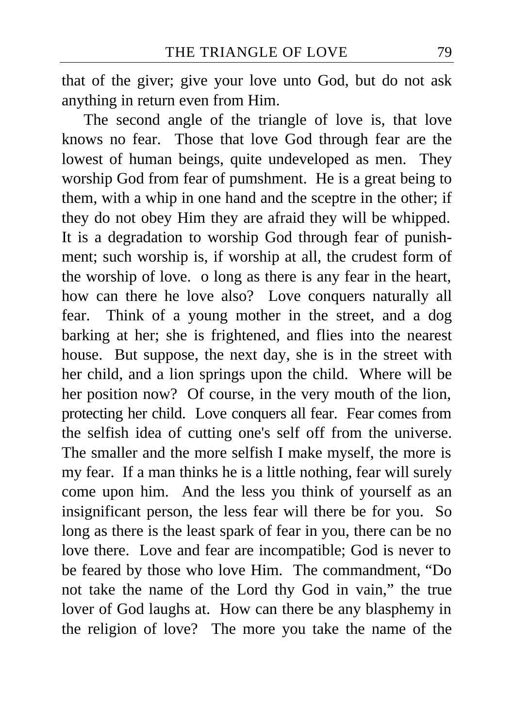that of the giver; give your love unto God, but do not ask anything in return even from Him.

The second angle of the triangle of love is, that love knows no fear. Those that love God through fear are the lowest of human beings, quite undeveloped as men. They worship God from fear of pumshment. He is a great being to them, with a whip in one hand and the sceptre in the other; if they do not obey Him they are afraid they will be whipped. It is a degradation to worship God through fear of punishment; such worship is, if worship at all, the crudest form of the worship of love. o long as there is any fear in the heart, how can there he love also? Love conquers naturally all fear. Think of a young mother in the street, and a dog barking at her; she is frightened, and flies into the nearest house. But suppose, the next day, she is in the street with her child, and a lion springs upon the child. Where will be her position now? Of course, in the very mouth of the lion, protecting her child. Love conquers all fear. Fear comes from the selfish idea of cutting one's self off from the universe. The smaller and the more selfish I make myself, the more is my fear. If a man thinks he is a little nothing, fear will surely come upon him. And the less you think of yourself as an insignificant person, the less fear will there be for you. So long as there is the least spark of fear in you, there can be no love there. Love and fear are incompatible; God is never to be feared by those who love Him. The commandment, "Do not take the name of the Lord thy God in vain," the true lover of God laughs at. How can there be any blasphemy in the religion of love? The more you take the name of the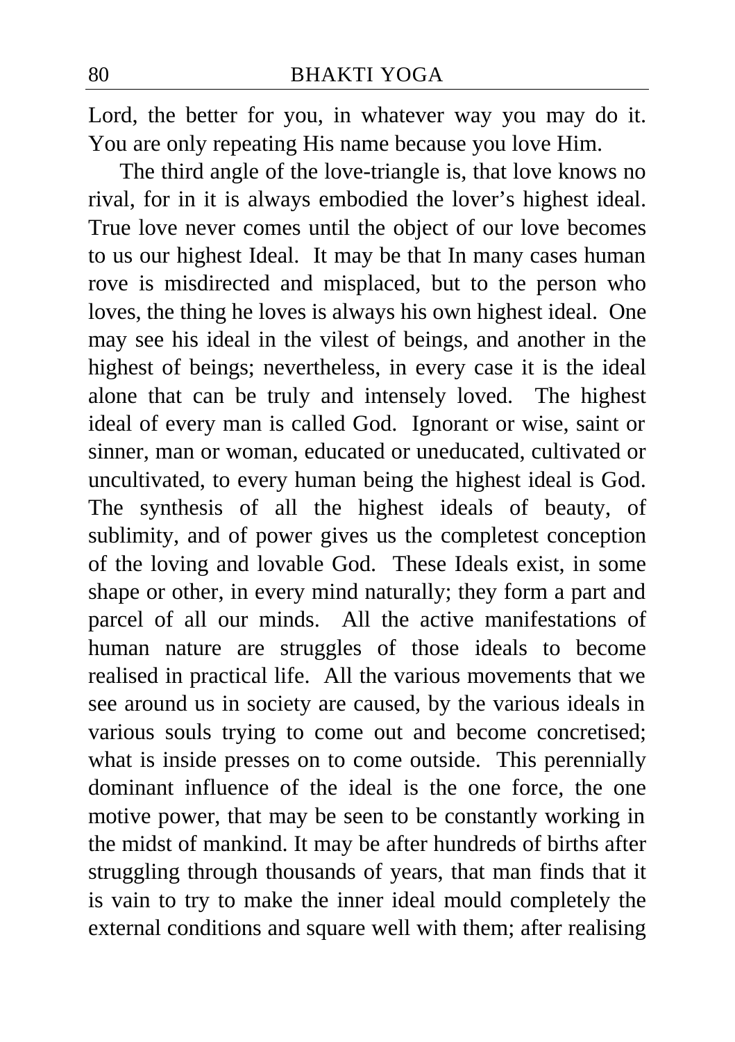Lord, the better for you, in whatever way you may do it. You are only repeating His name because you love Him.

The third angle of the love-triangle is, that love knows no rival, for in it is always embodied the lover's highest ideal. True love never comes until the object of our love becomes to us our highest Ideal. It may be that In many cases human rove is misdirected and misplaced, but to the person who loves, the thing he loves is always his own highest ideal. One may see his ideal in the vilest of beings, and another in the highest of beings; nevertheless, in every case it is the ideal alone that can be truly and intensely loved. The highest ideal of every man is called God. Ignorant or wise, saint or sinner, man or woman, educated or uneducated, cultivated or uncultivated, to every human being the highest ideal is God. The synthesis of all the highest ideals of beauty, of sublimity, and of power gives us the completest conception of the loving and lovable God. These Ideals exist, in some shape or other, in every mind naturally; they form a part and parcel of all our minds. All the active manifestations of human nature are struggles of those ideals to become realised in practical life. All the various movements that we see around us in society are caused, by the various ideals in various souls trying to come out and become concretised; what is inside presses on to come outside. This perennially dominant influence of the ideal is the one force, the one motive power, that may be seen to be constantly working in the midst of mankind. It may be after hundreds of births after struggling through thousands of years, that man finds that it is vain to try to make the inner ideal mould completely the external conditions and square well with them; after realising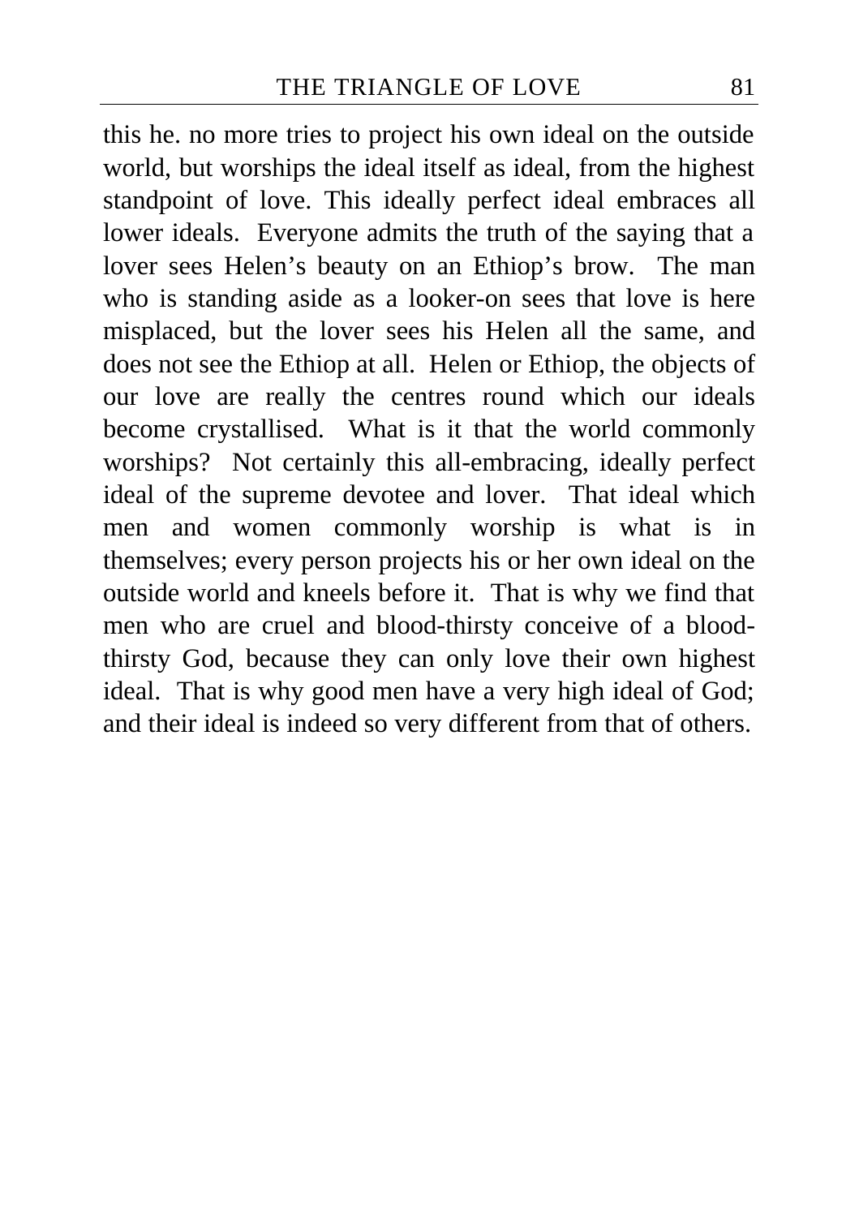this he. no more tries to project his own ideal on the outside world, but worships the ideal itself as ideal, from the highest standpoint of love. This ideally perfect ideal embraces all lower ideals. Everyone admits the truth of the saying that a lover sees Helen's beauty on an Ethiop's brow. The man who is standing aside as a looker-on sees that love is here misplaced, but the lover sees his Helen all the same, and does not see the Ethiop at all. Helen or Ethiop, the objects of our love are really the centres round which our ideals become crystallised. What is it that the world commonly worships? Not certainly this all-embracing, ideally perfect ideal of the supreme devotee and lover. That ideal which men and women commonly worship is what is in themselves; every person projects his or her own ideal on the outside world and kneels before it. That is why we find that men who are cruel and blood-thirsty conceive of a blood-thirsty God, because they can only love their own highest ideal. That is why good men have a very high ideal of God; and their ideal is indeed so very different from that of others.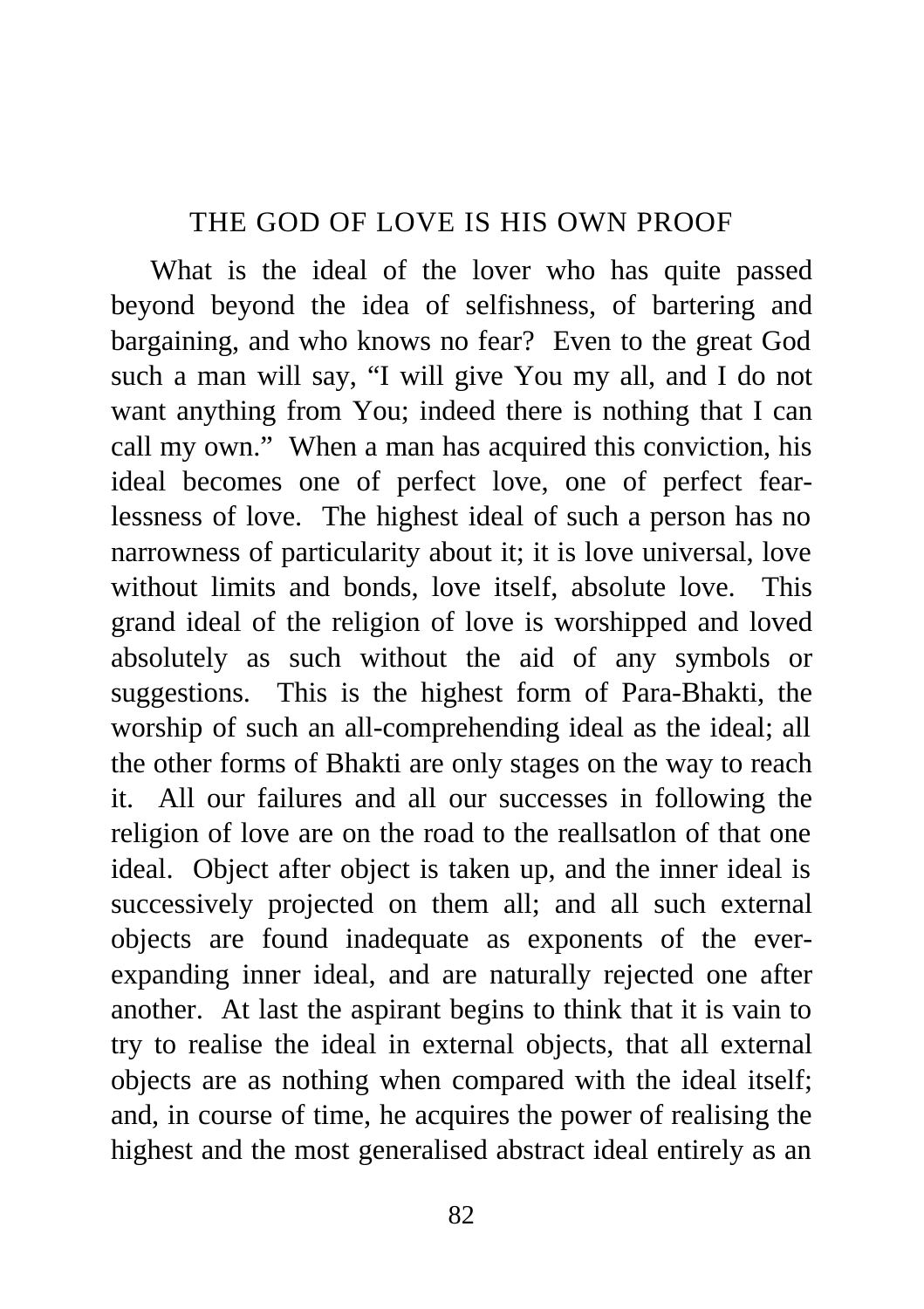## THE GOD OF LOVE IS HIS OWN PROOF

What is the ideal of the lover who has quite passed beyond beyond the idea of selfishness, of bartering and bargaining, and who knows no fear? Even to the great God such a man will say, "I will give You my all, and I do not want anything from You; indeed there is nothing that I can call my own." When a man has acquired this conviction, his ideal becomes one of perfect love, one of perfect fear-lessness of love. The highest ideal of such a person has no narrowness of particularity about it; it is love universal, love without limits and bonds, love itself, absolute love. This grand ideal of the religion of love is worshipped and loved absolutely as such without the aid of any symbols or suggestions. This is the highest form of Para-Bhakti, the worship of such an all-comprehending ideal as the ideal; all the other forms of Bhakti are only stages on the way to reach it. All our failures and all our successes in following the religion of love are on the road to the reallsatlon of that one ideal. Object after object is taken up, and the inner ideal is successively projected on them all; and all such external objects are found inadequate as exponents of the ever-expanding inner ideal, and are naturally rejected one after another. At last the aspirant begins to think that it is vain to try to realise the ideal in external objects, that all external objects are as nothing when compared with the ideal itself; and, in course of time, he acquires the power of realising the highest and the most generalised abstract ideal entirely as an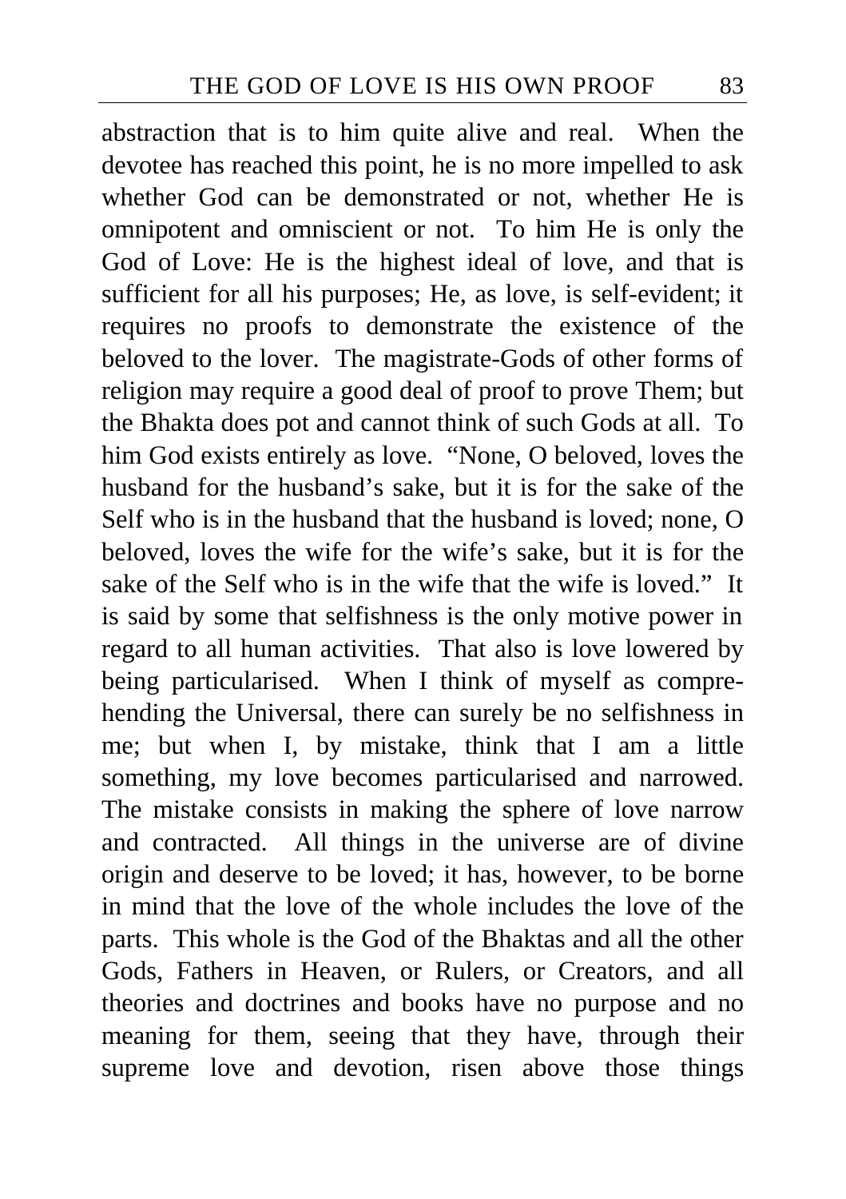abstraction that is to him quite alive and real. When the devotee has reached this point, he is no more impelled to ask whether God can be demonstrated or not, whether He is omnipotent and omniscient or not. To him He is only the God of Love: He is the highest ideal of love, and that is sufficient for all his purposes; He, as love, is self-evident; it requires no proofs to demonstrate the existence of the beloved to the lover. The magistrate-Gods of other forms of religion may require a good deal of proof to prove Them; but the Bhakta does pot and cannot think of such Gods at all. To him God exists entirely as love. "None, O beloved, loves the husband for the husband's sake, but it is for the sake of the Self who is in the husband that the husband is loved; none, O beloved, loves the wife for the wife's sake, but it is for the sake of the Self who is in the wife that the wife is loved." It is said by some that selfishness is the only motive power in regard to all human activities. That also is love lowered by being particularised. When I think of myself as comprehending the Universal, there can surely be no selfishness in me; but when I, by mistake, think that I am a little something, my love becomes particularised and narrowed. The mistake consists in making the sphere of love narrow and contracted. All things in the universe are of divine origin and deserve to be loved; it has, however, to be borne in mind that the love of the whole includes the love of the parts. This whole is the God of the Bhaktas and all the other Gods, Fathers in Heaven, or Rulers, or Creators, and all theories and doctrines and books have no purpose and no meaning for them, seeing that they have, through their supreme love and devotion, risen above those things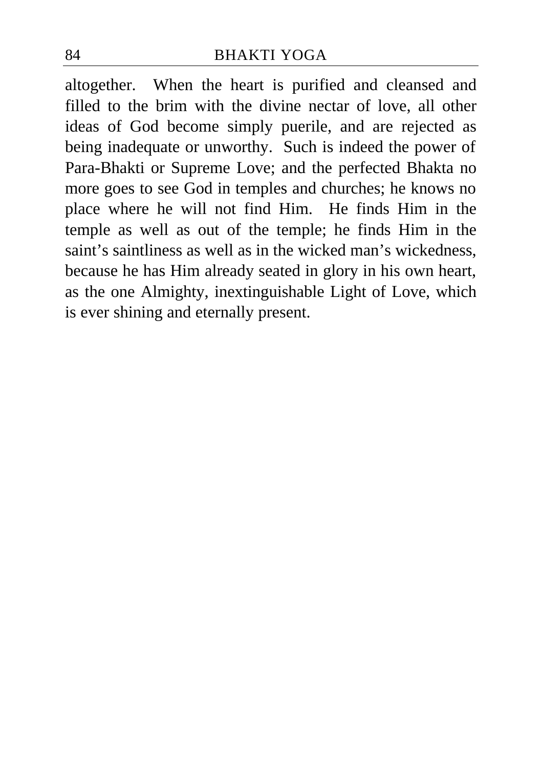altogether. When the heart is purified and cleansed and filled to the brim with the divine nectar of love, all other ideas of God become simply puerile, and are rejected as being inadequate or unworthy. Such is indeed the power of Para-Bhakti or Supreme Love; and the perfected Bhakta no more goes to see God in temples and churches; he knows no place where he will not find Him. He finds Him in the temple as well as out of the temple; he finds Him in the saint's saintliness as well as in the wicked man's wickedness, because he has Him already seated in glory in his own heart, as the one Almighty, inextinguishable Light of Love, which is ever shining and eternally present.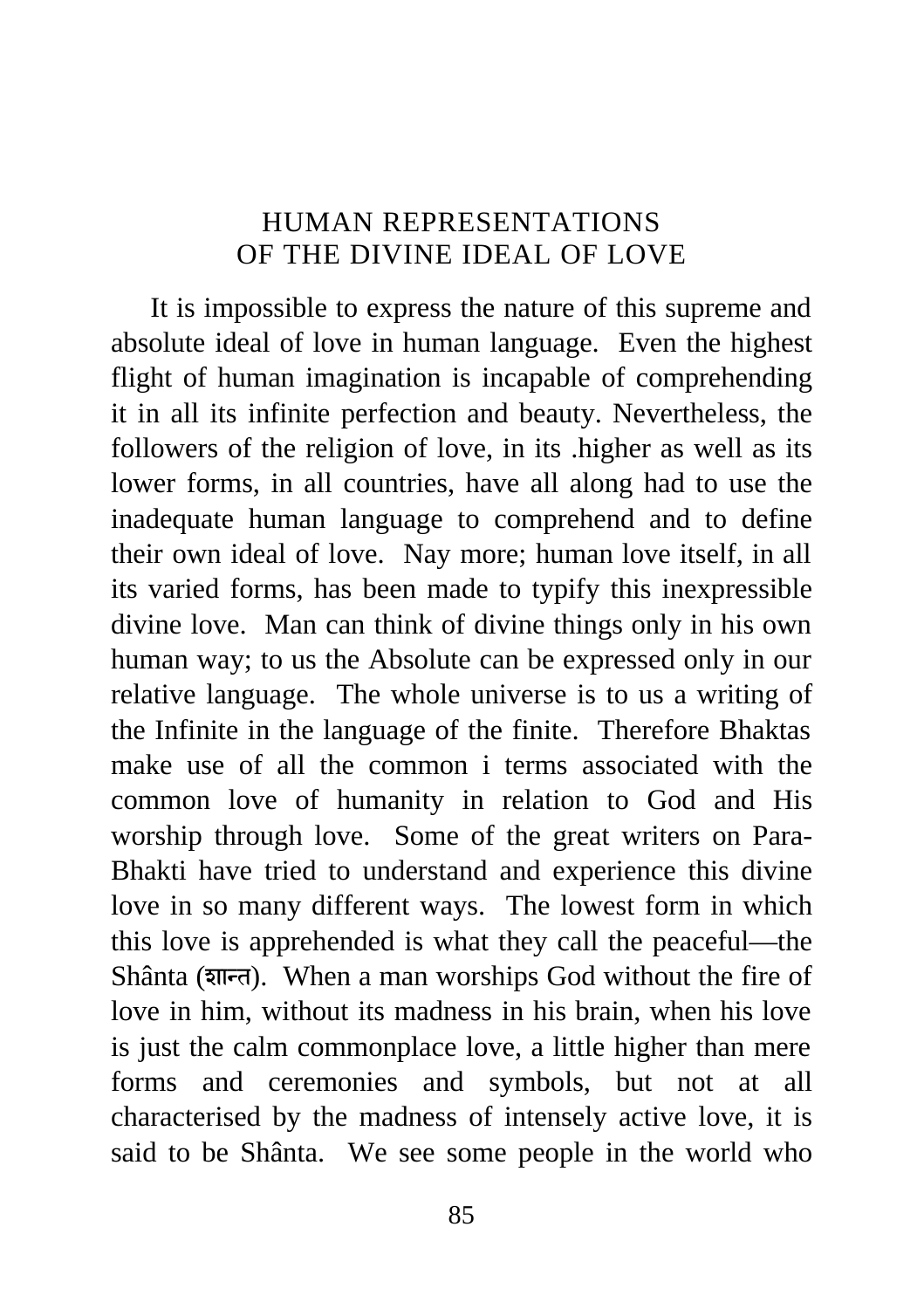# HUMAN REPRESENTATIONS OF THE DIVINE IDEAL OF LOVE

It is impossible to express the nature of this supreme and absolute ideal of love in human language. Even the highest flight of human imagination is incapable of comprehending it in all its infinite perfection and beauty. Nevertheless, the followers of the religion of love, in its .higher as well as its lower forms, in all countries, have all along had to use the inadequate human language to comprehend and to define their own ideal of love. Nay more; human love itself, in all its varied forms, has been made to typify this inexpressible divine love. Man can think of divine things only in his own human way; to us the Absolute can be expressed only in our relative language. The whole universe is to us a writing of the Infinite in the language of the finite. Therefore Bhaktas make use of all the common i terms associated with the common love of humanity in relation to God and His worship through love. Some of the great writers on Para-Bhakti have tried to understand and experience this divine love in so many different ways. The lowest form in which this love is apprehended is what they call the peaceful—the Shânta (शान्त). When a man worships God without the fire of love in him, without its madness in his brain, when his love is just the calm commonplace love, a little higher than mere forms and ceremonies and symbols, but not at all characterised by the madness of intensely active love, it is said to be Shânta. We see some people in the world who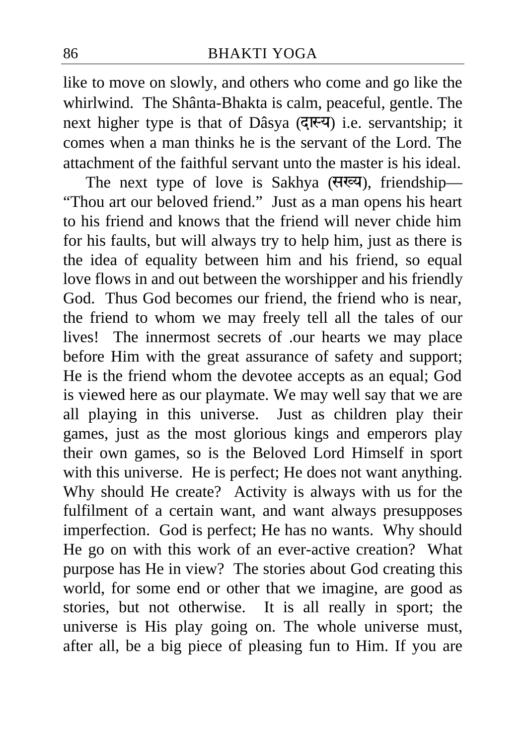like to move on slowly, and others who come and go like the whirlwind. The Shânta-Bhakta is calm, peaceful, gentle. The next higher type is that of Dâsya (दास्य) i.e. servantship; it comes when a man thinks he is the servant of the Lord. The attachment of the faithful servant unto the master is his ideal.

The next type of love is Sakhya (सख्य), friendship—"Thou art our beloved friend." Just as a man opens his heart to his friend and knows that the friend will never chide him for his faults, but will always try to help him, just as there is the idea of equality between him and his friend, so equal love flows in and out between the worshipper and his friendly God. Thus God becomes our friend, the friend who is near, the friend to whom we may freely tell all the tales of our lives! The innermost secrets of .our hearts we may place before Him with the great assurance of safety and support; He is the friend whom the devotee accepts as an equal; God is viewed here as our playmate. We may well say that we are all playing in this universe. Just as children play their games, just as the most glorious kings and emperors play their own games, so is the Beloved Lord Himself in sport with this universe. He is perfect; He does not want anything. Why should He create? Activity is always with us for the fulfilment of a certain want, and want always presupposes imperfection. God is perfect; He has no wants. Why should He go on with this work of an ever-active creation? What purpose has He in view? The stories about God creating this world, for some end or other that we imagine, are good as stories, but not otherwise. It is all really in sport; the universe is His play going on. The whole universe must, after all, be a big piece of pleasing fun to Him. If you are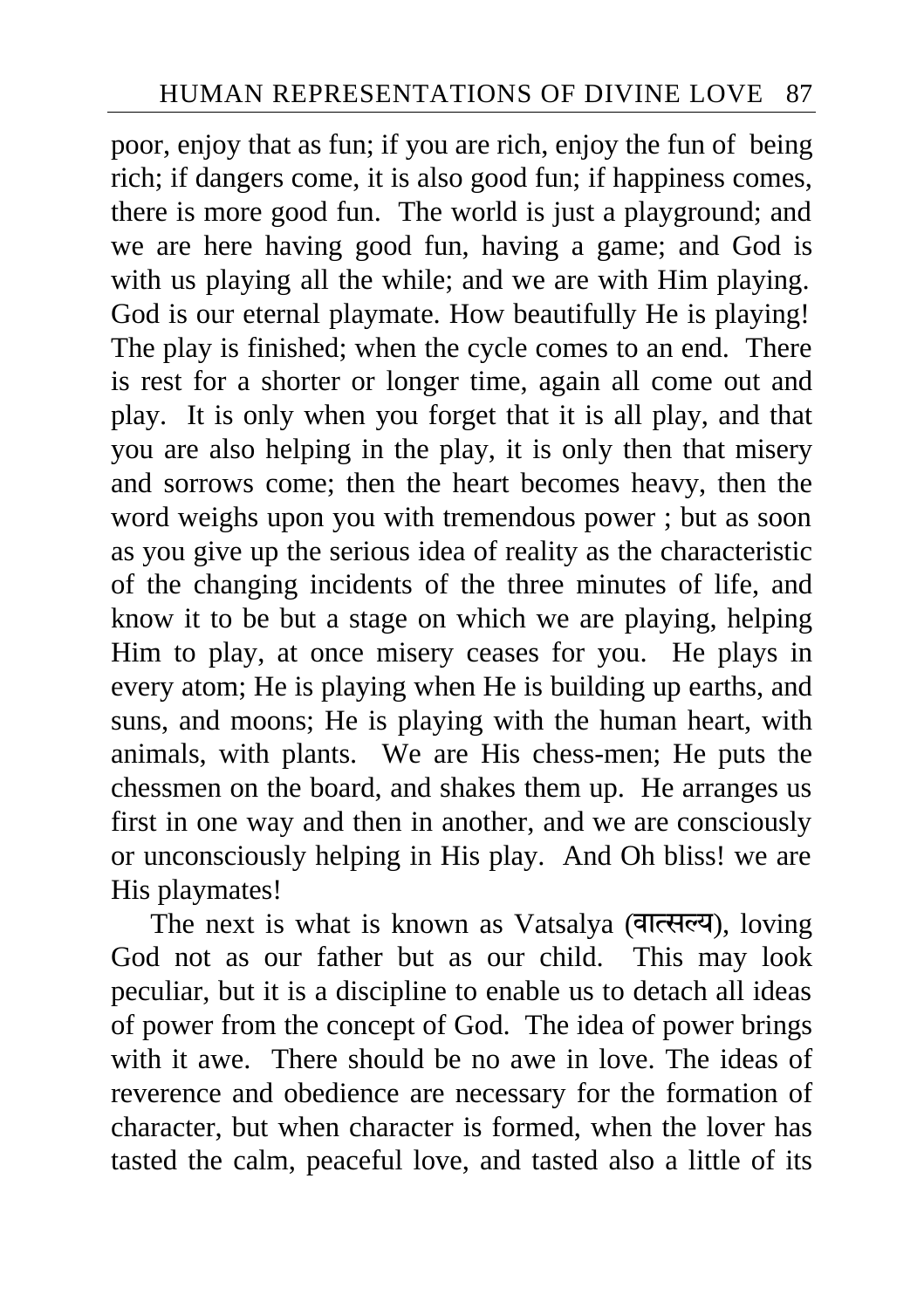poor, enjoy that as fun; if you are rich, enjoy the fun of being rich; if dangers come, it is also good fun; if happiness comes, there is more good fun. The world is just a playground; and we are here having good fun, having a game; and God is with us playing all the while; and we are with Him playing. God is our eternal playmate. How beautifully He is playing! The play is finished; when the cycle comes to an end. There is rest for a shorter or longer time, again all come out and play. It is only when you forget that it is all play, and that you are also helping in the play, it is only then that misery and sorrows come; then the heart becomes heavy, then the word weighs upon you with tremendous power ; but as soon as you give up the serious idea of reality as the characteristic of the changing incidents of the three minutes of life, and know it to be but a stage on which we are playing, helping Him to play, at once misery ceases for you. He plays in every atom; He is playing when He is building up earths, and suns, and moons; He is playing with the human heart, with animals, with plants. We are His chess-men; He puts the chessmen on the board, and shakes them up. He arranges us first in one way and then in another, and we are consciously or unconsciously helping in His play. And Oh bliss! we are His playmates!

The next is what is known as Vatsalya (वात्सल्य), loving God not as our father but as our child. This may look peculiar, but it is a discipline to enable us to detach all ideas of power from the concept of God. The idea of power brings with it awe. There should be no awe in love. The ideas of reverence and obedience are necessary for the formation of character, but when character is formed, when the lover has tasted the calm, peaceful love, and tasted also a little of its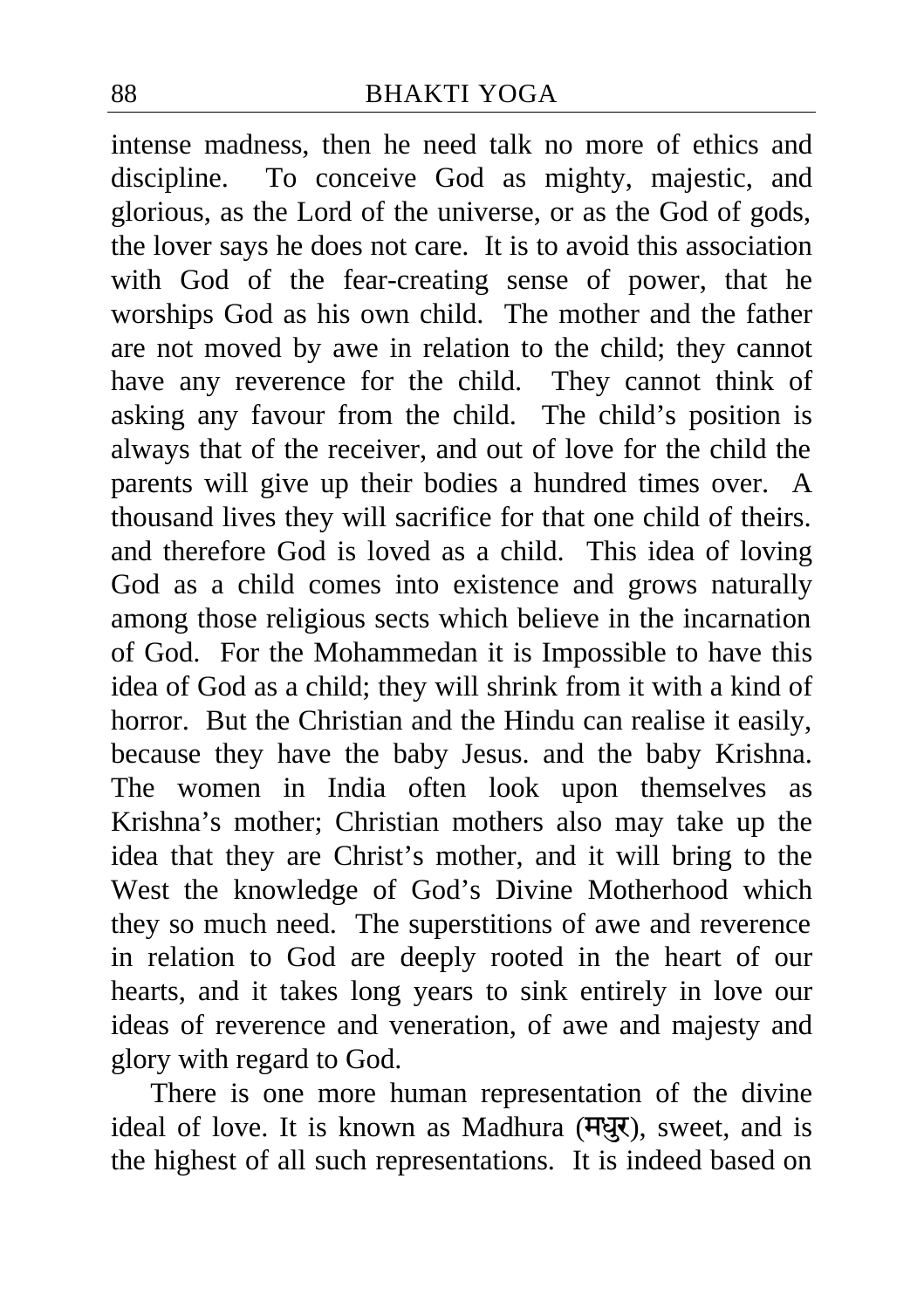intense madness, then he need talk no more of ethics and discipline. To conceive God as mighty, majestic, and glorious, as the Lord of the universe, or as the God of gods, the lover says he does not care. It is to avoid this association with God of the fear-creating sense of power, that he worships God as his own child. The mother and the father are not moved by awe in relation to the child; they cannot have any reverence for the child. They cannot think of asking any favour from the child. The child's position is always that of the receiver, and out of love for the child the parents will give up their bodies a hundred times over. A thousand lives they will sacrifice for that one child of theirs. and therefore God is loved as a child. This idea of loving God as a child comes into existence and grows naturally among those religious sects which believe in the incarnation of God. For the Mohammedan it is Impossible to have this idea of God as a child; they will shrink from it with a kind of horror. But the Christian and the Hindu can realise it easily, because they have the baby Jesus. and the baby Krishna. The women in India often look upon themselves as Krishna's mother; Christian mothers also may take up the idea that they are Christ's mother, and it will bring to the West the knowledge of God's Divine Motherhood which they so much need. The superstitions of awe and reverence in relation to God are deeply rooted in the heart of our hearts, and it takes long years to sink entirely in love our ideas of reverence and veneration, of awe and majesty and glory with regard to God.

There is one more human representation of the divine ideal of love. It is known as Madhura (मधुर), sweet, and is the highest of all such representations. It is indeed based on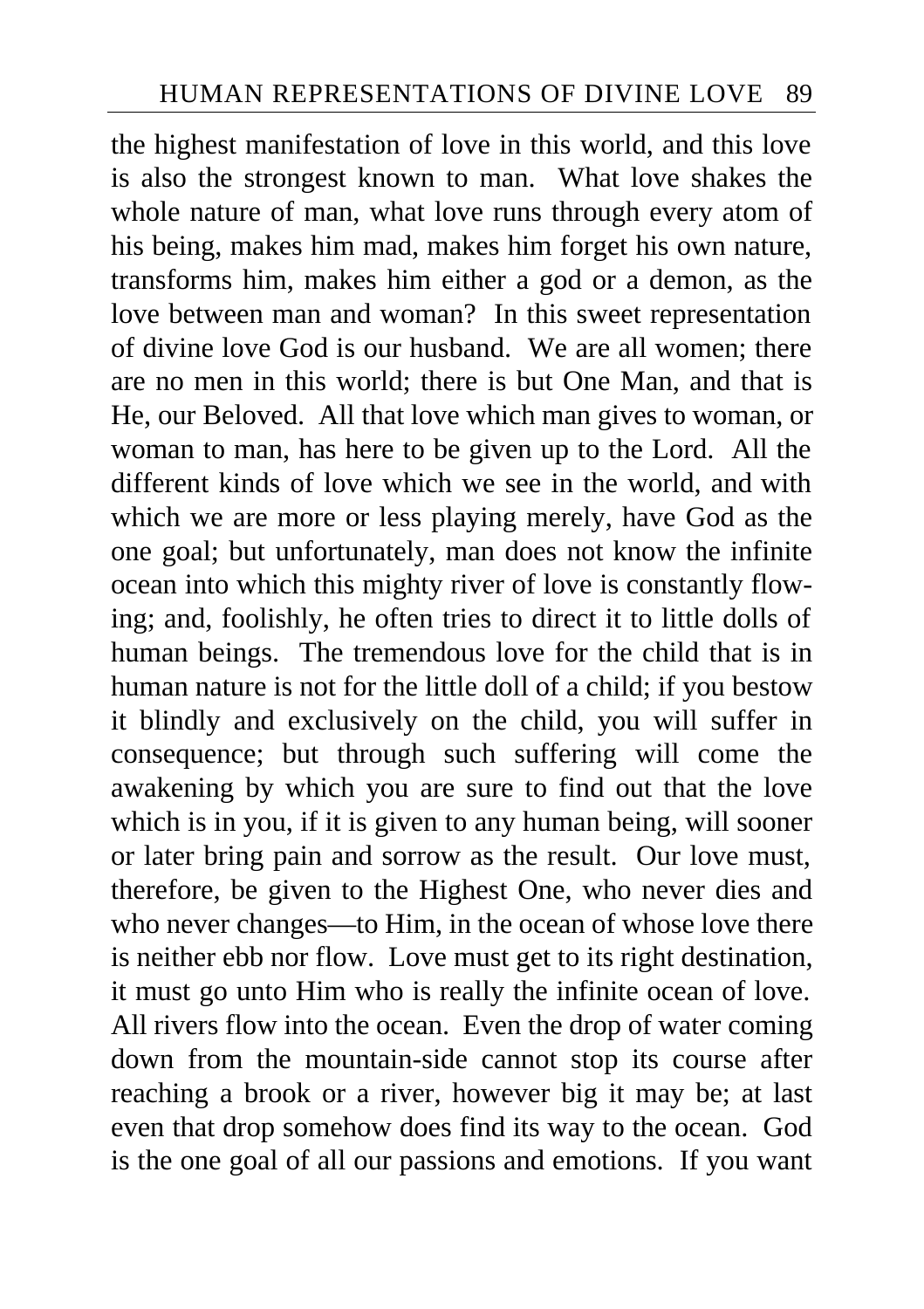the highest manifestation of love in this world, and this love is also the strongest known to man. What love shakes the whole nature of man, what love runs through every atom of his being, makes him mad, makes him forget his own nature, transforms him, makes him either a god or a demon, as the love between man and woman? In this sweet representation of divine love God is our husband. We are all women; there are no men in this world; there is but One Man, and that is He, our Beloved. All that love which man gives to woman, or woman to man, has here to be given up to the Lord. All the different kinds of love which we see in the world, and with which we are more or less playing merely, have God as the one goal; but unfortunately, man does not know the infinite ocean into which this mighty river of love is constantly flowing; and, foolishly, he often tries to direct it to little dolls of human beings. The tremendous love for the child that is in human nature is not for the little doll of a child; if you bestow it blindly and exclusively on the child, you will suffer in consequence; but through such suffering will come the awakening by which you are sure to find out that the love which is in you, if it is given to any human being, will sooner or later bring pain and sorrow as the result. Our love must, therefore, be given to the Highest One, who never dies and who never changes—to Him, in the ocean of whose love there is neither ebb nor flow. Love must get to its right destination, it must go unto Him who is really the infinite ocean of love. All rivers flow into the ocean. Even the drop of water coming down from the mountain-side cannot stop its course after reaching a brook or a river, however big it may be; at last even that drop somehow does find its way to the ocean. God is the one goal of all our passions and emotions. If you want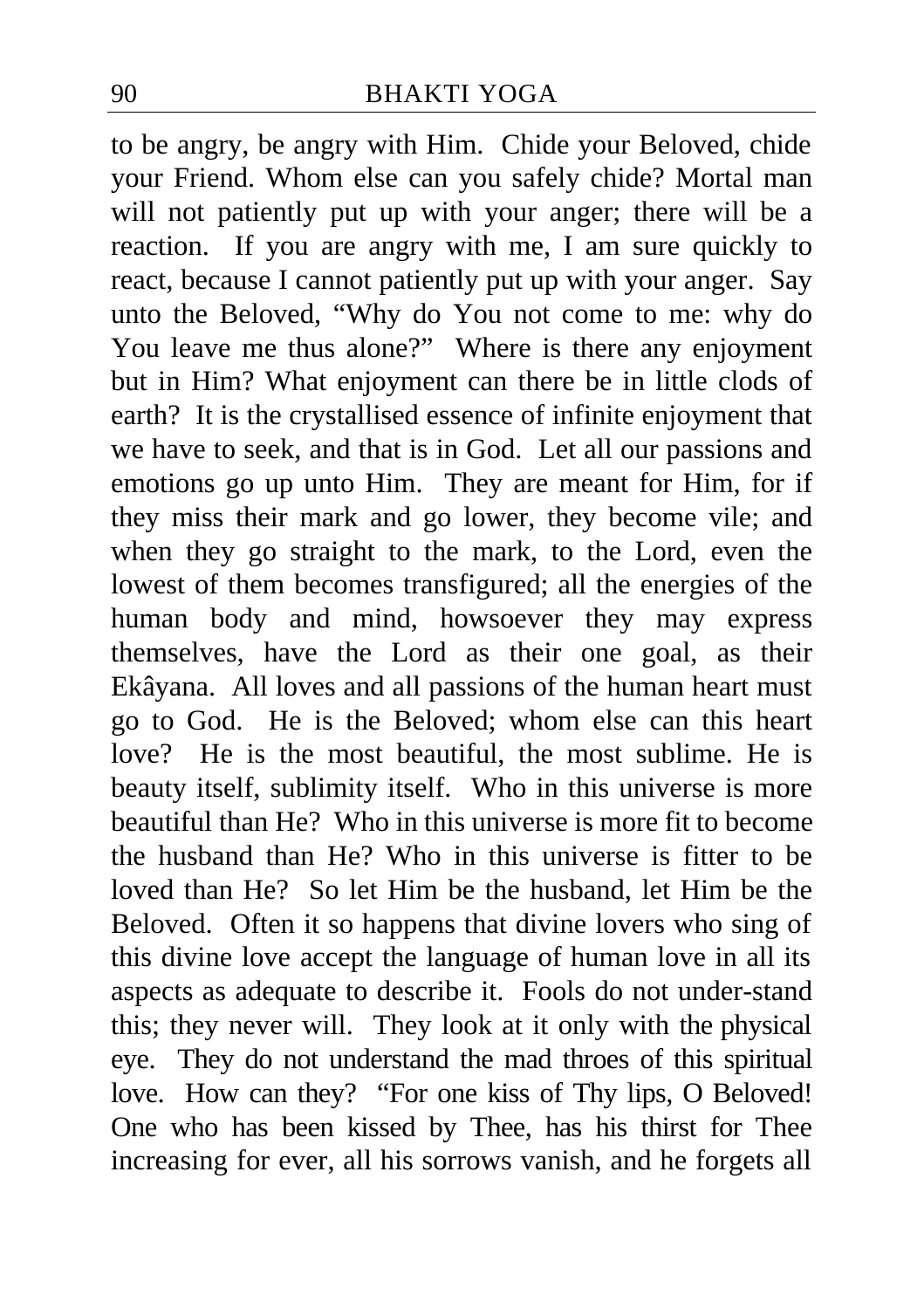to be angry, be angry with Him. Chide your Beloved, chide your Friend. Whom else can you safely chide? Mortal man will not patiently put up with your anger; there will be a reaction. If you are angry with me, I am sure quickly to react, because I cannot patiently put up with your anger. Say unto the Beloved, "Why do You not come to me: why do You leave me thus alone?" Where is there any enjoyment but in Him? What enjoyment can there be in little clods of earth? It is the crystallised essence of infinite enjoyment that we have to seek, and that is in God. Let all our passions and emotions go up unto Him. They are meant for Him, for if they miss their mark and go lower, they become vile; and when they go straight to the mark, to the Lord, even the lowest of them becomes transfigured; all the energies of the human body and mind, howsoever they may express themselves, have the Lord as their one goal, as their Ekâyana. All loves and all passions of the human heart must go to God. He is the Beloved; whom else can this heart love? He is the most beautiful, the most sublime. He is beauty itself, sublimity itself. Who in this universe is more beautiful than He? Who in this universe is more fit to become the husband than He? Who in this universe is fitter to be loved than He? So let Him be the husband, let Him be the Beloved. Often it so happens that divine lovers who sing of this divine love accept the language of human love in all its aspects as adequate to describe it. Fools do not under-stand this; they never will. They look at it only with the physical eye. They do not understand the mad throes of this spiritual love. How can they? "For one kiss of Thy lips, O Beloved! One who has been kissed by Thee, has his thirst for Thee increasing for ever, all his sorrows vanish, and he forgets all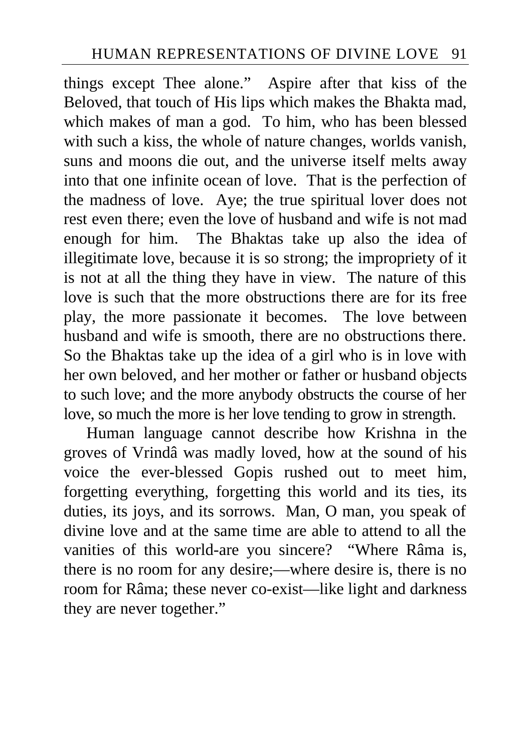things except Thee alone." Aspire after that kiss of the Beloved, that touch of His lips which makes the Bhakta mad, which makes of man a god. To him, who has been blessed with such a kiss, the whole of nature changes, worlds vanish, suns and moons die out, and the universe itself melts away into that one infinite ocean of love. That is the perfection of the madness of love. Aye; the true spiritual lover does not rest even there; even the love of husband and wife is not mad enough for him. The Bhaktas take up also the idea of illegitimate love, because it is so strong; the impropriety of it is not at all the thing they have in view. The nature of this love is such that the more obstructions there are for its free play, the more passionate it becomes. The love between husband and wife is smooth, there are no obstructions there. So the Bhaktas take up the idea of a girl who is in love with her own beloved, and her mother or father or husband objects to such love; and the more anybody obstructs the course of her love, so much the more is her love tending to grow in strength.

Human language cannot describe how Krishna in the groves of Vrindâ was madly loved, how at the sound of his voice the ever-blessed Gopis rushed out to meet him, forgetting everything, forgetting this world and its ties, its duties, its joys, and its sorrows. Man, O man, you speak of divine love and at the same time are able to attend to all the vanities of this world-are you sincere? "Where Râma is, there is no room for any desire;—where desire is, there is no room for Râma; these never co-exist—like light and darkness they are never together."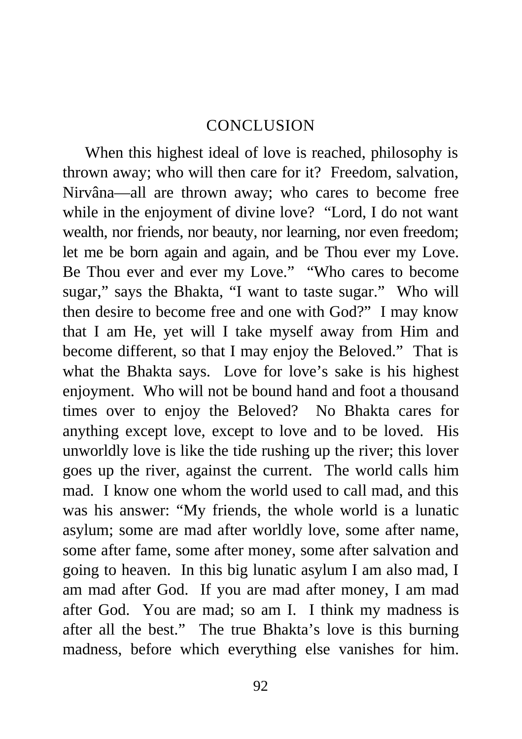## CONCLUSION

When this highest ideal of love is reached, philosophy is thrown away; who will then care for it? Freedom, salvation, Nirvâna—all are thrown away; who cares to become free while in the enjoyment of divine love? "Lord, I do not want wealth, nor friends, nor beauty, nor learning, nor even freedom; let me be born again and again, and be Thou ever my Love. Be Thou ever and ever my Love." "Who cares to become sugar," says the Bhakta, "I want to taste sugar." Who will then desire to become free and one with God?" I may know that I am He, yet will I take myself away from Him and become different, so that I may enjoy the Beloved." That is what the Bhakta says. Love for love's sake is his highest enjoyment. Who will not be bound hand and foot a thousand times over to enjoy the Beloved? No Bhakta cares for anything except love, except to love and to be loved. His unworldly love is like the tide rushing up the river; this lover goes up the river, against the current. The world calls him mad. I know one whom the world used to call mad, and this was his answer: "My friends, the whole world is a lunatic asylum; some are mad after worldly love, some after name, some after fame, some after money, some after salvation and going to heaven. In this big lunatic asylum I am also mad, I am mad after God. If you are mad after money, I am mad after God. You are mad; so am I. I think my madness is after all the best." The true Bhakta's love is this burning madness, before which everything else vanishes for him.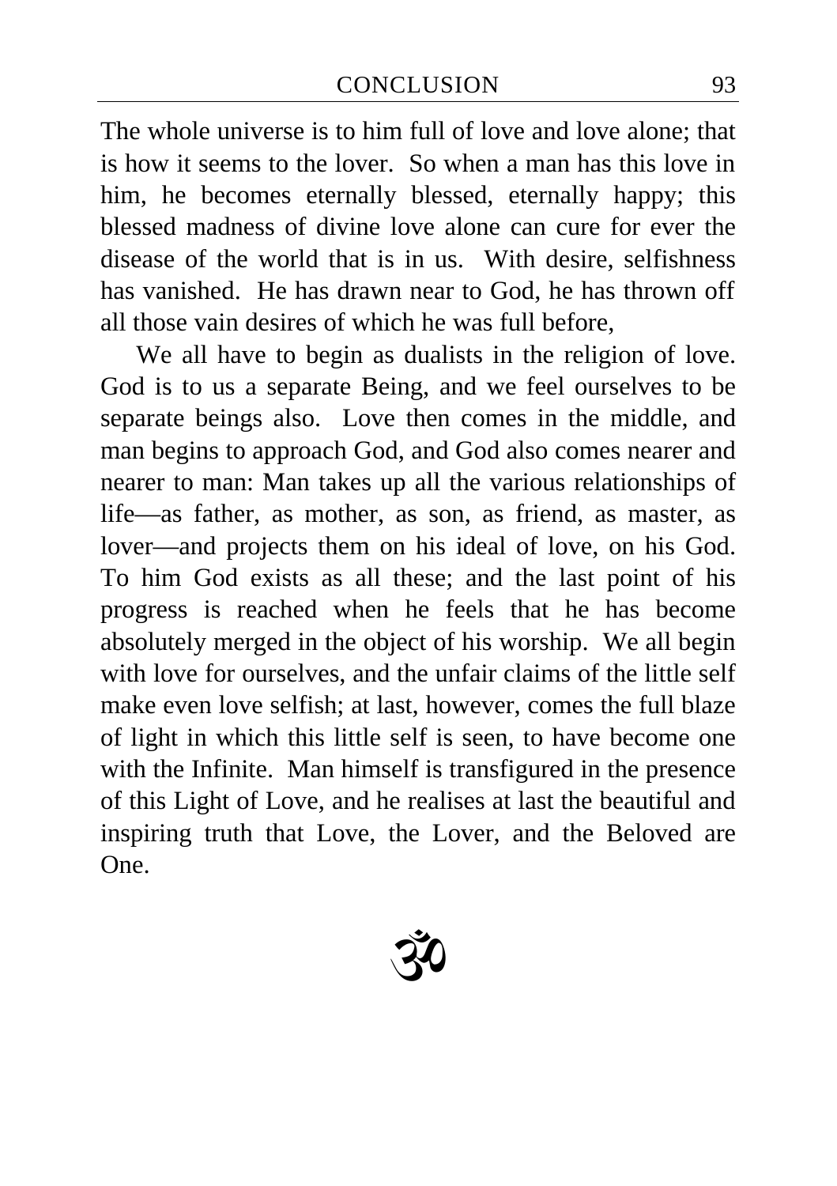The whole universe is to him full of love and love alone; that is how it seems to the lover. So when a man has this love in him, he becomes eternally blessed, eternally happy; this blessed madness of divine love alone can cure for ever the disease of the world that is in us. With desire, selfishness has vanished. He has drawn near to God, he has thrown off all those vain desires of which he was full before,

We all have to begin as dualists in the religion of love. God is to us a separate Being, and we feel ourselves to be separate beings also. Love then comes in the middle, and man begins to approach God, and God also comes nearer and nearer to man: Man takes up all the various relationships of life—as father, as mother, as son, as friend, as master, as lover—and projects them on his ideal of love, on his God. To him God exists as all these; and the last point of his progress is reached when he feels that he has become absolutely merged in the object of his worship. We all begin with love for ourselves, and the unfair claims of the little self make even love selfish; at last, however, comes the full blaze of light in which this little self is seen, to have become one with the Infinite. Man himself is transfigured in the presence of this Light of Love, and he realises at last the beautiful and inspiring truth that Love, the Lover, and the Beloved are One.

ॐ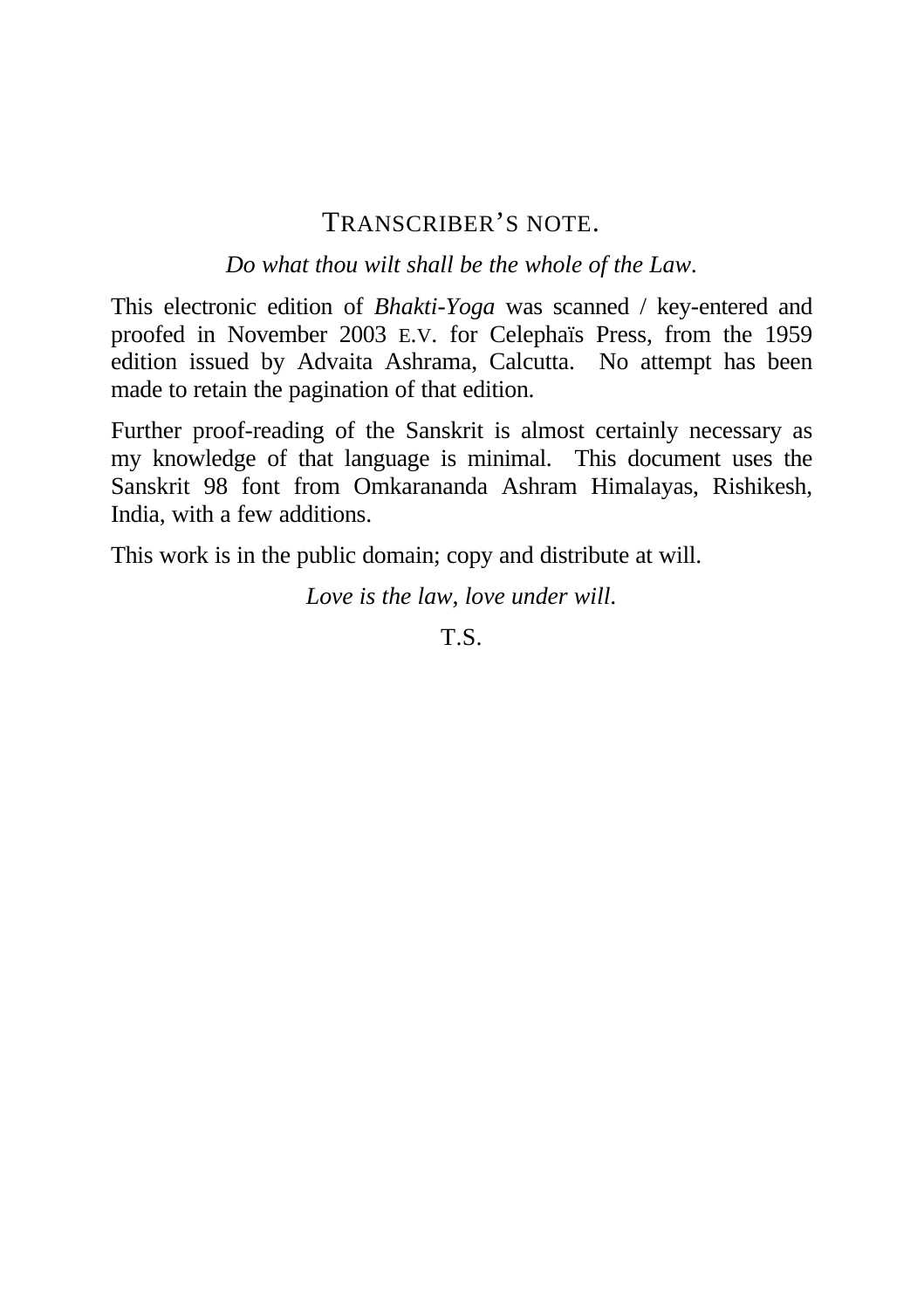## TRANSCRIBER'S NOTE.

*Do what thou wilt shall be the whole of the Law.*

This electronic edition of *Bhakti-Yoga* was scanned / key-entered and proofed in November 2003 E.V. for Celephaïs Press, from the 1959 edition issued by Advaita Ashrama, Calcutta. No attempt has been made to retain the pagination of that edition.

Further proof-reading of the Sanskrit is almost certainly necessary as my knowledge of that language is minimal. This document uses the Sanskrit 98 font from Omkarananda Ashram Himalayas, Rishikesh, India, with a few additions.

This work is in the public domain; copy and distribute at will.

*Love is the law, love under will.*

T.S.